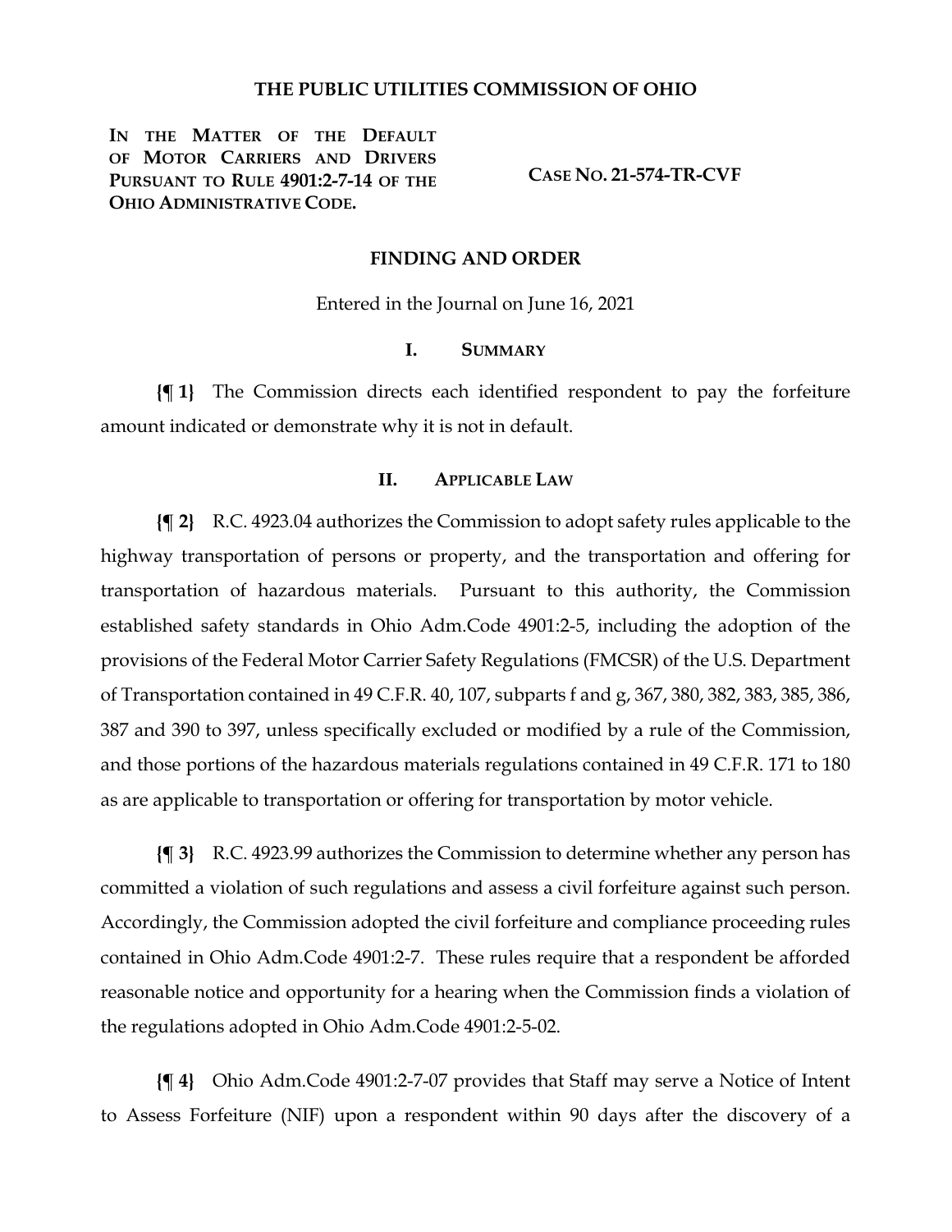# THE PUBLIC UTILITIES COMMISSION OF OHIO

**IN THE MATTER OF THE DEFAULT OF MOTOR CARRIERS AND DRIVERS PURSUANT TO RULE 4901:2-7-14 OF THE OHIO ADMINISTRATIVE CODE.**

**CASE NO. 21-574-TR-CVF**

## FINDING AND ORDER

Entered in the Journal on June 16, 2021

### I. SUMMARY

**{¶ 1}** The Commission directs each identified respondent to pay the forfeiture amount indicated or demonstrate why it is not in default.

### II. APPLICABLE LAW

**{¶ 2}** R.C. 4923.04 authorizes the Commission to adopt safety rules applicable to the highway transportation of persons or property, and the transportation and offering for transportation of hazardous materials. Pursuant to this authority, the Commission established safety standards in Ohio Adm.Code 4901:2-5, including the adoption of the provisions of the Federal Motor Carrier Safety Regulations (FMCSR) of the U.S. Department of Transportation contained in 49 C.F.R. 40, 107, subparts f and g, 367, 380, 382, 383, 385, 386, 387 and 390 to 397, unless specifically excluded or modified by a rule of the Commission, and those portions of the hazardous materials regulations contained in 49 C.F.R. 171 to 180 as are applicable to transportation or offering for transportation by motor vehicle.

**{¶ 3}** R.C. 4923.99 authorizes the Commission to determine whether any person has committed a violation of such regulations and assess a civil forfeiture against such person. Accordingly, the Commission adopted the civil forfeiture and compliance proceeding rules contained in Ohio Adm.Code 4901:2-7. These rules require that a respondent be afforded reasonable notice and opportunity for a hearing when the Commission finds a violation of the regulations adopted in Ohio Adm.Code 4901:2-5-02.

**{¶ 4}** Ohio Adm.Code 4901:2-7-07 provides that Staff may serve a Notice of Intent to Assess Forfeiture (NIF) upon a respondent within 90 days after the discovery of a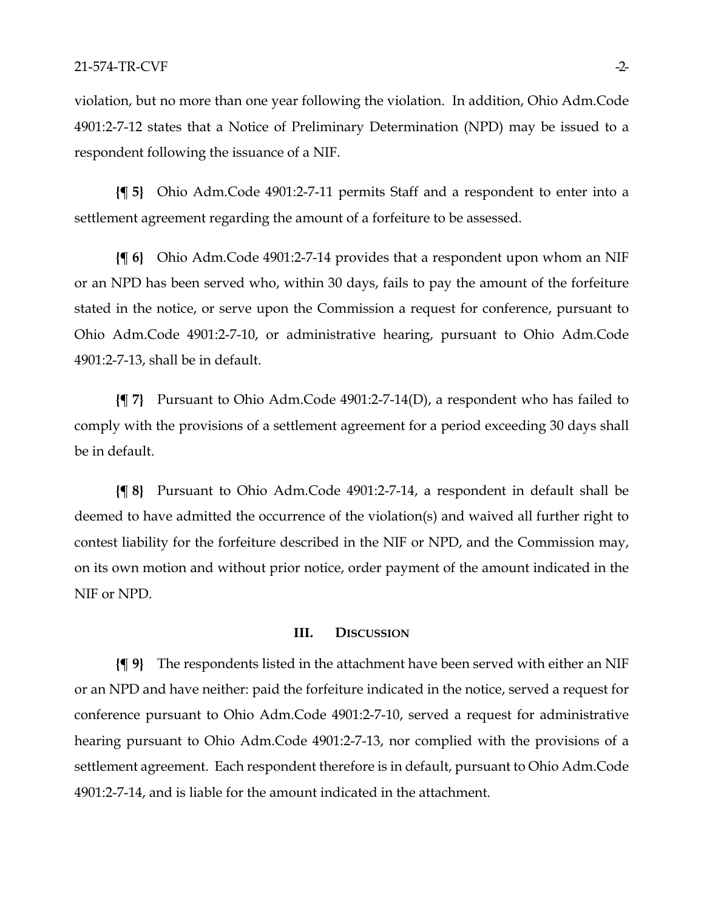violation, but no more than one year following the violation. In addition, Ohio Adm.Code 4901:2-7-12 states that a Notice of Preliminary Determination (NPD) may be issued to a respondent following the issuance of a NIF.

**{¶ 5}** Ohio Adm.Code 4901:2-7-11 permits Staff and a respondent to enter into a settlement agreement regarding the amount of a forfeiture to be assessed.

**{¶ 6}** Ohio Adm.Code 4901:2-7-14 provides that a respondent upon whom an NIF or an NPD has been served who, within 30 days, fails to pay the amount of the forfeiture stated in the notice, or serve upon the Commission a request for conference, pursuant to Ohio Adm.Code 4901:2-7-10, or administrative hearing, pursuant to Ohio Adm.Code 4901:2-7-13, shall be in default.

**{¶ 7}** Pursuant to Ohio Adm.Code 4901:2-7-14(D), a respondent who has failed to comply with the provisions of a settlement agreement for a period exceeding 30 days shall be in default.

**{¶ 8}** Pursuant to Ohio Adm.Code 4901:2-7-14, a respondent in default shall be deemed to have admitted the occurrence of the violation(s) and waived all further right to contest liability for the forfeiture described in the NIF or NPD, and the Commission may, on its own motion and without prior notice, order payment of the amount indicated in the NIF or NPD.

## III. Discussion

**{¶ 9}** The respondents listed in the attachment have been served with either an NIF or an NPD and have neither: paid the forfeiture indicated in the notice, served a request for conference pursuant to Ohio Adm.Code 4901:2-7-10, served a request for administrative hearing pursuant to Ohio Adm.Code 4901:2-7-13, nor complied with the provisions of a settlement agreement. Each respondent therefore is in default, pursuant to Ohio Adm.Code 4901:2-7-14, and is liable for the amount indicated in the attachment.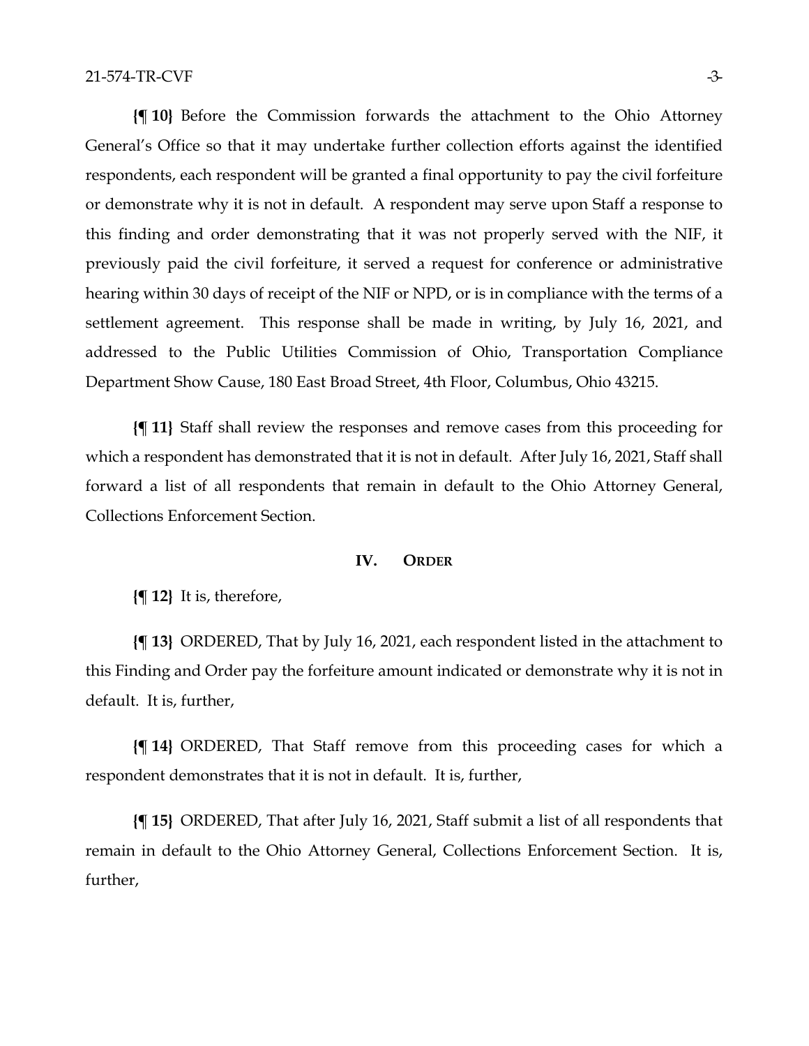**{¶ 10}** Before the Commission forwards the attachment to the Ohio Attorney General's Office so that it may undertake further collection efforts against the identified respondents, each respondent will be granted a final opportunity to pay the civil forfeiture or demonstrate why it is not in default. A respondent may serve upon Staff a response to this finding and order demonstrating that it was not properly served with the NIF, it previously paid the civil forfeiture, it served a request for conference or administrative hearing within 30 days of receipt of the NIF or NPD, or is in compliance with the terms of a settlement agreement. This response shall be made in writing, by July 16, 2021, and addressed to the Public Utilities Commission of Ohio, Transportation Compliance Department Show Cause, 180 East Broad Street, 4th Floor, Columbus, Ohio 43215.

**{¶ 11}** Staff shall review the responses and remove cases from this proceeding for which a respondent has demonstrated that it is not in default. After July 16, 2021, Staff shall forward a list of all respondents that remain in default to the Ohio Attorney General, Collections Enforcement Section.

## IV. ORDER

**{¶ 12}** It is, therefore,

**{¶ 13}** ORDERED, That by July 16, 2021, each respondent listed in the attachment to this Finding and Order pay the forfeiture amount indicated or demonstrate why it is not in default. It is, further,

**{¶ 14}** ORDERED, That Staff remove from this proceeding cases for which a respondent demonstrates that it is not in default. It is, further,

**{¶ 15}** ORDERED, That after July 16, 2021, Staff submit a list of all respondents that remain in default to the Ohio Attorney General, Collections Enforcement Section. It is, further,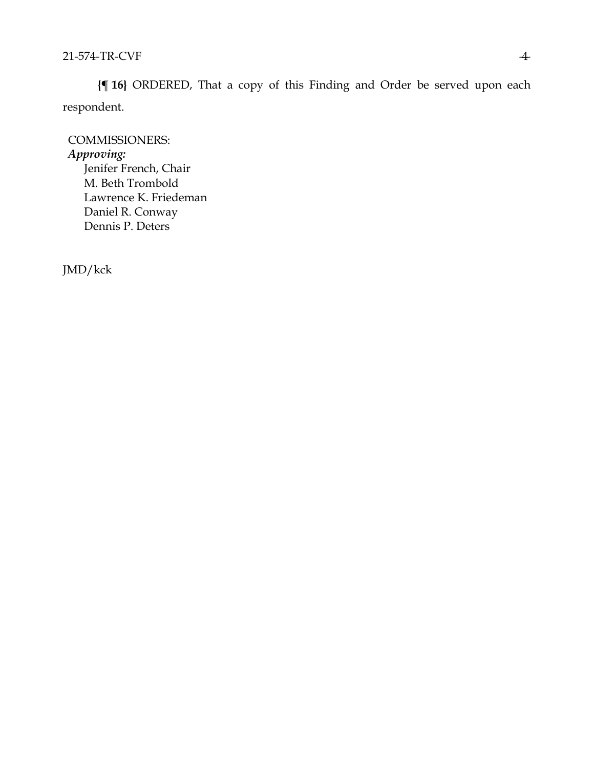**{¶ 16}** ORDERED, That a copy of this Finding and Order be served upon each respondent.

COMMISSIONERS:

*Approving:*

Jenifer French, Chair
M. Beth Trombold
Lawrence K. Friedeman
Daniel R. Conway
Dennis P. Deters

JMD/kck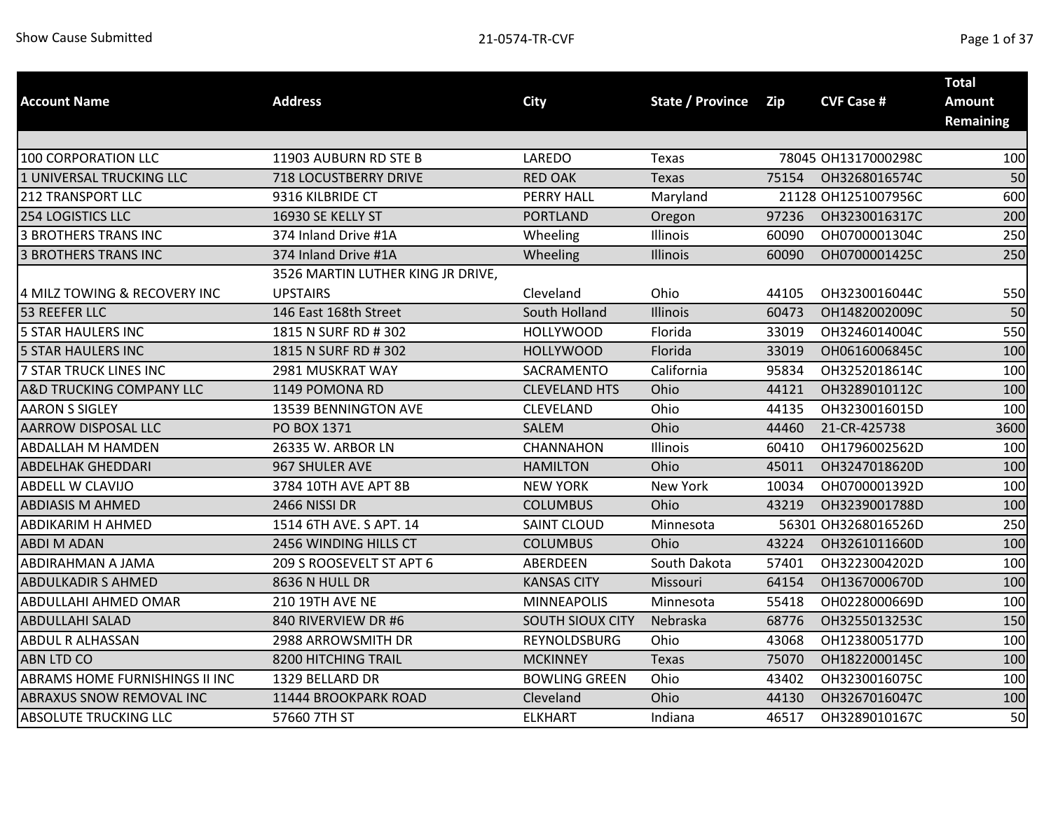| Account Name | Address | City | State / Province | Zip | CVF Case # | Total Amount Remaining |
|---|---|---|---|---|---|---|
| 100 CORPORATION LLC | 11903 AUBURN RD STE B | LAREDO | Texas | 78045 | OH1317000298C | 100 |
| 1 UNIVERSAL TRUCKING LLC | 718 LOCUSTBERRY DRIVE | RED OAK | Texas | 75154 | OH3268016574C | 50 |
| 212 TRANSPORT LLC | 9316 KILBRIDE CT | PERRY HALL | Maryland | 21128 | OH1251007956C | 600 |
| 254 LOGISTICS LLC | 16930 SE KELLY ST | PORTLAND | Oregon | 97236 | OH3230016317C | 200 |
| 3 BROTHERS TRANS INC | 374 Inland Drive #1A | Wheeling | Illinois | 60090 | OH0700001304C | 250 |
| 3 BROTHERS TRANS INC | 374 Inland Drive #1A | Wheeling | Illinois | 60090 | OH0700001425C | 250 |
| 4 MILZ TOWING & RECOVERY INC | 3526 MARTIN LUTHER KING JR DRIVE, UPSTAIRS | Cleveland | Ohio | 44105 | OH3230016044C | 550 |
| 53 REEFER LLC | 146 East 168th Street | South Holland | Illinois | 60473 | OH1482002009C | 50 |
| 5 STAR HAULERS INC | 1815 N SURF RD # 302 | HOLLYWOOD | Florida | 33019 | OH3246014004C | 550 |
| 5 STAR HAULERS INC | 1815 N SURF RD # 302 | HOLLYWOOD | Florida | 33019 | OH0616006845C | 100 |
| 7 STAR TRUCK LINES INC | 2981 MUSKRAT WAY | SACRAMENTO | California | 95834 | OH3252018614C | 100 |
| A&D TRUCKING COMPANY LLC | 1149 POMONA RD | CLEVELAND HTS | Ohio | 44121 | OH3289010112C | 100 |
| AARON S SIGLEY | 13539 BENNINGTON AVE | CLEVELAND | Ohio | 44135 | OH3230016015D | 100 |
| AARROW DISPOSAL LLC | PO BOX 1371 | SALEM | Ohio | 44460 | 21-CR-425738 | 3600 |
| ABDALLAH M HAMDEN | 26335 W. ARBOR LN | CHANNAHON | Illinois | 60410 | OH1796002562D | 100 |
| ABDELHAK GHEDDARI | 967 SHULER AVE | HAMILTON | Ohio | 45011 | OH3247018620D | 100 |
| ABDELL W CLAVIJO | 3784 10TH AVE APT 8B | NEW YORK | New York | 10034 | OH0700001392D | 100 |
| ABDIASIS M AHMED | 2466 NISSI DR | COLUMBUS | Ohio | 43219 | OH3239001788D | 100 |
| ABDIKARIM H AHMED | 1514 6TH AVE. S APT. 14 | SAINT CLOUD | Minnesota | 56301 | OH3268016526D | 250 |
| ABDI M ADAN | 2456 WINDING HILLS CT | COLUMBUS | Ohio | 43224 | OH3261011660D | 100 |
| ABDIRAHMAN A JAMA | 209 S ROOSEVELT ST APT 6 | ABERDEEN | South Dakota | 57401 | OH3223004202D | 100 |
| ABDULKADIR S AHMED | 8636 N HULL DR | KANSAS CITY | Missouri | 64154 | OH1367000670D | 100 |
| ABDULLAHI AHMED OMAR | 210 19TH AVE NE | MINNEAPOLIS | Minnesota | 55418 | OH0228000669D | 100 |
| ABDULLAHI SALAD | 840 RIVERVIEW DR #6 | SOUTH SIOUX CITY | Nebraska | 68776 | OH3255013253C | 150 |
| ABDUL R ALHASSAN | 2988 ARROWSMITH DR | REYNOLDSBURG | Ohio | 43068 | OH1238005177D | 100 |
| ABN LTD CO | 8200 HITCHING TRAIL | MCKINNEY | Texas | 75070 | OH1822000145C | 100 |
| ABRAMS HOME FURNISHINGS II INC | 1329 BELLARD DR | BOWLING GREEN | Ohio | 43402 | OH3230016075C | 100 |
| ABRAXUS SNOW REMOVAL INC | 11444 BROOKPARK ROAD | Cleveland | Ohio | 44130 | OH3267016047C | 100 |
| ABSOLUTE TRUCKING LLC | 57660 7TH ST | ELKHART | Indiana | 46517 | OH3289010167C | 50 |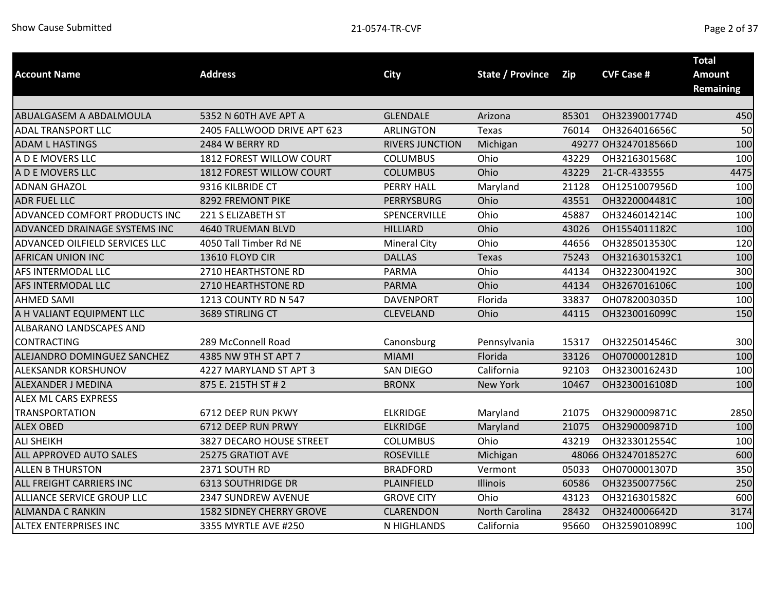| Account Name | Address | City | State / Province | Zip | CVF Case # | Total Amount Remaining |
|---|---|---|---|---|---|---|
| | | | | | | |
| ABUALGASEM A ABDALMOULA | 5352 N 60TH AVE APT A | GLENDALE | Arizona | 85301 | OH3239001774D | 450 |
| ADAL TRANSPORT LLC | 2405 FALLWOOD DRIVE APT 623 | ARLINGTON | Texas | 76014 | OH3264016656C | 50 |
| ADAM L HASTINGS | 2484 W BERRY RD | RIVERS JUNCTION | Michigan | 49277 | OH3247018566D | 100 |
| A D E MOVERS LLC | 1812 FOREST WILLOW COURT | COLUMBUS | Ohio | 43229 | OH3216301568C | 100 |
| A D E MOVERS LLC | 1812 FOREST WILLOW COURT | COLUMBUS | Ohio | 43229 | 21-CR-433555 | 4475 |
| ADNAN GHAZOL | 9316 KILBRIDE CT | PERRY HALL | Maryland | 21128 | OH1251007956D | 100 |
| ADR FUEL LLC | 8292 FREMONT PIKE | PERRYSBURG | Ohio | 43551 | OH3220004481C | 100 |
| ADVANCED COMFORT PRODUCTS INC | 221 S ELIZABETH ST | SPENCERVILLE | Ohio | 45887 | OH3246014214C | 100 |
| ADVANCED DRAINAGE SYSTEMS INC | 4640 TRUEMAN BLVD | HILLIARD | Ohio | 43026 | OH1554011182C | 100 |
| ADVANCED OILFIELD SERVICES LLC | 4050 Tall Timber Rd NE | Mineral City | Ohio | 44656 | OH3285013530C | 120 |
| AFRICAN UNION INC | 13610 FLOYD CIR | DALLAS | Texas | 75243 | OH3216301532C1 | 100 |
| AFS INTERMODAL LLC | 2710 HEARTHSTONE RD | PARMA | Ohio | 44134 | OH3223004192C | 300 |
| AFS INTERMODAL LLC | 2710 HEARTHSTONE RD | PARMA | Ohio | 44134 | OH3267016106C | 100 |
| AHMED SAMI | 1213 COUNTY RD N 547 | DAVENPORT | Florida | 33837 | OH0782003035D | 100 |
| A H VALIANT EQUIPMENT LLC | 3689 STIRLING CT | CLEVELAND | Ohio | 44115 | OH3230016099C | 150 |
| ALBARANO LANDSCAPES AND CONTRACTING | 289 McConnell Road | Canonsburg | Pennsylvania | 15317 | OH3225014546C | 300 |
| ALEJANDRO DOMINGUEZ SANCHEZ | 4385 NW 9TH ST APT 7 | MIAMI | Florida | 33126 | OH0700001281D | 100 |
| ALEKSANDR KORSHUNOV | 4227 MARYLAND ST APT 3 | SAN DIEGO | California | 92103 | OH3230016243D | 100 |
| ALEXANDER J MEDINA | 875 E. 215TH ST # 2 | BRONX | New York | 10467 | OH3230016108D | 100 |
| ALEX ML CARS EXPRESS TRANSPORTATION | 6712 DEEP RUN PKWY | ELKRIDGE | Maryland | 21075 | OH3290009871C | 2850 |
| ALEX OBED | 6712 DEEP RUN PRWY | ELKRIDGE | Maryland | 21075 | OH3290009871D | 100 |
| ALI SHEIKH | 3827 DECARO HOUSE STREET | COLUMBUS | Ohio | 43219 | OH3233012554C | 100 |
| ALL APPROVED AUTO SALES | 25275 GRATIOT AVE | ROSEVILLE | Michigan | 48066 | OH3247018527C | 600 |
| ALLEN B THURSTON | 2371 SOUTH RD | BRADFORD | Vermont | 05033 | OH0700001307D | 350 |
| ALL FREIGHT CARRIERS INC | 6313 SOUTHRIDGE DR | PLAINFIELD | Illinois | 60586 | OH3235007756C | 250 |
| ALLIANCE SERVICE GROUP LLC | 2347 SUNDREW AVENUE | GROVE CITY | Ohio | 43123 | OH3216301582C | 600 |
| ALMANDA C RANKIN | 1582 SIDNEY CHERRY GROVE | CLARENDON | North Carolina | 28432 | OH3240006642D | 3174 |
| ALTEX ENTERPRISES INC | 3355 MYRTLE AVE #250 | N HIGHLANDS | California | 95660 | OH3259010899C | 100 |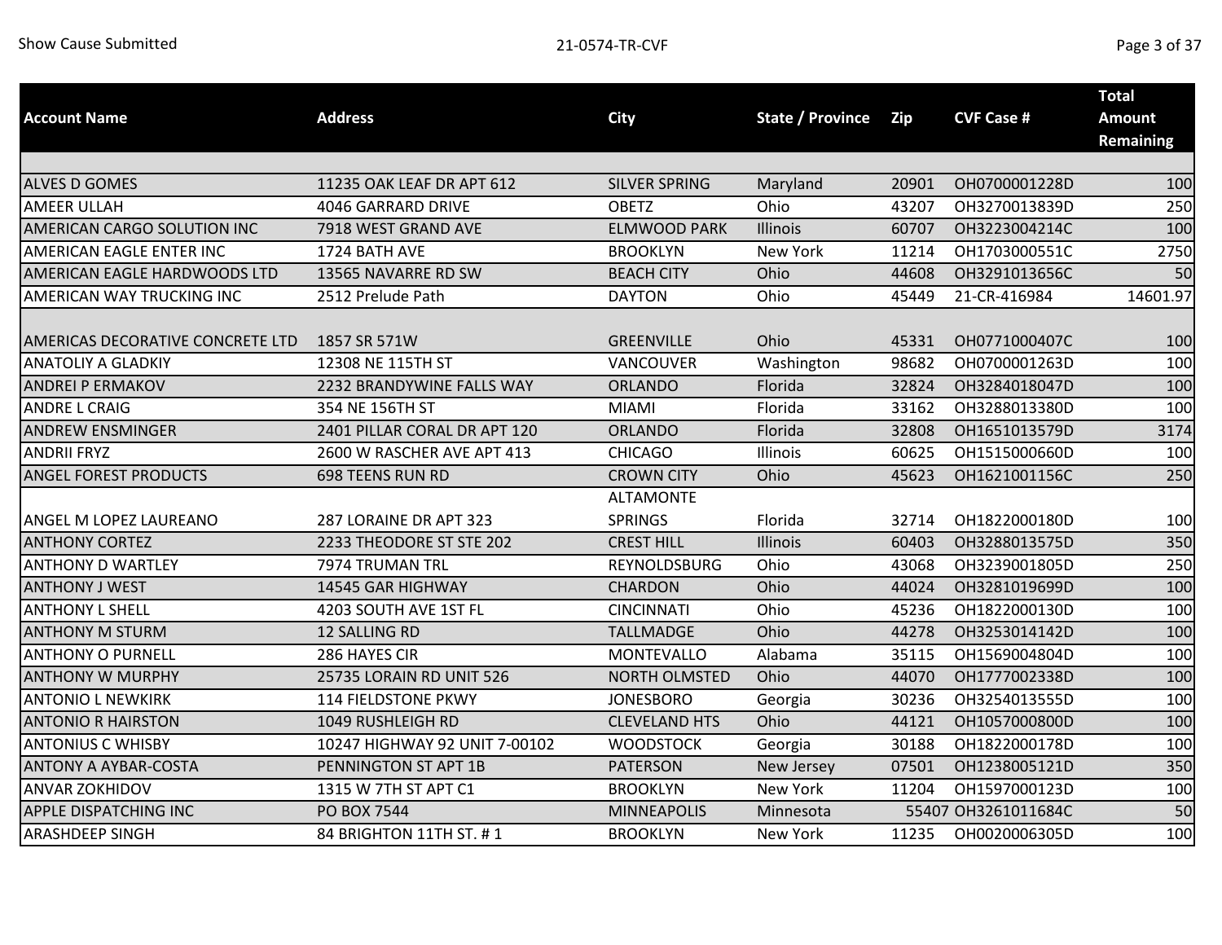| Account Name | Address | City | State / Province | Zip | CVF Case # | Total Amount Remaining |
|---|---|---|---|---|---|---|
| | | | | | | |
| ALVES D GOMES | 11235 OAK LEAF DR APT 612 | SILVER SPRING | Maryland | 20901 | OH0700001228D | 100 |
| AMEER ULLAH | 4046 GARRARD DRIVE | OBETZ | Ohio | 43207 | OH3270013839D | 250 |
| AMERICAN CARGO SOLUTION INC | 7918 WEST GRAND AVE | ELMWOOD PARK | Illinois | 60707 | OH3223004214C | 100 |
| AMERICAN EAGLE ENTER INC | 1724 BATH AVE | BROOKLYN | New York | 11214 | OH1703000551C | 2750 |
| AMERICAN EAGLE HARDWOODS LTD | 13565 NAVARRE RD SW | BEACH CITY | Ohio | 44608 | OH3291013656C | 50 |
| AMERICAN WAY TRUCKING INC | 2512 Prelude Path | DAYTON | Ohio | 45449 | 21-CR-416984 | 14601.97 |
| AMERICAS DECORATIVE CONCRETE LTD | 1857 SR 571W | GREENVILLE | Ohio | 45331 | OH0771000407C | 100 |
| ANATOLIY A GLADKIY | 12308 NE 115TH ST | VANCOUVER | Washington | 98682 | OH0700001263D | 100 |
| ANDREI P ERMAKOV | 2232 BRANDYWINE FALLS WAY | ORLANDO | Florida | 32824 | OH3284018047D | 100 |
| ANDRE L CRAIG | 354 NE 156TH ST | MIAMI | Florida | 33162 | OH3288013380D | 100 |
| ANDREW ENSMINGER | 2401 PILLAR CORAL DR APT 120 | ORLANDO | Florida | 32808 | OH1651013579D | 3174 |
| ANDRII FRYZ | 2600 W RASCHER AVE APT 413 | CHICAGO | Illinois | 60625 | OH1515000660D | 100 |
| ANGEL FOREST PRODUCTS | 698 TEENS RUN RD | CROWN CITY | Ohio | 45623 | OH1621001156C | 250 |
| ANGEL M LOPEZ LAUREANO | 287 LORAINE DR APT 323 | ALTAMONTE SPRINGS | Florida | 32714 | OH1822000180D | 100 |
| ANTHONY CORTEZ | 2233 THEODORE ST STE 202 | CREST HILL | Illinois | 60403 | OH3288013575D | 350 |
| ANTHONY D WARTLEY | 7974 TRUMAN TRL | REYNOLDSBURG | Ohio | 43068 | OH3239001805D | 250 |
| ANTHONY J WEST | 14545 GAR HIGHWAY | CHARDON | Ohio | 44024 | OH3281019699D | 100 |
| ANTHONY L SHELL | 4203 SOUTH AVE 1ST FL | CINCINNATI | Ohio | 45236 | OH1822000130D | 100 |
| ANTHONY M STURM | 12 SALLING RD | TALLMADGE | Ohio | 44278 | OH3253014142D | 100 |
| ANTHONY O PURNELL | 286 HAYES CIR | MONTEVALLO | Alabama | 35115 | OH1569004804D | 100 |
| ANTHONY W MURPHY | 25735 LORAIN RD UNIT 526 | NORTH OLMSTED | Ohio | 44070 | OH1777002338D | 100 |
| ANTONIO L NEWKIRK | 114 FIELDSTONE PKWY | JONESBORO | Georgia | 30236 | OH3254013555D | 100 |
| ANTONIO R HAIRSTON | 1049 RUSHLEIGH RD | CLEVELAND HTS | Ohio | 44121 | OH1057000800D | 100 |
| ANTONIUS C WHISBY | 10247 HIGHWAY 92 UNIT 7-00102 | WOODSTOCK | Georgia | 30188 | OH1822000178D | 100 |
| ANTONY A AYBAR-COSTA | PENNINGTON ST APT 1B | PATERSON | New Jersey | 07501 | OH1238005121D | 350 |
| ANVAR ZOKHIDOV | 1315 W 7TH ST APT C1 | BROOKLYN | New York | 11204 | OH1597000123D | 100 |
| APPLE DISPATCHING INC | PO BOX 7544 | MINNEAPOLIS | Minnesota | 55407 | OH3261011684C | 50 |
| ARASHDEEP SINGH | 84 BRIGHTON 11TH ST. # 1 | BROOKLYN | New York | 11235 | OH0020006305D | 100 |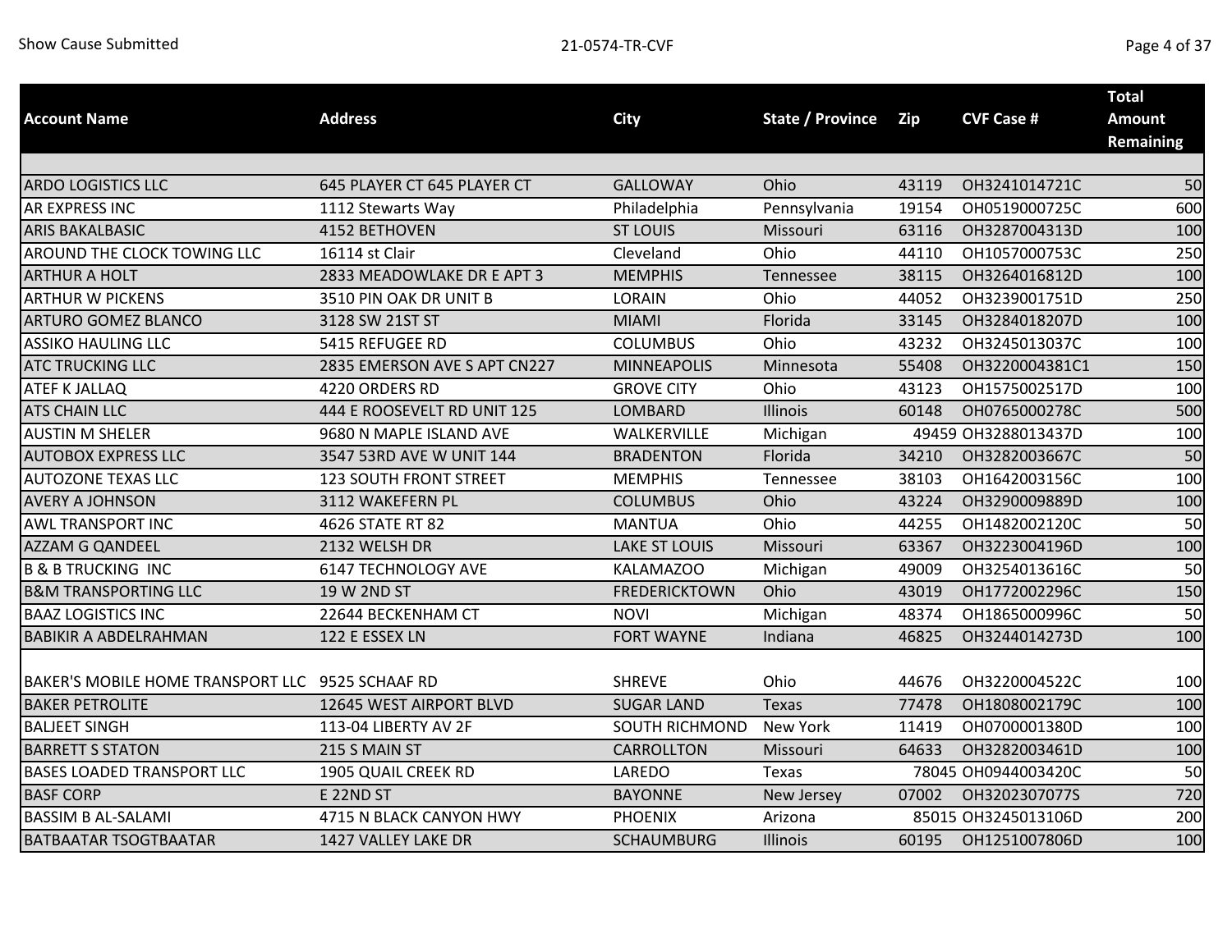| Account Name | Address | City | State / Province | Zip | CVF Case # | Total Amount Remaining |
|---|---|---|---|---|---|---|
| ARDO LOGISTICS LLC | 645 PLAYER CT 645 PLAYER CT | GALLOWAY | Ohio | 43119 | OH3241014721C | 50 |
| AR EXPRESS INC | 1112 Stewarts Way | Philadelphia | Pennsylvania | 19154 | OH0519000725C | 600 |
| ARIS BAKALBASIC | 4152 BETHOVEN | ST LOUIS | Missouri | 63116 | OH3287004313D | 100 |
| AROUND THE CLOCK TOWING LLC | 16114 st Clair | Cleveland | Ohio | 44110 | OH1057000753C | 250 |
| ARTHUR A HOLT | 2833 MEADOWLAKE DR E APT 3 | MEMPHIS | Tennessee | 38115 | OH3264016812D | 100 |
| ARTHUR W PICKENS | 3510 PIN OAK DR UNIT B | LORAIN | Ohio | 44052 | OH3239001751D | 250 |
| ARTURO GOMEZ BLANCO | 3128 SW 21ST ST | MIAMI | Florida | 33145 | OH3284018207D | 100 |
| ASSIKO HAULING LLC | 5415 REFUGEE RD | COLUMBUS | Ohio | 43232 | OH3245013037C | 100 |
| ATC TRUCKING LLC | 2835 EMERSON AVE S APT CN227 | MINNEAPOLIS | Minnesota | 55408 | OH3220004381C1 | 150 |
| ATEF K JALLAQ | 4220 ORDERS RD | GROVE CITY | Ohio | 43123 | OH1575002517D | 100 |
| ATS CHAIN LLC | 444 E ROOSEVELT RD UNIT 125 | LOMBARD | Illinois | 60148 | OH0765000278C | 500 |
| AUSTIN M SHELER | 9680 N MAPLE ISLAND AVE | WALKERVILLE | Michigan | 49459 | OH3288013437D | 100 |
| AUTOBOX EXPRESS LLC | 3547 53RD AVE W UNIT 144 | BRADENTON | Florida | 34210 | OH3282003667C | 50 |
| AUTOZONE TEXAS LLC | 123 SOUTH FRONT STREET | MEMPHIS | Tennessee | 38103 | OH1642003156C | 100 |
| AVERY A JOHNSON | 3112 WAKEFERN PL | COLUMBUS | Ohio | 43224 | OH3290009889D | 100 |
| AWL TRANSPORT INC | 4626 STATE RT 82 | MANTUA | Ohio | 44255 | OH1482002120C | 50 |
| AZZAM G QANDEEL | 2132 WELSH DR | LAKE ST LOUIS | Missouri | 63367 | OH3223004196D | 100 |
| B & B TRUCKING INC | 6147 TECHNOLOGY AVE | KALAMAZOO | Michigan | 49009 | OH3254013616C | 50 |
| B&M TRANSPORTING LLC | 19 W 2ND ST | FREDERICKTOWN | Ohio | 43019 | OH1772002296C | 150 |
| BAAZ LOGISTICS INC | 22644 BECKENHAM CT | NOVI | Michigan | 48374 | OH1865000996C | 50 |
| BABIKIR A ABDELRAHMAN | 122 E ESSEX LN | FORT WAYNE | Indiana | 46825 | OH3244014273D | 100 |
| BAKER'S MOBILE HOME TRANSPORT LLC | 9525 SCHAAF RD | SHREVE | Ohio | 44676 | OH3220004522C | 100 |
| BAKER PETROLITE | 12645 WEST AIRPORT BLVD | SUGAR LAND | Texas | 77478 | OH1808002179C | 100 |
| BALJEET SINGH | 113-04 LIBERTY AV 2F | SOUTH RICHMOND | New York | 11419 | OH0700001380D | 100 |
| BARRETT S STATON | 215 S MAIN ST | CARROLLTON | Missouri | 64633 | OH3282003461D | 100 |
| BASES LOADED TRANSPORT LLC | 1905 QUAIL CREEK RD | LAREDO | Texas | 78045 | OH0944003420C | 50 |
| BASF CORP | E 22ND ST | BAYONNE | New Jersey | 07002 | OH3202307077S | 720 |
| BASSIM B AL-SALAMI | 4715 N BLACK CANYON HWY | PHOENIX | Arizona | 85015 | OH3245013106D | 200 |
| BATBAATAR TSOGTBAATAR | 1427 VALLEY LAKE DR | SCHAUMBURG | Illinois | 60195 | OH1251007806D | 100 |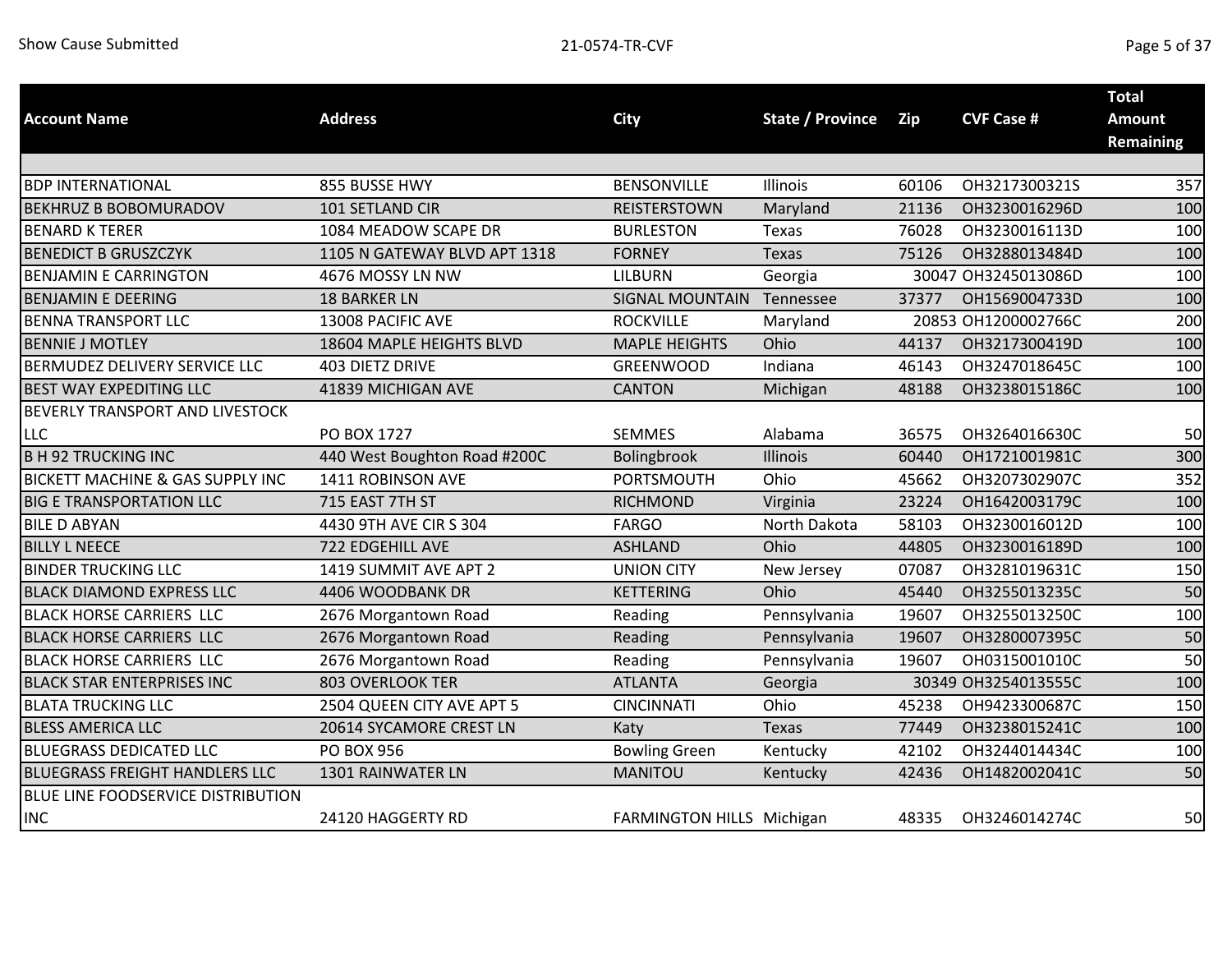| Account Name | Address | City | State / Province | Zip | CVF Case # | Total Amount Remaining |
|---|---|---|---|---|---|---|
| BDP INTERNATIONAL | 855 BUSSE HWY | BENSONVILLE | Illinois | 60106 | OH3217300321S | 357 |
| BEKHRUZ B BOBOMURADOV | 101 SETLAND CIR | REISTERSTOWN | Maryland | 21136 | OH3230016296D | 100 |
| BENARD K TERER | 1084 MEADOW SCAPE DR | BURLESTON | Texas | 76028 | OH3230016113D | 100 |
| BENEDICT B GRUSZCZYK | 1105 N GATEWAY BLVD APT 1318 | FORNEY | Texas | 75126 | OH3288013484D | 100 |
| BENJAMIN E CARRINGTON | 4676 MOSSY LN NW | LILBURN | Georgia | 30047 | OH3245013086D | 100 |
| BENJAMIN E DEERING | 18 BARKER LN | SIGNAL MOUNTAIN | Tennessee | 37377 | OH1569004733D | 100 |
| BENNA TRANSPORT LLC | 13008 PACIFIC AVE | ROCKVILLE | Maryland | 20853 | OH1200002766C | 200 |
| BENNIE J MOTLEY | 18604 MAPLE HEIGHTS BLVD | MAPLE HEIGHTS | Ohio | 44137 | OH3217300419D | 100 |
| BERMUDEZ DELIVERY SERVICE LLC | 403 DIETZ DRIVE | GREENWOOD | Indiana | 46143 | OH3247018645C | 100 |
| BEST WAY EXPEDITING LLC | 41839 MICHIGAN AVE | CANTON | Michigan | 48188 | OH3238015186C | 100 |
| BEVERLY TRANSPORT AND LIVESTOCK LLC | PO BOX 1727 | SEMMES | Alabama | 36575 | OH3264016630C | 50 |
| B H 92 TRUCKING INC | 440 West Boughton Road #200C | Bolingbrook | Illinois | 60440 | OH1721001981C | 300 |
| BICKETT MACHINE & GAS SUPPLY INC | 1411 ROBINSON AVE | PORTSMOUTH | Ohio | 45662 | OH3207302907C | 352 |
| BIG E TRANSPORTATION LLC | 715 EAST 7TH ST | RICHMOND | Virginia | 23224 | OH1642003179C | 100 |
| BILE D ABYAN | 4430 9TH AVE CIR S 304 | FARGO | North Dakota | 58103 | OH3230016012D | 100 |
| BILLY L NEECE | 722 EDGEHILL AVE | ASHLAND | Ohio | 44805 | OH3230016189D | 100 |
| BINDER TRUCKING LLC | 1419 SUMMIT AVE APT 2 | UNION CITY | New Jersey | 07087 | OH3281019631C | 150 |
| BLACK DIAMOND EXPRESS LLC | 4406 WOODBANK DR | KETTERING | Ohio | 45440 | OH3255013235C | 50 |
| BLACK HORSE CARRIERS LLC | 2676 Morgantown Road | Reading | Pennsylvania | 19607 | OH3255013250C | 100 |
| BLACK HORSE CARRIERS LLC | 2676 Morgantown Road | Reading | Pennsylvania | 19607 | OH3280007395C | 50 |
| BLACK HORSE CARRIERS LLC | 2676 Morgantown Road | Reading | Pennsylvania | 19607 | OH0315001010C | 50 |
| BLACK STAR ENTERPRISES INC | 803 OVERLOOK TER | ATLANTA | Georgia | 30349 | OH3254013555C | 100 |
| BLATA TRUCKING LLC | 2504 QUEEN CITY AVE APT 5 | CINCINNATI | Ohio | 45238 | OH9423300687C | 150 |
| BLESS AMERICA LLC | 20614 SYCAMORE CREST LN | Katy | Texas | 77449 | OH3238015241C | 100 |
| BLUEGRASS DEDICATED LLC | PO BOX 956 | Bowling Green | Kentucky | 42102 | OH3244014434C | 100 |
| BLUEGRASS FREIGHT HANDLERS LLC | 1301 RAINWATER LN | MANITOU | Kentucky | 42436 | OH1482002041C | 50 |
| BLUE LINE FOODSERVICE DISTRIBUTION INC | 24120 HAGGERTY RD | FARMINGTON HILLS | Michigan | 48335 | OH3246014274C | 50 |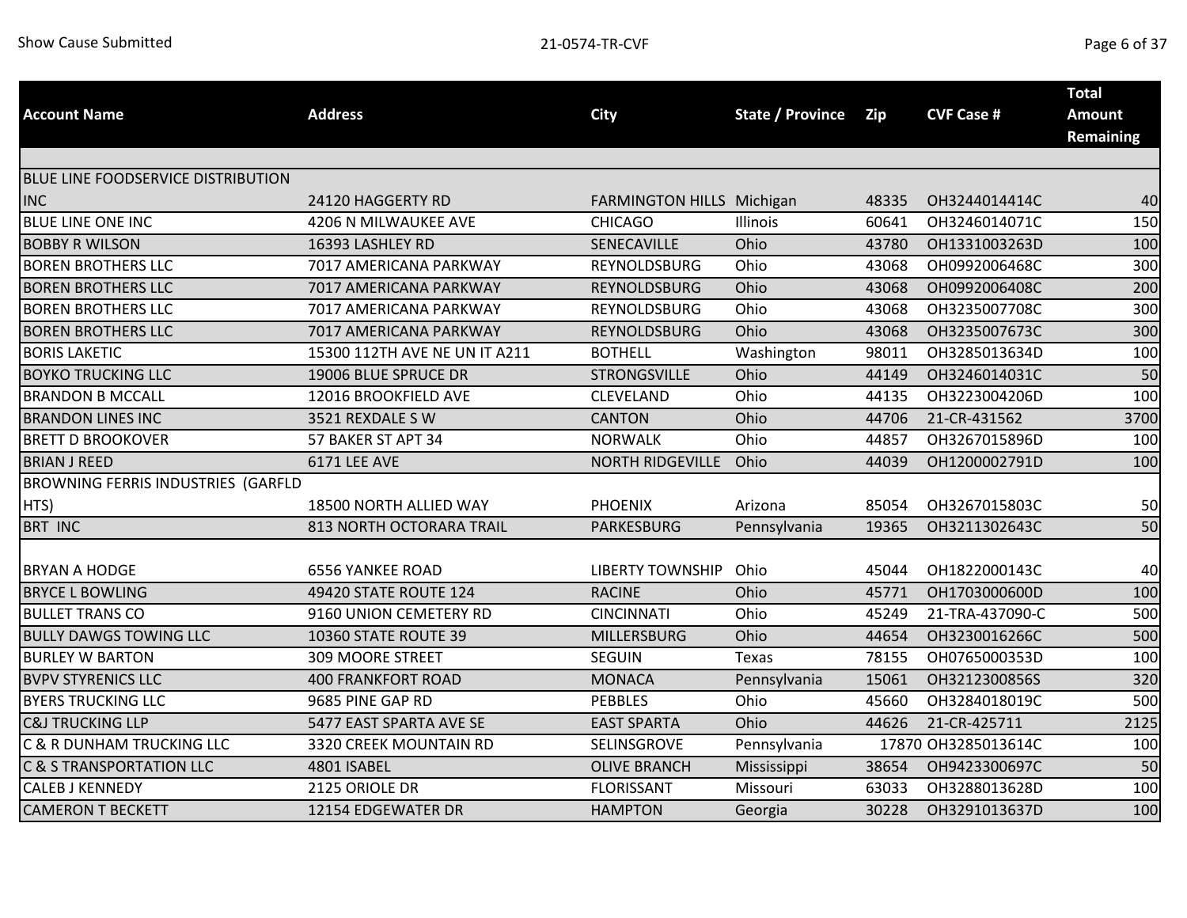| Account Name | Address | City | State / Province | Zip | CVF Case # | Total Amount Remaining |
|---|---|---|---|---|---|---|
| BLUE LINE FOODSERVICE DISTRIBUTION INC | 24120 HAGGERTY RD | FARMINGTON HILLS | Michigan | 48335 | OH3244014414C | 40 |
| BLUE LINE ONE INC | 4206 N MILWAUKEE AVE | CHICAGO | Illinois | 60641 | OH3246014071C | 150 |
| BOBBY R WILSON | 16393 LASHLEY RD | SENECAVILLE | Ohio | 43780 | OH1331003263D | 100 |
| BOREN BROTHERS LLC | 7017 AMERICANA PARKWAY | REYNOLDSBURG | Ohio | 43068 | OH0992006468C | 300 |
| BOREN BROTHERS LLC | 7017 AMERICANA PARKWAY | REYNOLDSBURG | Ohio | 43068 | OH0992006408C | 200 |
| BOREN BROTHERS LLC | 7017 AMERICANA PARKWAY | REYNOLDSBURG | Ohio | 43068 | OH3235007708C | 300 |
| BOREN BROTHERS LLC | 7017 AMERICANA PARKWAY | REYNOLDSBURG | Ohio | 43068 | OH3235007673C | 300 |
| BORIS LAKETIC | 15300 112TH AVE NE UN IT A211 | BOTHELL | Washington | 98011 | OH3285013634D | 100 |
| BOYKO TRUCKING LLC | 19006 BLUE SPRUCE DR | STRONGSVILLE | Ohio | 44149 | OH3246014031C | 50 |
| BRANDON B MCCALL | 12016 BROOKFIELD AVE | CLEVELAND | Ohio | 44135 | OH3223004206D | 100 |
| BRANDON LINES INC | 3521 REXDALE S W | CANTON | Ohio | 44706 | 21-CR-431562 | 3700 |
| BRETT D BROOKOVER | 57 BAKER ST APT 34 | NORWALK | Ohio | 44857 | OH3267015896D | 100 |
| BRIAN J REED | 6171 LEE AVE | NORTH RIDGEVILLE | Ohio | 44039 | OH1200002791D | 100 |
| BROWNING FERRIS INDUSTRIES (GARFLD HTS) | 18500 NORTH ALLIED WAY | PHOENIX | Arizona | 85054 | OH3267015803C | 50 |
| BRT INC | 813 NORTH OCTORARA TRAIL | PARKESBURG | Pennsylvania | 19365 | OH3211302643C | 50 |
| BRYAN A HODGE | 6556 YANKEE ROAD | LIBERTY TOWNSHIP | Ohio | 45044 | OH1822000143C | 40 |
| BRYCE L BOWLING | 49420 STATE ROUTE 124 | RACINE | Ohio | 45771 | OH1703000600D | 100 |
| BULLET TRANS CO | 9160 UNION CEMETERY RD | CINCINNATI | Ohio | 45249 | 21-TRA-437090-C | 500 |
| BULLY DAWGS TOWING LLC | 10360 STATE ROUTE 39 | MILLERSBURG | Ohio | 44654 | OH3230016266C | 500 |
| BURLEY W BARTON | 309 MOORE STREET | SEGUIN | Texas | 78155 | OH0765000353D | 100 |
| BVPV STYRENICS LLC | 400 FRANKFORT ROAD | MONACA | Pennsylvania | 15061 | OH3212300856S | 320 |
| BYERS TRUCKING LLC | 9685 PINE GAP RD | PEBBLES | Ohio | 45660 | OH3284018019C | 500 |
| C&J TRUCKING LLP | 5477 EAST SPARTA AVE SE | EAST SPARTA | Ohio | 44626 | 21-CR-425711 | 2125 |
| C & R DUNHAM TRUCKING LLC | 3320 CREEK MOUNTAIN RD | SELINSGROVE | Pennsylvania | 17870 | OH3285013614C | 100 |
| C & S TRANSPORTATION LLC | 4801 ISABEL | OLIVE BRANCH | Mississippi | 38654 | OH9423300697C | 50 |
| CALEB J KENNEDY | 2125 ORIOLE DR | FLORISSANT | Missouri | 63033 | OH3288013628D | 100 |
| CAMERON T BECKETT | 12154 EDGEWATER DR | HAMPTON | Georgia | 30228 | OH3291013637D | 100 |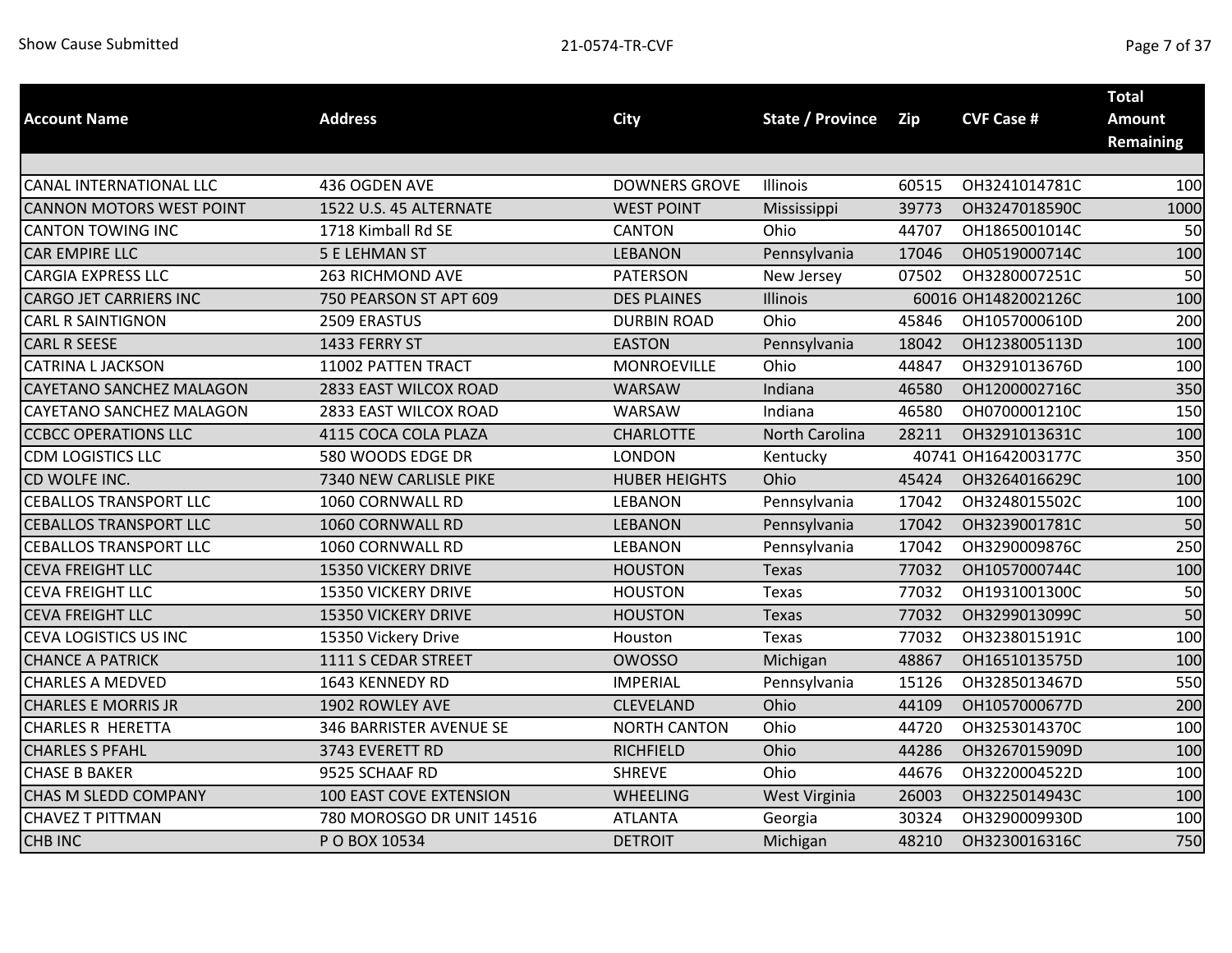| Account Name | Address | City | State / Province | Zip | CVF Case # | Total Amount Remaining |
|---|---|---|---|---|---|---|
| CANAL INTERNATIONAL LLC | 436 OGDEN AVE | DOWNERS GROVE | Illinois | 60515 | OH3241014781C | 100 |
| CANNON MOTORS WEST POINT | 1522 U.S. 45 ALTERNATE | WEST POINT | Mississippi | 39773 | OH3247018590C | 1000 |
| CANTON TOWING INC | 1718 Kimball Rd SE | CANTON | Ohio | 44707 | OH1865001014C | 50 |
| CAR EMPIRE LLC | 5 E LEHMAN ST | LEBANON | Pennsylvania | 17046 | OH0519000714C | 100 |
| CARGIA EXPRESS LLC | 263 RICHMOND AVE | PATERSON | New Jersey | 07502 | OH3280007251C | 50 |
| CARGO JET CARRIERS INC | 750 PEARSON ST APT 609 | DES PLAINES | Illinois | 60016 | OH1482002126C | 100 |
| CARL R SAINTIGNON | 2509 ERASTUS | DURBIN ROAD | Ohio | 45846 | OH1057000610D | 200 |
| CARL R SEESE | 1433 FERRY ST | EASTON | Pennsylvania | 18042 | OH1238005113D | 100 |
| CATRINA L JACKSON | 11002 PATTEN TRACT | MONROEVILLE | Ohio | 44847 | OH3291013676D | 100 |
| CAYETANO SANCHEZ MALAGON | 2833 EAST WILCOX ROAD | WARSAW | Indiana | 46580 | OH1200002716C | 350 |
| CAYETANO SANCHEZ MALAGON | 2833 EAST WILCOX ROAD | WARSAW | Indiana | 46580 | OH0700001210C | 150 |
| CCBCC OPERATIONS LLC | 4115 COCA COLA PLAZA | CHARLOTTE | North Carolina | 28211 | OH3291013631C | 100 |
| CDM LOGISTICS LLC | 580 WOODS EDGE DR | LONDON | Kentucky | 40741 | OH1642003177C | 350 |
| CD WOLFE INC. | 7340 NEW CARLISLE PIKE | HUBER HEIGHTS | Ohio | 45424 | OH3264016629C | 100 |
| CEBALLOS TRANSPORT LLC | 1060 CORNWALL RD | LEBANON | Pennsylvania | 17042 | OH3248015502C | 100 |
| CEBALLOS TRANSPORT LLC | 1060 CORNWALL RD | LEBANON | Pennsylvania | 17042 | OH3239001781C | 50 |
| CEBALLOS TRANSPORT LLC | 1060 CORNWALL RD | LEBANON | Pennsylvania | 17042 | OH3290009876C | 250 |
| CEVA FREIGHT LLC | 15350 VICKERY DRIVE | HOUSTON | Texas | 77032 | OH1057000744C | 100 |
| CEVA FREIGHT LLC | 15350 VICKERY DRIVE | HOUSTON | Texas | 77032 | OH1931001300C | 50 |
| CEVA FREIGHT LLC | 15350 VICKERY DRIVE | HOUSTON | Texas | 77032 | OH3299013099C | 50 |
| CEVA LOGISTICS US INC | 15350 Vickery Drive | Houston | Texas | 77032 | OH3238015191C | 100 |
| CHANCE A PATRICK | 1111 S CEDAR STREET | OWOSSO | Michigan | 48867 | OH1651013575D | 100 |
| CHARLES A MEDVED | 1643 KENNEDY RD | IMPERIAL | Pennsylvania | 15126 | OH3285013467D | 550 |
| CHARLES E MORRIS JR | 1902 ROWLEY AVE | CLEVELAND | Ohio | 44109 | OH1057000677D | 200 |
| CHARLES R HERETTA | 346 BARRISTER AVENUE SE | NORTH CANTON | Ohio | 44720 | OH3253014370C | 100 |
| CHARLES S PFAHL | 3743 EVERETT RD | RICHFIELD | Ohio | 44286 | OH3267015909D | 100 |
| CHASE B BAKER | 9525 SCHAAF RD | SHREVE | Ohio | 44676 | OH3220004522D | 100 |
| CHAS M SLEDD COMPANY | 100 EAST COVE EXTENSION | WHEELING | West Virginia | 26003 | OH3225014943C | 100 |
| CHAVEZ T PITTMAN | 780 MOROSGO DR UNIT 14516 | ATLANTA | Georgia | 30324 | OH3290009930D | 100 |
| CHB INC | P O BOX 10534 | DETROIT | Michigan | 48210 | OH3230016316C | 750 |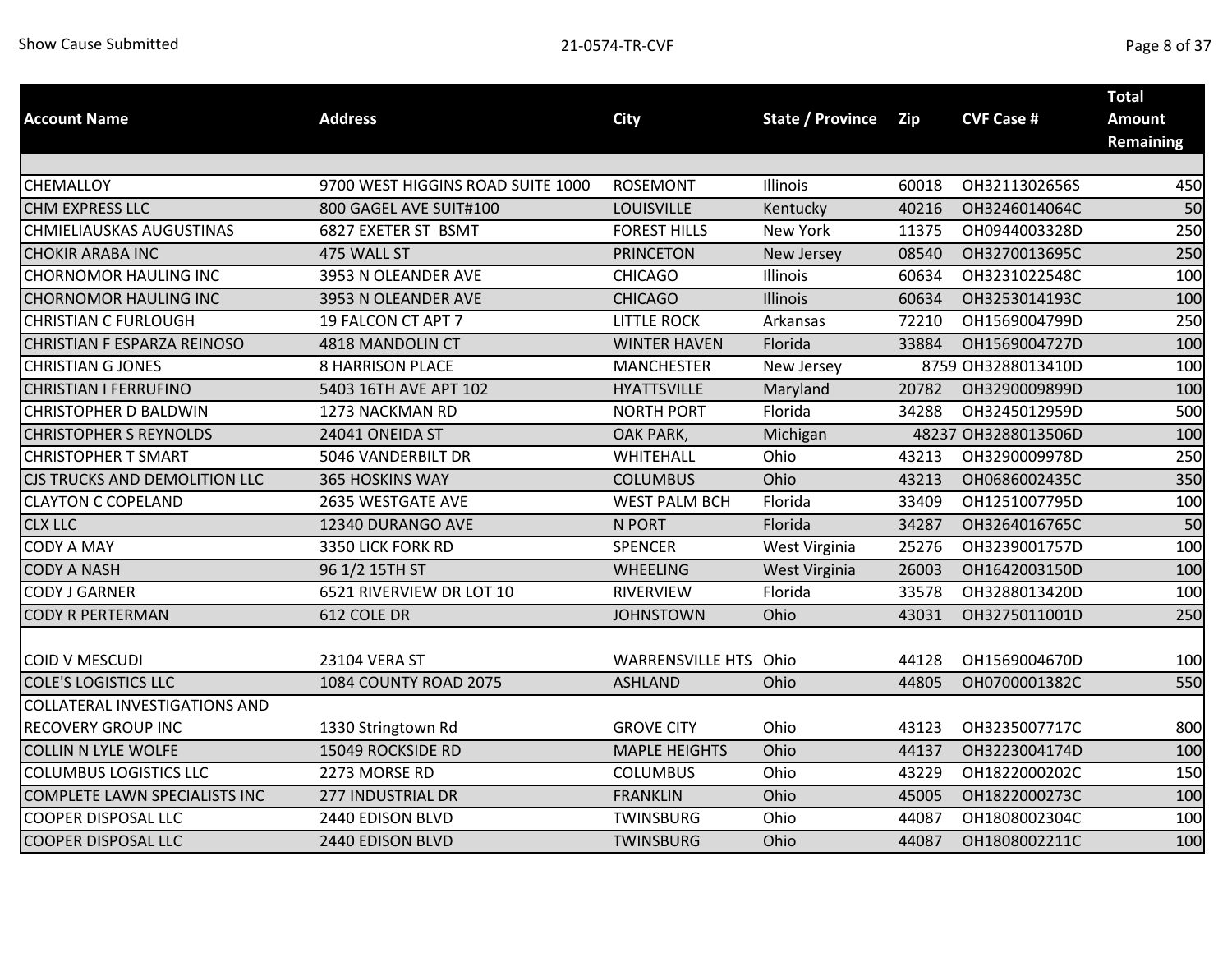| Account Name | Address | City | State / Province | Zip | CVF Case # | Total Amount Remaining |
|---|---|---|---|---|---|---|
| CHEMALLOY | 9700 WEST HIGGINS ROAD SUITE 1000 | ROSEMONT | Illinois | 60018 | OH3211302656S | 450 |
| CHM EXPRESS LLC | 800 GAGEL AVE SUIT#100 | LOUISVILLE | Kentucky | 40216 | OH3246014064C | 50 |
| CHMIELIAUSKAS AUGUSTINAS | 6827 EXETER ST BSMT | FOREST HILLS | New York | 11375 | OH0944003328D | 250 |
| CHOKIR ARABA INC | 475 WALL ST | PRINCETON | New Jersey | 08540 | OH3270013695C | 250 |
| CHORNOMOR HAULING INC | 3953 N OLEANDER AVE | CHICAGO | Illinois | 60634 | OH3231022548C | 100 |
| CHORNOMOR HAULING INC | 3953 N OLEANDER AVE | CHICAGO | Illinois | 60634 | OH3253014193C | 100 |
| CHRISTIAN C FURLOUGH | 19 FALCON CT APT 7 | LITTLE ROCK | Arkansas | 72210 | OH1569004799D | 250 |
| CHRISTIAN F ESPARZA REINOSO | 4818 MANDOLIN CT | WINTER HAVEN | Florida | 33884 | OH1569004727D | 100 |
| CHRISTIAN G JONES | 8 HARRISON PLACE | MANCHESTER | New Jersey | 8759 | OH3288013410D | 100 |
| CHRISTIAN I FERRUFINO | 5403 16TH AVE APT 102 | HYATTSVILLE | Maryland | 20782 | OH3290009899D | 100 |
| CHRISTOPHER D BALDWIN | 1273 NACKMAN RD | NORTH PORT | Florida | 34288 | OH3245012959D | 500 |
| CHRISTOPHER S REYNOLDS | 24041 ONEIDA ST | OAK PARK, | Michigan | 48237 | OH3288013506D | 100 |
| CHRISTOPHER T SMART | 5046 VANDERBILT DR | WHITEHALL | Ohio | 43213 | OH3290009978D | 250 |
| CJS TRUCKS AND DEMOLITION LLC | 365 HOSKINS WAY | COLUMBUS | Ohio | 43213 | OH0686002435C | 350 |
| CLAYTON C COPELAND | 2635 WESTGATE AVE | WEST PALM BCH | Florida | 33409 | OH1251007795D | 100 |
| CLX LLC | 12340 DURANGO AVE | N PORT | Florida | 34287 | OH3264016765C | 50 |
| CODY A MAY | 3350 LICK FORK RD | SPENCER | West Virginia | 25276 | OH3239001757D | 100 |
| CODY A NASH | 96 1/2 15TH ST | WHEELING | West Virginia | 26003 | OH1642003150D | 100 |
| CODY J GARNER | 6521 RIVERVIEW DR LOT 10 | RIVERVIEW | Florida | 33578 | OH3288013420D | 100 |
| CODY R PERTERMAN | 612 COLE DR | JOHNSTOWN | Ohio | 43031 | OH3275011001D | 250 |
| COID V MESCUDI | 23104 VERA ST | WARRENSVILLE HTS | Ohio | 44128 | OH1569004670D | 100 |
| COLE'S LOGISTICS LLC | 1084 COUNTY ROAD 2075 | ASHLAND | Ohio | 44805 | OH0700001382C | 550 |
| COLLATERAL INVESTIGATIONS AND RECOVERY GROUP INC | 1330 Stringtown Rd | GROVE CITY | Ohio | 43123 | OH3235007717C | 800 |
| COLLIN N LYLE WOLFE | 15049 ROCKSIDE RD | MAPLE HEIGHTS | Ohio | 44137 | OH3223004174D | 100 |
| COLUMBUS LOGISTICS LLC | 2273 MORSE RD | COLUMBUS | Ohio | 43229 | OH1822000202C | 150 |
| COMPLETE LAWN SPECIALISTS INC | 277 INDUSTRIAL DR | FRANKLIN | Ohio | 45005 | OH1822000273C | 100 |
| COOPER DISPOSAL LLC | 2440 EDISON BLVD | TWINSBURG | Ohio | 44087 | OH1808002304C | 100 |
| COOPER DISPOSAL LLC | 2440 EDISON BLVD | TWINSBURG | Ohio | 44087 | OH1808002211C | 100 |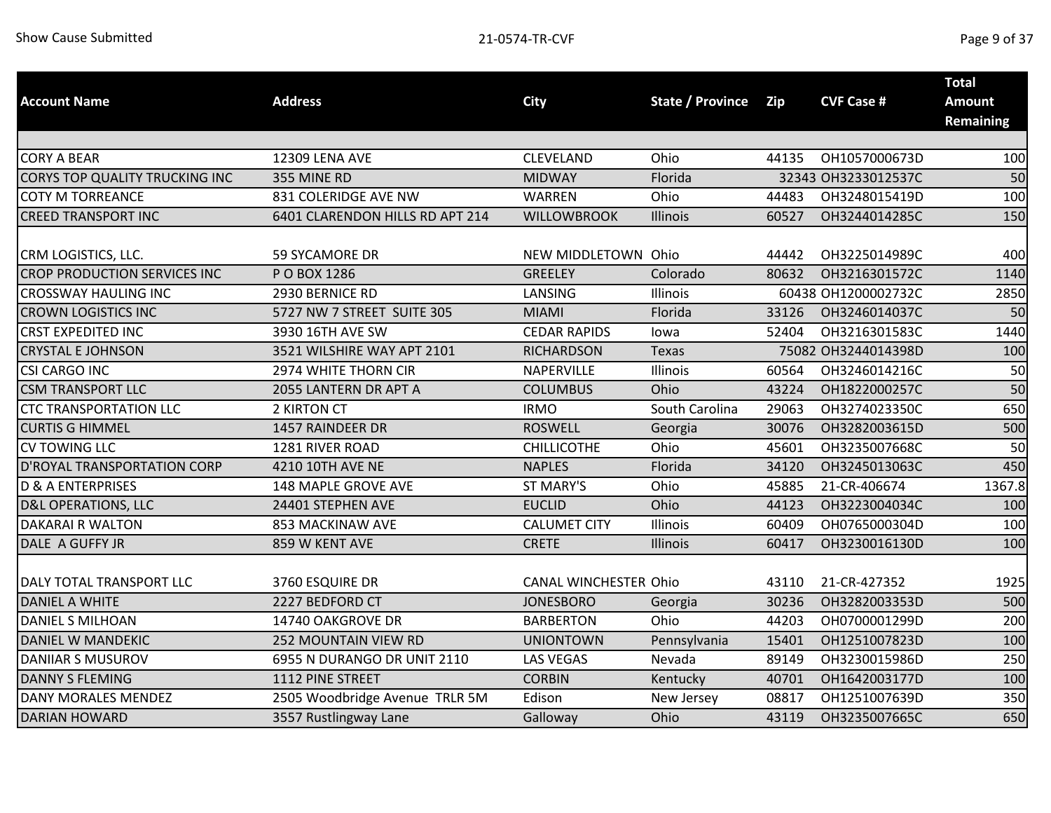| Account Name | Address | City | State / Province | Zip | CVF Case # | Total Amount Remaining |
|---|---|---|---|---|---|---|
| CORY A BEAR | 12309 LENA AVE | CLEVELAND | Ohio | 44135 | OH1057000673D | 100 |
| CORYS TOP QUALITY TRUCKING INC | 355 MINE RD | MIDWAY | Florida | 32343 | OH3233012537C | 50 |
| COTY M TORREANCE | 831 COLERIDGE AVE NW | WARREN | Ohio | 44483 | OH3248015419D | 100 |
| CREED TRANSPORT INC | 6401 CLARENDON HILLS RD APT 214 | WILLOWBROOK | Illinois | 60527 | OH3244014285C | 150 |
| CRM LOGISTICS, LLC. | 59 SYCAMORE DR | NEW MIDDLETOWN | Ohio | 44442 | OH3225014989C | 400 |
| CROP PRODUCTION SERVICES INC | P O BOX 1286 | GREELEY | Colorado | 80632 | OH3216301572C | 1140 |
| CROSSWAY HAULING INC | 2930 BERNICE RD | LANSING | Illinois | 60438 | OH1200002732C | 2850 |
| CROWN LOGISTICS INC | 5727 NW 7 STREET SUITE 305 | MIAMI | Florida | 33126 | OH3246014037C | 50 |
| CRST EXPEDITED INC | 3930 16TH AVE SW | CEDAR RAPIDS | Iowa | 52404 | OH3216301583C | 1440 |
| CRYSTAL E JOHNSON | 3521 WILSHIRE WAY APT 2101 | RICHARDSON | Texas | 75082 | OH3244014398D | 100 |
| CSI CARGO INC | 2974 WHITE THORN CIR | NAPERVILLE | Illinois | 60564 | OH3246014216C | 50 |
| CSM TRANSPORT LLC | 2055 LANTERN DR APT A | COLUMBUS | Ohio | 43224 | OH1822000257C | 50 |
| CTC TRANSPORTATION LLC | 2 KIRTON CT | IRMO | South Carolina | 29063 | OH3274023350C | 650 |
| CURTIS G HIMMEL | 1457 RAINDEER DR | ROSWELL | Georgia | 30076 | OH3282003615D | 500 |
| CV TOWING LLC | 1281 RIVER ROAD | CHILLICOTHE | Ohio | 45601 | OH3235007668C | 50 |
| D'ROYAL TRANSPORTATION CORP | 4210 10TH AVE NE | NAPLES | Florida | 34120 | OH3245013063C | 450 |
| D & A ENTERPRISES | 148 MAPLE GROVE AVE | ST MARY'S | Ohio | 45885 | 21-CR-406674 | 1367.8 |
| D&L OPERATIONS, LLC | 24401 STEPHEN AVE | EUCLID | Ohio | 44123 | OH3223004034C | 100 |
| DAKARAI R WALTON | 853 MACKINAW AVE | CALUMET CITY | Illinois | 60409 | OH0765000304D | 100 |
| DALE A GUFFY JR | 859 W KENT AVE | CRETE | Illinois | 60417 | OH3230016130D | 100 |
| DALY TOTAL TRANSPORT LLC | 3760 ESQUIRE DR | CANAL WINCHESTER | Ohio | 43110 | 21-CR-427352 | 1925 |
| DANIEL A WHITE | 2227 BEDFORD CT | JONESBORO | Georgia | 30236 | OH3282003353D | 500 |
| DANIEL S MILHOAN | 14740 OAKGROVE DR | BARBERTON | Ohio | 44203 | OH0700001299D | 200 |
| DANIEL W MANDEKIC | 252 MOUNTAIN VIEW RD | UNIONTOWN | Pennsylvania | 15401 | OH1251007823D | 100 |
| DANIIAR S MUSUROV | 6955 N DURANGO DR UNIT 2110 | LAS VEGAS | Nevada | 89149 | OH3230015986D | 250 |
| DANNY S FLEMING | 1112 PINE STREET | CORBIN | Kentucky | 40701 | OH1642003177D | 100 |
| DANY MORALES MENDEZ | 2505 Woodbridge Avenue TRLR 5M | Edison | New Jersey | 08817 | OH1251007639D | 350 |
| DARIAN HOWARD | 3557 Rustlingway Lane | Galloway | Ohio | 43119 | OH3235007665C | 650 |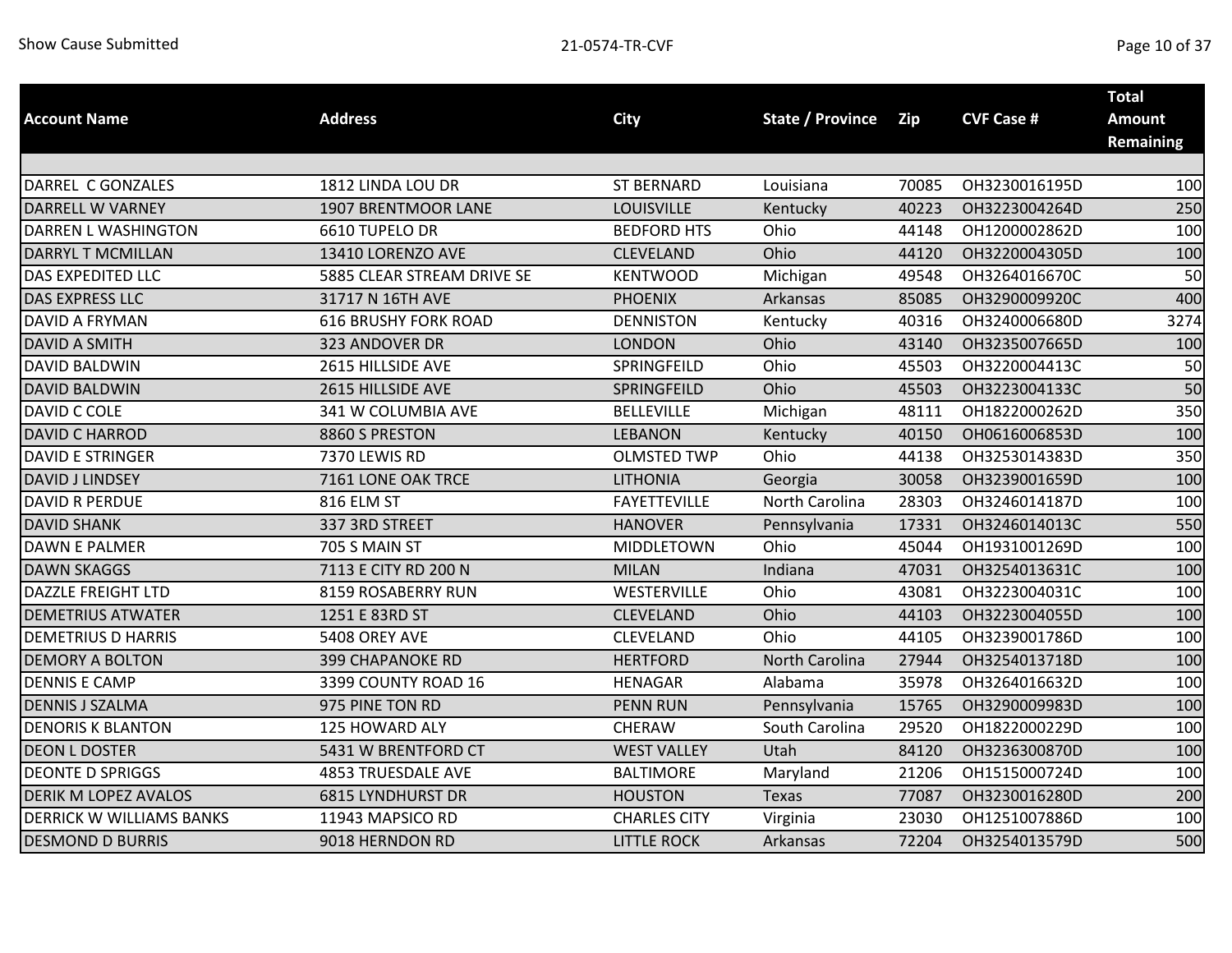| Account Name | Address | City | State / Province | Zip | CVF Case # | Total Amount Remaining |
|---|---|---|---|---|---|---|
| DARREL C GONZALES | 1812 LINDA LOU DR | ST BERNARD | Louisiana | 70085 | OH3230016195D | 100 |
| DARRELL W VARNEY | 1907 BRENTMOOR LANE | LOUISVILLE | Kentucky | 40223 | OH3223004264D | 250 |
| DARREN L WASHINGTON | 6610 TUPELO DR | BEDFORD HTS | Ohio | 44148 | OH1200002862D | 100 |
| DARRYL T MCMILLAN | 13410 LORENZO AVE | CLEVELAND | Ohio | 44120 | OH3220004305D | 100 |
| DAS EXPEDITED LLC | 5885 CLEAR STREAM DRIVE SE | KENTWOOD | Michigan | 49548 | OH3264016670C | 50 |
| DAS EXPRESS LLC | 31717 N 16TH AVE | PHOENIX | Arkansas | 85085 | OH3290009920C | 400 |
| DAVID A FRYMAN | 616 BRUSHY FORK ROAD | DENNISTON | Kentucky | 40316 | OH3240006680D | 3274 |
| DAVID A SMITH | 323 ANDOVER DR | LONDON | Ohio | 43140 | OH3235007665D | 100 |
| DAVID BALDWIN | 2615 HILLSIDE AVE | SPRINGFEILD | Ohio | 45503 | OH3220004413C | 50 |
| DAVID BALDWIN | 2615 HILLSIDE AVE | SPRINGFEILD | Ohio | 45503 | OH3223004133C | 50 |
| DAVID C COLE | 341 W COLUMBIA AVE | BELLEVILLE | Michigan | 48111 | OH1822000262D | 350 |
| DAVID C HARROD | 8860 S PRESTON | LEBANON | Kentucky | 40150 | OH0616006853D | 100 |
| DAVID E STRINGER | 7370 LEWIS RD | OLMSTED TWP | Ohio | 44138 | OH3253014383D | 350 |
| DAVID J LINDSEY | 7161 LONE OAK TRCE | LITHONIA | Georgia | 30058 | OH3239001659D | 100 |
| DAVID R PERDUE | 816 ELM ST | FAYETTEVILLE | North Carolina | 28303 | OH3246014187D | 100 |
| DAVID SHANK | 337 3RD STREET | HANOVER | Pennsylvania | 17331 | OH3246014013C | 550 |
| DAWN E PALMER | 705 S MAIN ST | MIDDLETOWN | Ohio | 45044 | OH1931001269D | 100 |
| DAWN SKAGGS | 7113 E CITY RD 200 N | MILAN | Indiana | 47031 | OH3254013631C | 100 |
| DAZZLE FREIGHT LTD | 8159 ROSABERRY RUN | WESTERVILLE | Ohio | 43081 | OH3223004031C | 100 |
| DEMETRIUS ATWATER | 1251 E 83RD ST | CLEVELAND | Ohio | 44103 | OH3223004055D | 100 |
| DEMETRIUS D HARRIS | 5408 OREY AVE | CLEVELAND | Ohio | 44105 | OH3239001786D | 100 |
| DEMORY A BOLTON | 399 CHAPANOKE RD | HERTFORD | North Carolina | 27944 | OH3254013718D | 100 |
| DENNIS E CAMP | 3399 COUNTY ROAD 16 | HENAGAR | Alabama | 35978 | OH3264016632D | 100 |
| DENNIS J SZALMA | 975 PINE TON RD | PENN RUN | Pennsylvania | 15765 | OH3290009983D | 100 |
| DENORIS K BLANTON | 125 HOWARD ALY | CHERAW | South Carolina | 29520 | OH1822000229D | 100 |
| DEON L DOSTER | 5431 W BRENTFORD CT | WEST VALLEY | Utah | 84120 | OH3236300870D | 100 |
| DEONTE D SPRIGGS | 4853 TRUESDALE AVE | BALTIMORE | Maryland | 21206 | OH1515000724D | 100 |
| DERIK M LOPEZ AVALOS | 6815 LYNDHURST DR | HOUSTON | Texas | 77087 | OH3230016280D | 200 |
| DERRICK W WILLIAMS BANKS | 11943 MAPSICO RD | CHARLES CITY | Virginia | 23030 | OH1251007886D | 100 |
| DESMOND D BURRIS | 9018 HERNDON RD | LITTLE ROCK | Arkansas | 72204 | OH3254013579D | 500 |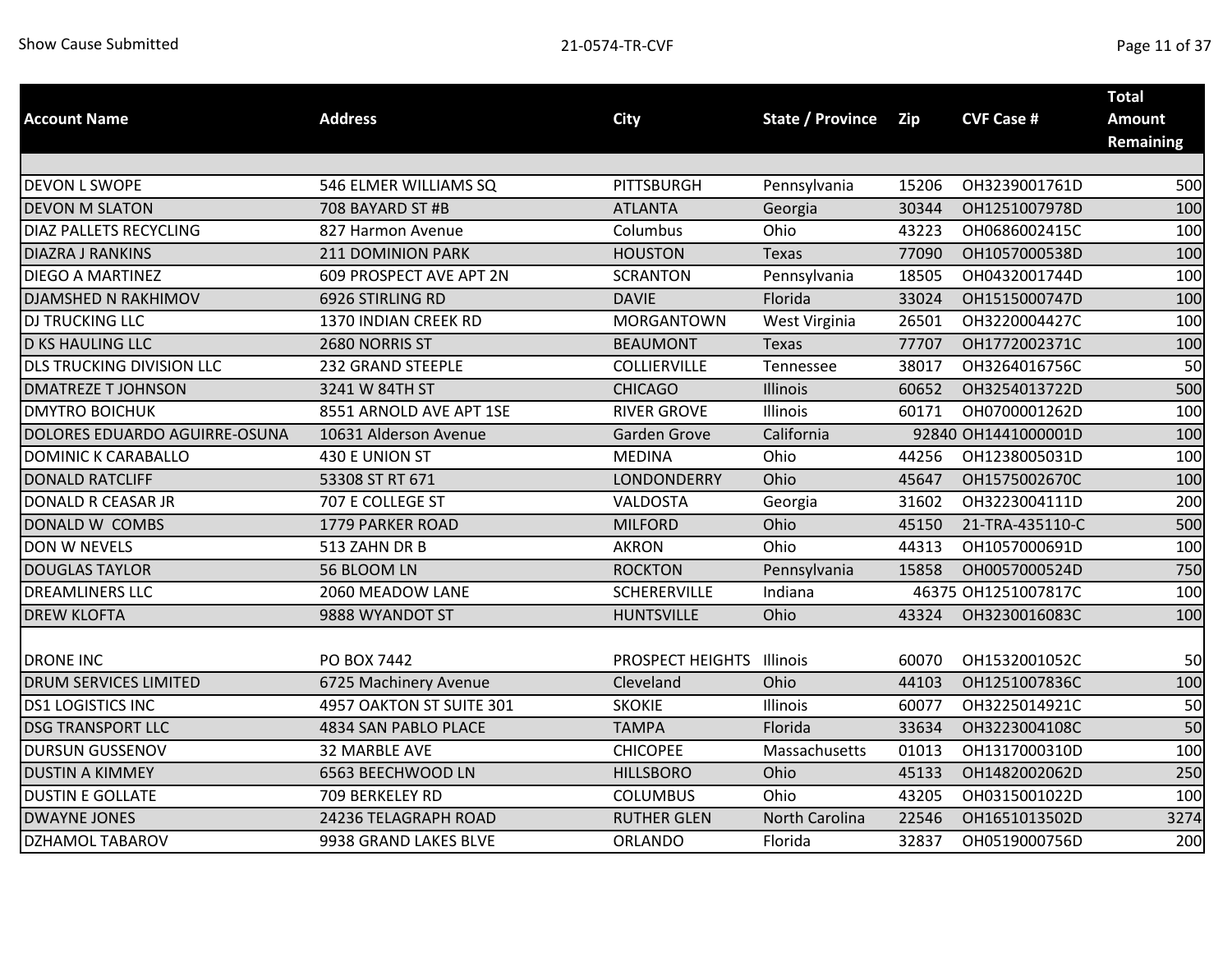| Account Name | Address | City | State / Province | Zip | CVF Case # | Total Amount Remaining |
|---|---|---|---|---|---|---|
| DEVON L SWOPE | 546 ELMER WILLIAMS SQ | PITTSBURGH | Pennsylvania | 15206 | OH3239001761D | 500 |
| DEVON M SLATON | 708 BAYARD ST #B | ATLANTA | Georgia | 30344 | OH1251007978D | 100 |
| DIAZ PALLETS RECYCLING | 827 Harmon Avenue | Columbus | Ohio | 43223 | OH0686002415C | 100 |
| DIAZRA J RANKINS | 211 DOMINION PARK | HOUSTON | Texas | 77090 | OH1057000538D | 100 |
| DIEGO A MARTINEZ | 609 PROSPECT AVE APT 2N | SCRANTON | Pennsylvania | 18505 | OH0432001744D | 100 |
| DJAMSHED N RAKHIMOV | 6926 STIRLING RD | DAVIE | Florida | 33024 | OH1515000747D | 100 |
| DJ TRUCKING LLC | 1370 INDIAN CREEK RD | MORGANTOWN | West Virginia | 26501 | OH3220004427C | 100 |
| D KS HAULING LLC | 2680 NORRIS ST | BEAUMONT | Texas | 77707 | OH1772002371C | 100 |
| DLS TRUCKING DIVISION LLC | 232 GRAND STEEPLE | COLLIERVILLE | Tennessee | 38017 | OH3264016756C | 50 |
| DMATREZE T JOHNSON | 3241 W 84TH ST | CHICAGO | Illinois | 60652 | OH3254013722D | 500 |
| DMYTRO BOICHUK | 8551 ARNOLD AVE APT 1SE | RIVER GROVE | Illinois | 60171 | OH0700001262D | 100 |
| DOLORES EDUARDO AGUIRRE-OSUNA | 10631 Alderson Avenue | Garden Grove | California | 92840 | OH1441000001D | 100 |
| DOMINIC K CARABALLO | 430 E UNION ST | MEDINA | Ohio | 44256 | OH1238005031D | 100 |
| DONALD RATCLIFF | 53308 ST RT 671 | LONDONDERRY | Ohio | 45647 | OH1575002670C | 100 |
| DONALD R CEASAR JR | 707 E COLLEGE ST | VALDOSTA | Georgia | 31602 | OH3223004111D | 200 |
| DONALD W COMBS | 1779 PARKER ROAD | MILFORD | Ohio | 45150 | 21-TRA-435110-C | 500 |
| DON W NEVELS | 513 ZAHN DR B | AKRON | Ohio | 44313 | OH1057000691D | 100 |
| DOUGLAS TAYLOR | 56 BLOOM LN | ROCKTON | Pennsylvania | 15858 | OH0057000524D | 750 |
| DREAMLINERS LLC | 2060 MEADOW LANE | SCHERERVILLE | Indiana | 46375 | OH1251007817C | 100 |
| DREW KLOFTA | 9888 WYANDOT ST | HUNTSVILLE | Ohio | 43324 | OH3230016083C | 100 |
| DRONE INC | PO BOX 7442 | PROSPECT HEIGHTS | Illinois | 60070 | OH1532001052C | 50 |
| DRUM SERVICES LIMITED | 6725 Machinery Avenue | Cleveland | Ohio | 44103 | OH1251007836C | 100 |
| DS1 LOGISTICS INC | 4957 OAKTON ST SUITE 301 | SKOKIE | Illinois | 60077 | OH3225014921C | 50 |
| DSG TRANSPORT LLC | 4834 SAN PABLO PLACE | TAMPA | Florida | 33634 | OH3223004108C | 50 |
| DURSUN GUSSENOV | 32 MARBLE AVE | CHICOPEE | Massachusetts | 01013 | OH1317000310D | 100 |
| DUSTIN A KIMMEY | 6563 BEECHWOOD LN | HILLSBORO | Ohio | 45133 | OH1482002062D | 250 |
| DUSTIN E GOLLATE | 709 BERKELEY RD | COLUMBUS | Ohio | 43205 | OH0315001022D | 100 |
| DWAYNE JONES | 24236 TELAGRAPH ROAD | RUTHER GLEN | North Carolina | 22546 | OH1651013502D | 3274 |
| DZHAMOL TABAROV | 9938 GRAND LAKES BLVE | ORLANDO | Florida | 32837 | OH0519000756D | 200 |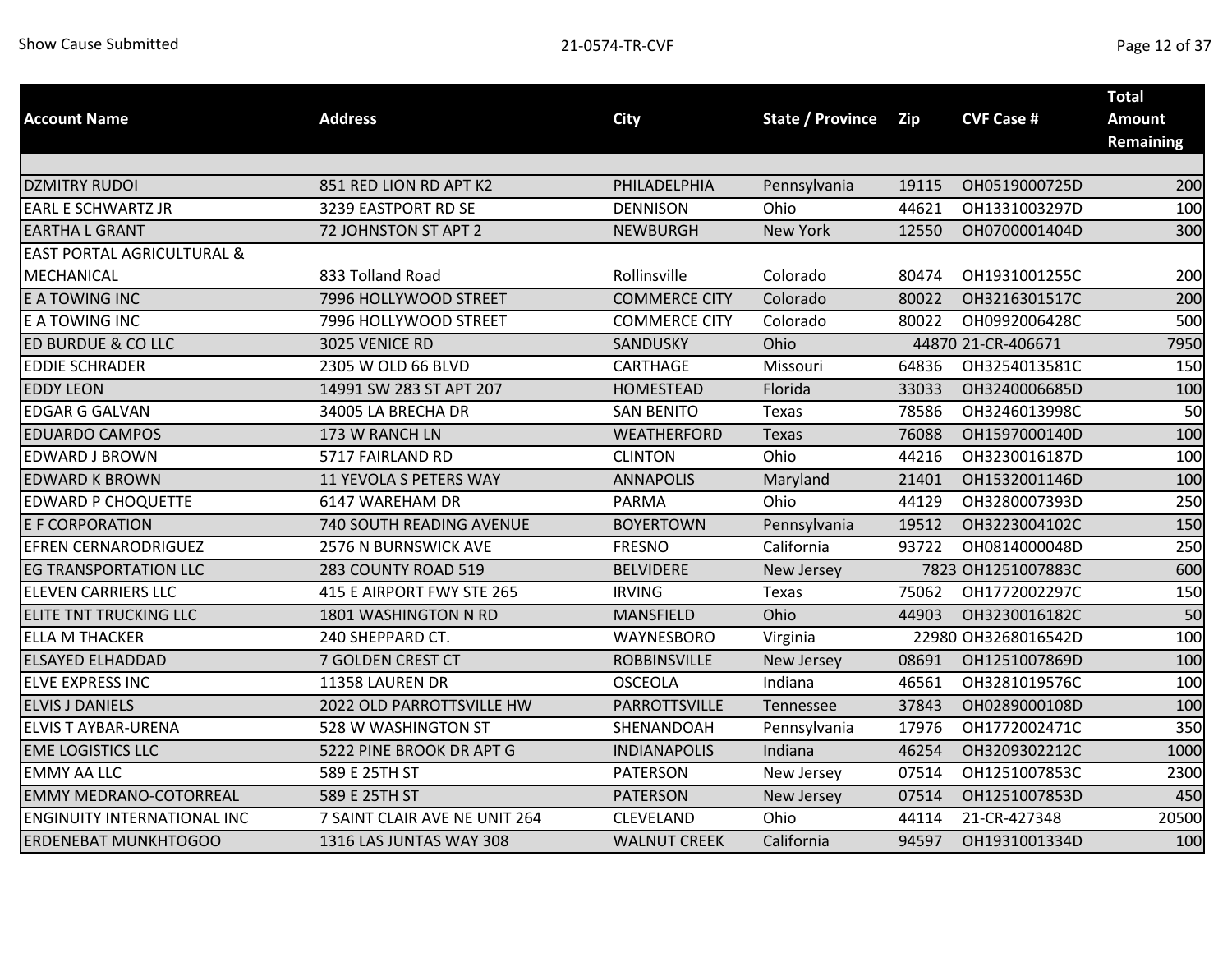| Account Name | Address | City | State / Province | Zip | CVF Case # | Total Amount Remaining |
|---|---|---|---|---|---|---|
| DZMITRY RUDOI | 851 RED LION RD APT K2 | PHILADELPHIA | Pennsylvania | 19115 | OH0519000725D | 200 |
| EARL E SCHWARTZ JR | 3239 EASTPORT RD SE | DENNISON | Ohio | 44621 | OH1331003297D | 100 |
| EARTHA L GRANT | 72 JOHNSTON ST APT 2 | NEWBURGH | New York | 12550 | OH0700001404D | 300 |
| EAST PORTAL AGRICULTURAL & MECHANICAL | 833 Tolland Road | Rollinsville | Colorado | 80474 | OH1931001255C | 200 |
| E A TOWING INC | 7996 HOLLYWOOD STREET | COMMERCE CITY | Colorado | 80022 | OH3216301517C | 200 |
| E A TOWING INC | 7996 HOLLYWOOD STREET | COMMERCE CITY | Colorado | 80022 | OH0992006428C | 500 |
| ED BURDUE & CO LLC | 3025 VENICE RD | SANDUSKY | Ohio | 44870 | 21-CR-406671 | 7950 |
| EDDIE SCHRADER | 2305 W OLD 66 BLVD | CARTHAGE | Missouri | 64836 | OH3254013581C | 150 |
| EDDY LEON | 14991 SW 283 ST APT 207 | HOMESTEAD | Florida | 33033 | OH3240006685D | 100 |
| EDGAR G GALVAN | 34005 LA BRECHA DR | SAN BENITO | Texas | 78586 | OH3246013998C | 50 |
| EDUARDO CAMPOS | 173 W RANCH LN | WEATHERFORD | Texas | 76088 | OH1597000140D | 100 |
| EDWARD J BROWN | 5717 FAIRLAND RD | CLINTON | Ohio | 44216 | OH3230016187D | 100 |
| EDWARD K BROWN | 11 YEVOLA S PETERS WAY | ANNAPOLIS | Maryland | 21401 | OH1532001146D | 100 |
| EDWARD P CHOQUETTE | 6147 WAREHAM DR | PARMA | Ohio | 44129 | OH3280007393D | 250 |
| E F CORPORATION | 740 SOUTH READING AVENUE | BOYERTOWN | Pennsylvania | 19512 | OH3223004102C | 150 |
| EFREN CERNARODRIGUEZ | 2576 N BURNSWICK AVE | FRESNO | California | 93722 | OH0814000048D | 250 |
| EG TRANSPORTATION LLC | 283 COUNTY ROAD 519 | BELVIDERE | New Jersey | 7823 | OH1251007883C | 600 |
| ELEVEN CARRIERS LLC | 415 E AIRPORT FWY STE 265 | IRVING | Texas | 75062 | OH1772002297C | 150 |
| ELITE TNT TRUCKING LLC | 1801 WASHINGTON N RD | MANSFIELD | Ohio | 44903 | OH3230016182C | 50 |
| ELLA M THACKER | 240 SHEPPARD CT. | WAYNESBORO | Virginia | 22980 | OH3268016542D | 100 |
| ELSAYED ELHADDAD | 7 GOLDEN CREST CT | ROBBINSVILLE | New Jersey | 08691 | OH1251007869D | 100 |
| ELVE EXPRESS INC | 11358 LAUREN DR | OSCEOLA | Indiana | 46561 | OH3281019576C | 100 |
| ELVIS J DANIELS | 2022 OLD PARROTTSVILLE HW | PARROTTSVILLE | Tennessee | 37843 | OH0289000108D | 100 |
| ELVIS T AYBAR-URENA | 528 W WASHINGTON ST | SHENANDOAH | Pennsylvania | 17976 | OH1772002471C | 350 |
| EME LOGISTICS LLC | 5222 PINE BROOK DR APT G | INDIANAPOLIS | Indiana | 46254 | OH3209302212C | 1000 |
| EMMY AA LLC | 589 E 25TH ST | PATERSON | New Jersey | 07514 | OH1251007853C | 2300 |
| EMMY MEDRANO-COTORREAL | 589 E 25TH ST | PATERSON | New Jersey | 07514 | OH1251007853D | 450 |
| ENGINUITY INTERNATIONAL INC | 7 SAINT CLAIR AVE NE UNIT 264 | CLEVELAND | Ohio | 44114 | 21-CR-427348 | 20500 |
| ERDENEBAT MUNKHTOGOO | 1316 LAS JUNTAS WAY 308 | WALNUT CREEK | California | 94597 | OH1931001334D | 100 |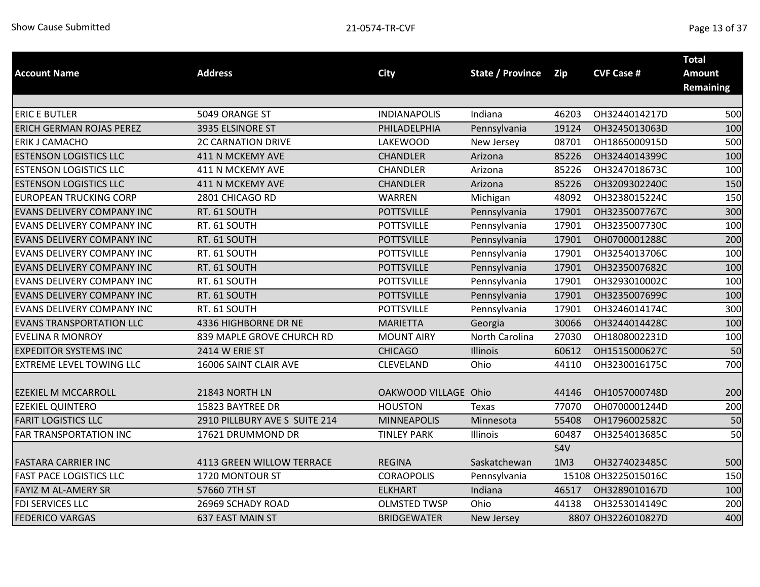| Account Name | Address | City | State / Province | Zip | CVF Case # | Total Amount Remaining |
|---|---|---|---|---|---|---|
| ERIC E BUTLER | 5049 ORANGE ST | INDIANAPOLIS | Indiana | 46203 | OH3244014217D | 500 |
| ERICH GERMAN ROJAS PEREZ | 3935 ELSINORE ST | PHILADELPHIA | Pennsylvania | 19124 | OH3245013063D | 100 |
| ERIK J CAMACHO | 2C CARNATION DRIVE | LAKEWOOD | New Jersey | 08701 | OH1865000915D | 500 |
| ESTENSON LOGISTICS LLC | 411 N MCKEMY AVE | CHANDLER | Arizona | 85226 | OH3244014399C | 100 |
| ESTENSON LOGISTICS LLC | 411 N MCKEMY AVE | CHANDLER | Arizona | 85226 | OH3247018673C | 100 |
| ESTENSON LOGISTICS LLC | 411 N MCKEMY AVE | CHANDLER | Arizona | 85226 | OH3209302240C | 150 |
| EUROPEAN TRUCKING CORP | 2801 CHICAGO RD | WARREN | Michigan | 48092 | OH3238015224C | 150 |
| EVANS DELIVERY COMPANY INC | RT. 61 SOUTH | POTTSVILLE | Pennsylvania | 17901 | OH3235007767C | 300 |
| EVANS DELIVERY COMPANY INC | RT. 61 SOUTH | POTTSVILLE | Pennsylvania | 17901 | OH3235007730C | 100 |
| EVANS DELIVERY COMPANY INC | RT. 61 SOUTH | POTTSVILLE | Pennsylvania | 17901 | OH0700001288C | 200 |
| EVANS DELIVERY COMPANY INC | RT. 61 SOUTH | POTTSVILLE | Pennsylvania | 17901 | OH3254013706C | 100 |
| EVANS DELIVERY COMPANY INC | RT. 61 SOUTH | POTTSVILLE | Pennsylvania | 17901 | OH3235007682C | 100 |
| EVANS DELIVERY COMPANY INC | RT. 61 SOUTH | POTTSVILLE | Pennsylvania | 17901 | OH3293010002C | 100 |
| EVANS DELIVERY COMPANY INC | RT. 61 SOUTH | POTTSVILLE | Pennsylvania | 17901 | OH3235007699C | 100 |
| EVANS DELIVERY COMPANY INC | RT. 61 SOUTH | POTTSVILLE | Pennsylvania | 17901 | OH3246014174C | 300 |
| EVANS TRANSPORTATION LLC | 4336 HIGHBORNE DR NE | MARIETTA | Georgia | 30066 | OH3244014428C | 100 |
| EVELINA R MONROY | 839 MAPLE GROVE CHURCH RD | MOUNT AIRY | North Carolina | 27030 | OH1808002231D | 100 |
| EXPEDITOR SYSTEMS INC | 2414 W ERIE ST | CHICAGO | Illinois | 60612 | OH1515000627C | 50 |
| EXTREME LEVEL TOWING LLC | 16006 SAINT CLAIR AVE | CLEVELAND | Ohio | 44110 | OH3230016175C | 700 |
| EZEKIEL M MCCARROLL | 21843 NORTH LN | OAKWOOD VILLAGE | Ohio | 44146 | OH1057000748D | 200 |
| EZEKIEL QUINTERO | 15823 BAYTREE DR | HOUSTON | Texas | 77070 | OH0700001244D | 200 |
| FARIT LOGISTICS LLC | 2910 PILLBURY AVE S SUITE 214 | MINNEAPOLIS | Minnesota | 55408 | OH1796002582C | 50 |
| FAR TRANSPORTATION INC | 17621 DRUMMOND DR | TINLEY PARK | Illinois | 60487 | OH3254013685C | 50 |
| FASTARA CARRIER INC | 4113 GREEN WILLOW TERRACE | REGINA | Saskatchewan | S4V 1M3 | OH3274023485C | 500 |
| FAST PACE LOGISTICS LLC | 1720 MONTOUR ST | CORAOPOLIS | Pennsylvania | 15108 | OH3225015016C | 150 |
| FAYIZ M AL-AMERY SR | 57660 7TH ST | ELKHART | Indiana | 46517 | OH3289010167D | 100 |
| FDI SERVICES LLC | 26969 SCHADY ROAD | OLMSTED TWSP | Ohio | 44138 | OH3253014149C | 200 |
| FEDERICO VARGAS | 637 EAST MAIN ST | BRIDGEWATER | New Jersey | 8807 | OH3226010827D | 400 |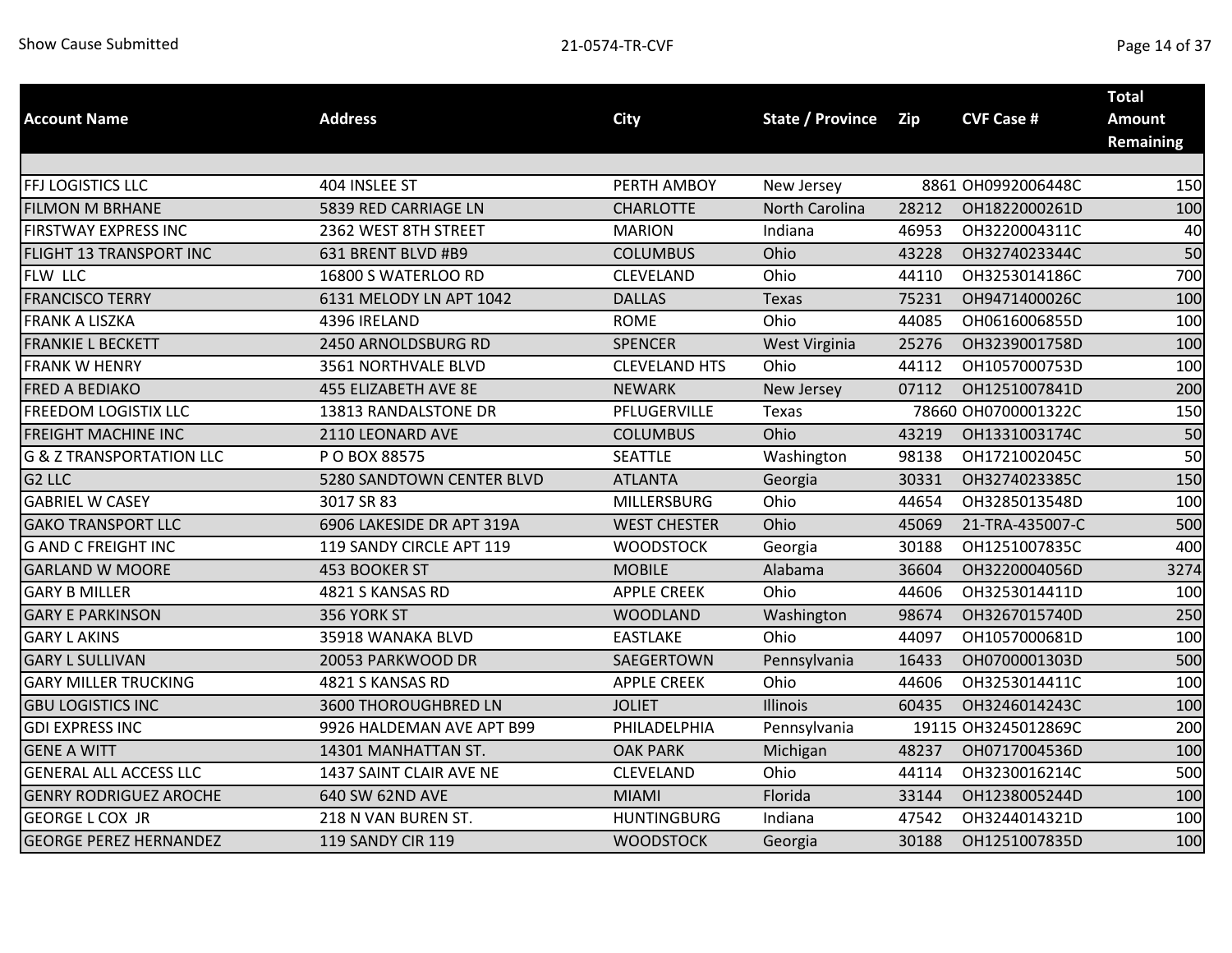| Account Name | Address | City | State / Province | Zip | CVF Case # | Total Amount Remaining |
|---|---|---|---|---|---|---|
| FFJ LOGISTICS LLC | 404 INSLEE ST | PERTH AMBOY | New Jersey | 8861 | OH0992006448C | 150 |
| FILMON M BRHANE | 5839 RED CARRIAGE LN | CHARLOTTE | North Carolina | 28212 | OH1822000261D | 100 |
| FIRSTWAY EXPRESS INC | 2362 WEST 8TH STREET | MARION | Indiana | 46953 | OH3220004311C | 40 |
| FLIGHT 13 TRANSPORT INC | 631 BRENT BLVD #B9 | COLUMBUS | Ohio | 43228 | OH3274023344C | 50 |
| FLW LLC | 16800 S WATERLOO RD | CLEVELAND | Ohio | 44110 | OH3253014186C | 700 |
| FRANCISCO TERRY | 6131 MELODY LN APT 1042 | DALLAS | Texas | 75231 | OH9471400026C | 100 |
| FRANK A LISZKA | 4396 IRELAND | ROME | Ohio | 44085 | OH0616006855D | 100 |
| FRANKIE L BECKETT | 2450 ARNOLDSBURG RD | SPENCER | West Virginia | 25276 | OH3239001758D | 100 |
| FRANK W HENRY | 3561 NORTHVALE BLVD | CLEVELAND HTS | Ohio | 44112 | OH1057000753D | 100 |
| FRED A BEDIAKO | 455 ELIZABETH AVE 8E | NEWARK | New Jersey | 07112 | OH1251007841D | 200 |
| FREEDOM LOGISTIX LLC | 13813 RANDALSTONE DR | PFLUGERVILLE | Texas | 78660 | OH0700001322C | 150 |
| FREIGHT MACHINE INC | 2110 LEONARD AVE | COLUMBUS | Ohio | 43219 | OH1331003174C | 50 |
| G & Z TRANSPORTATION LLC | P O BOX 88575 | SEATTLE | Washington | 98138 | OH1721002045C | 50 |
| G2 LLC | 5280 SANDTOWN CENTER BLVD | ATLANTA | Georgia | 30331 | OH3274023385C | 150 |
| GABRIEL W CASEY | 3017 SR 83 | MILLERSBURG | Ohio | 44654 | OH3285013548D | 100 |
| GAKO TRANSPORT LLC | 6906 LAKESIDE DR APT 319A | WEST CHESTER | Ohio | 45069 | 21-TRA-435007-C | 500 |
| G AND C FREIGHT INC | 119 SANDY CIRCLE APT 119 | WOODSTOCK | Georgia | 30188 | OH1251007835C | 400 |
| GARLAND W MOORE | 453 BOOKER ST | MOBILE | Alabama | 36604 | OH3220004056D | 3274 |
| GARY B MILLER | 4821 S KANSAS RD | APPLE CREEK | Ohio | 44606 | OH3253014411D | 100 |
| GARY E PARKINSON | 356 YORK ST | WOODLAND | Washington | 98674 | OH3267015740D | 250 |
| GARY L AKINS | 35918 WANAKA BLVD | EASTLAKE | Ohio | 44097 | OH1057000681D | 100 |
| GARY L SULLIVAN | 20053 PARKWOOD DR | SAEGERTOWN | Pennsylvania | 16433 | OH0700001303D | 500 |
| GARY MILLER TRUCKING | 4821 S KANSAS RD | APPLE CREEK | Ohio | 44606 | OH3253014411C | 100 |
| GBU LOGISTICS INC | 3600 THOROUGHBRED LN | JOLIET | Illinois | 60435 | OH3246014243C | 100 |
| GDI EXPRESS INC | 9926 HALDEMAN AVE APT B99 | PHILADELPHIA | Pennsylvania | 19115 | OH3245012869C | 200 |
| GENE A WITT | 14301 MANHATTAN ST. | OAK PARK | Michigan | 48237 | OH0717004536D | 100 |
| GENERAL ALL ACCESS LLC | 1437 SAINT CLAIR AVE NE | CLEVELAND | Ohio | 44114 | OH3230016214C | 500 |
| GENRY RODRIGUEZ AROCHE | 640 SW 62ND AVE | MIAMI | Florida | 33144 | OH1238005244D | 100 |
| GEORGE L COX JR | 218 N VAN BUREN ST. | HUNTINGBURG | Indiana | 47542 | OH3244014321D | 100 |
| GEORGE PEREZ HERNANDEZ | 119 SANDY CIR 119 | WOODSTOCK | Georgia | 30188 | OH1251007835D | 100 |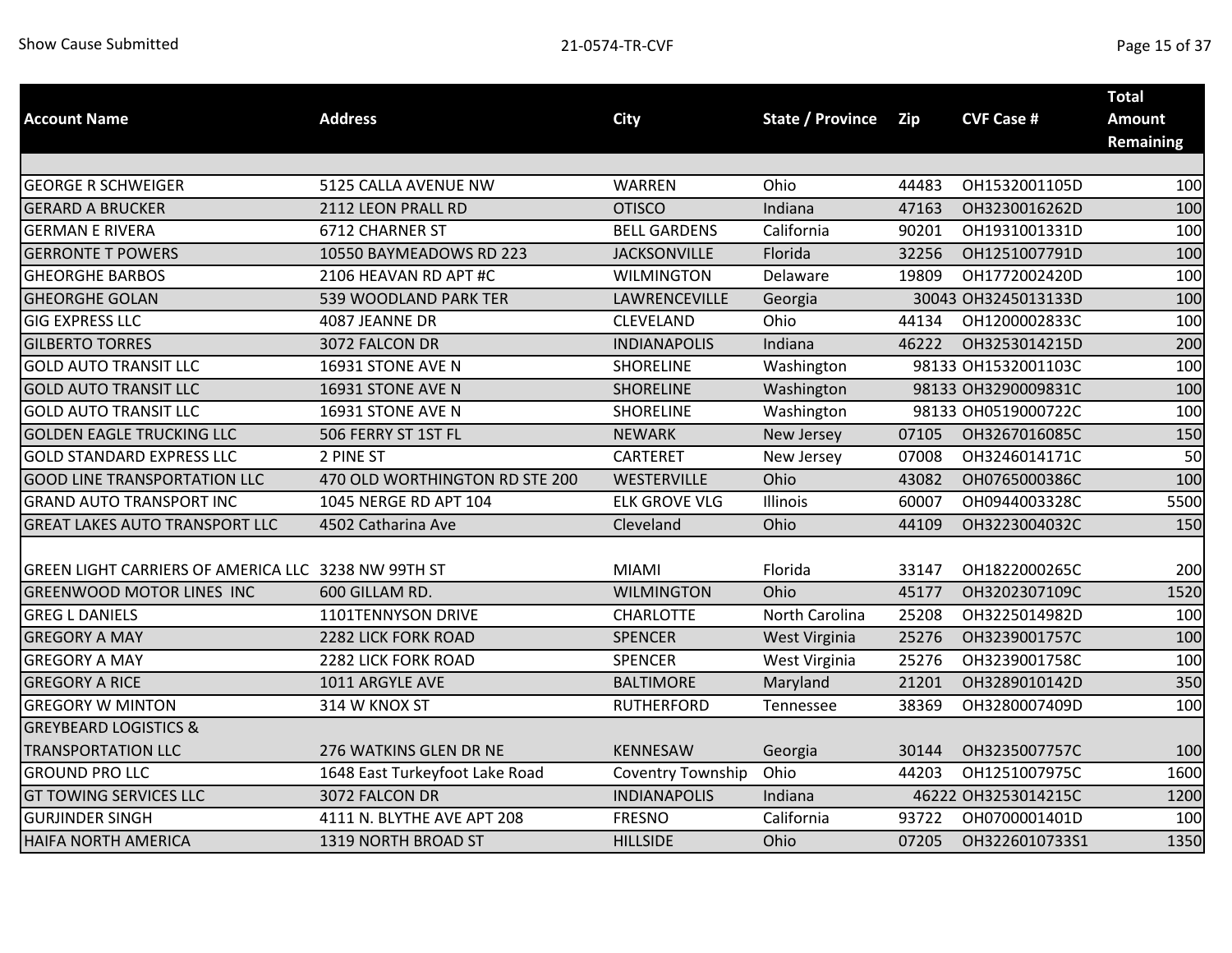| Account Name | Address | City | State / Province | Zip | CVF Case # | Total Amount Remaining |
|---|---|---|---|---|---|---|
| GEORGE R SCHWEIGER | 5125 CALLA AVENUE NW | WARREN | Ohio | 44483 | OH1532001105D | 100 |
| GERARD A BRUCKER | 2112 LEON PRALL RD | OTISCO | Indiana | 47163 | OH3230016262D | 100 |
| GERMAN E RIVERA | 6712 CHARNER ST | BELL GARDENS | California | 90201 | OH1931001331D | 100 |
| GERRONTE T POWERS | 10550 BAYMEADOWS RD 223 | JACKSONVILLE | Florida | 32256 | OH1251007791D | 100 |
| GHEORGHE BARBOS | 2106 HEAVAN RD APT #C | WILMINGTON | Delaware | 19809 | OH1772002420D | 100 |
| GHEORGHE GOLAN | 539 WOODLAND PARK TER | LAWRENCEVILLE | Georgia | 30043 | OH3245013133D | 100 |
| GIG EXPRESS LLC | 4087 JEANNE DR | CLEVELAND | Ohio | 44134 | OH1200002833C | 100 |
| GILBERTO TORRES | 3072 FALCON DR | INDIANAPOLIS | Indiana | 46222 | OH3253014215D | 200 |
| GOLD AUTO TRANSIT LLC | 16931 STONE AVE N | SHORELINE | Washington | 98133 | OH1532001103C | 100 |
| GOLD AUTO TRANSIT LLC | 16931 STONE AVE N | SHORELINE | Washington | 98133 | OH3290009831C | 100 |
| GOLD AUTO TRANSIT LLC | 16931 STONE AVE N | SHORELINE | Washington | 98133 | OH0519000722C | 100 |
| GOLDEN EAGLE TRUCKING LLC | 506 FERRY ST 1ST FL | NEWARK | New Jersey | 07105 | OH3267016085C | 150 |
| GOLD STANDARD EXPRESS LLC | 2 PINE ST | CARTERET | New Jersey | 07008 | OH3246014171C | 50 |
| GOOD LINE TRANSPORTATION LLC | 470 OLD WORTHINGTON RD STE 200 | WESTERVILLE | Ohio | 43082 | OH0765000386C | 100 |
| GRAND AUTO TRANSPORT INC | 1045 NERGE RD APT 104 | ELK GROVE VLG | Illinois | 60007 | OH0944003328C | 5500 |
| GREAT LAKES AUTO TRANSPORT LLC | 4502 Catharina Ave | Cleveland | Ohio | 44109 | OH3223004032C | 150 |
| GREEN LIGHT CARRIERS OF AMERICA LLC | 3238 NW 99TH ST | MIAMI | Florida | 33147 | OH1822000265C | 200 |
| GREENWOOD MOTOR LINES INC | 600 GILLAM RD. | WILMINGTON | Ohio | 45177 | OH3202307109C | 1520 |
| GREG L DANIELS | 1101TENNYSON DRIVE | CHARLOTTE | North Carolina | 25208 | OH3225014982D | 100 |
| GREGORY A MAY | 2282 LICK FORK ROAD | SPENCER | West Virginia | 25276 | OH3239001757C | 100 |
| GREGORY A MAY | 2282 LICK FORK ROAD | SPENCER | West Virginia | 25276 | OH3239001758C | 100 |
| GREGORY A RICE | 1011 ARGYLE AVE | BALTIMORE | Maryland | 21201 | OH3289010142D | 350 |
| GREGORY W MINTON | 314 W KNOX ST | RUTHERFORD | Tennessee | 38369 | OH3280007409D | 100 |
| GREYBEARD LOGISTICS & TRANSPORTATION LLC | 276 WATKINS GLEN DR NE | KENNESAW | Georgia | 30144 | OH3235007757C | 100 |
| GROUND PRO LLC | 1648 East Turkeyfoot Lake Road | Coventry Township | Ohio | 44203 | OH1251007975C | 1600 |
| GT TOWING SERVICES LLC | 3072 FALCON DR | INDIANAPOLIS | Indiana | 46222 | OH3253014215C | 1200 |
| GURJINDER SINGH | 4111 N. BLYTHE AVE APT 208 | FRESNO | California | 93722 | OH0700001401D | 100 |
| HAIFA NORTH AMERICA | 1319 NORTH BROAD ST | HILLSIDE | Ohio | 07205 | OH3226010733S1 | 1350 |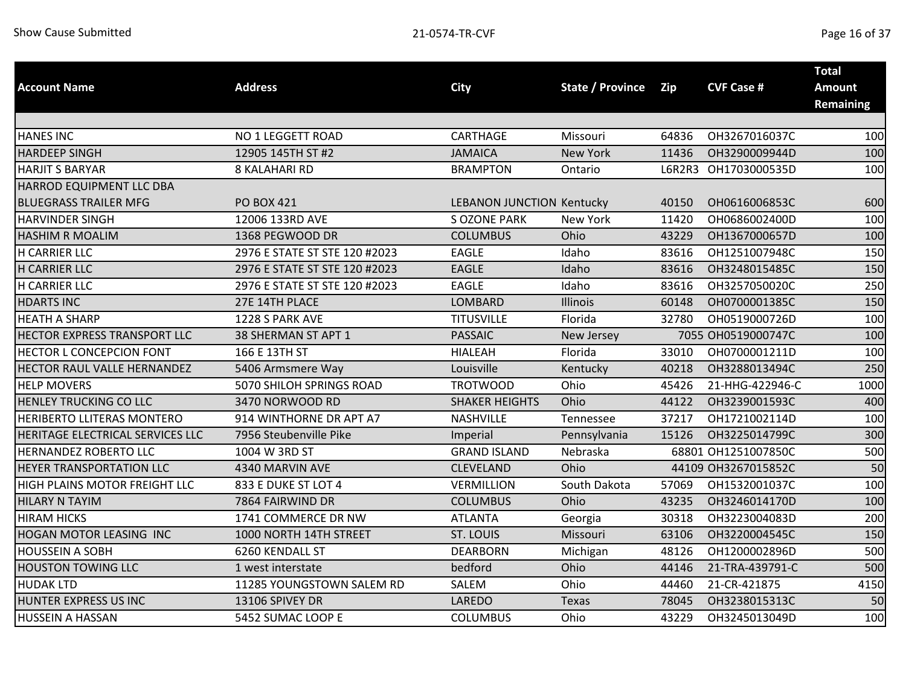| Account Name | Address | City | State / Province | Zip | CVF Case # | Total Amount Remaining |
|---|---|---|---|---|---|---|
| HANES INC | NO 1 LEGGETT ROAD | CARTHAGE | Missouri | 64836 | OH3267016037C | 100 |
| HARDEEP SINGH | 12905 145TH ST #2 | JAMAICA | New York | 11436 | OH3290009944D | 100 |
| HARJIT S BARYAR | 8 KALAHARI RD | BRAMPTON | Ontario | L6R2R3 | OH1703000535D | 100 |
| HARROD EQUIPMENT LLC DBA BLUEGRASS TRAILER MFG | PO BOX 421 | LEBANON JUNCTION | Kentucky | 40150 | OH0616006853C | 600 |
| HARVINDER SINGH | 12006 133RD AVE | S OZONE PARK | New York | 11420 | OH0686002400D | 100 |
| HASHIM R MOALIM | 1368 PEGWOOD DR | COLUMBUS | Ohio | 43229 | OH1367000657D | 100 |
| H CARRIER LLC | 2976 E STATE ST STE 120 #2023 | EAGLE | Idaho | 83616 | OH1251007948C | 150 |
| H CARRIER LLC | 2976 E STATE ST STE 120 #2023 | EAGLE | Idaho | 83616 | OH3248015485C | 150 |
| H CARRIER LLC | 2976 E STATE ST STE 120 #2023 | EAGLE | Idaho | 83616 | OH3257050020C | 250 |
| HDARTS INC | 27E 14TH PLACE | LOMBARD | Illinois | 60148 | OH0700001385C | 150 |
| HEATH A SHARP | 1228 S PARK AVE | TITUSVILLE | Florida | 32780 | OH0519000726D | 100 |
| HECTOR EXPRESS TRANSPORT LLC | 38 SHERMAN ST APT 1 | PASSAIC | New Jersey | 7055 | OH0519000747C | 100 |
| HECTOR L CONCEPCION FONT | 166 E 13TH ST | HIALEAH | Florida | 33010 | OH0700001211D | 100 |
| HECTOR RAUL VALLE HERNANDEZ | 5406 Armsmere Way | Louisville | Kentucky | 40218 | OH3288013494C | 250 |
| HELP MOVERS | 5070 SHILOH SPRINGS ROAD | TROTWOOD | Ohio | 45426 | 21-HHG-422946-C | 1000 |
| HENLEY TRUCKING CO LLC | 3470 NORWOOD RD | SHAKER HEIGHTS | Ohio | 44122 | OH3239001593C | 400 |
| HERIBERTO LLITERAS MONTERO | 914 WINTHORNE DR APT A7 | NASHVILLE | Tennessee | 37217 | OH1721002114D | 100 |
| HERITAGE ELECTRICAL SERVICES LLC | 7956 Steubenville Pike | Imperial | Pennsylvania | 15126 | OH3225014799C | 300 |
| HERNANDEZ ROBERTO LLC | 1004 W 3RD ST | GRAND ISLAND | Nebraska | 68801 | OH1251007850C | 500 |
| HEYER TRANSPORTATION LLC | 4340 MARVIN AVE | CLEVELAND | Ohio | 44109 | OH3267015852C | 50 |
| HIGH PLAINS MOTOR FREIGHT LLC | 833 E DUKE ST LOT 4 | VERMILLION | South Dakota | 57069 | OH1532001037C | 100 |
| HILARY N TAYIM | 7864 FAIRWIND DR | COLUMBUS | Ohio | 43235 | OH3246014170D | 100 |
| HIRAM HICKS | 1741 COMMERCE DR NW | ATLANTA | Georgia | 30318 | OH3223004083D | 200 |
| HOGAN MOTOR LEASING INC | 1000 NORTH 14TH STREET | ST. LOUIS | Missouri | 63106 | OH3220004545C | 150 |
| HOUSSEIN A SOBH | 6260 KENDALL ST | DEARBORN | Michigan | 48126 | OH1200002896D | 500 |
| HOUSTON TOWING LLC | 1 west interstate | bedford | Ohio | 44146 | 21-TRA-439791-C | 500 |
| HUDAK LTD | 11285 YOUNGSTOWN SALEM RD | SALEM | Ohio | 44460 | 21-CR-421875 | 4150 |
| HUNTER EXPRESS US INC | 13106 SPIVEY DR | LAREDO | Texas | 78045 | OH3238015313C | 50 |
| HUSSEIN A HASSAN | 5452 SUMAC LOOP E | COLUMBUS | Ohio | 43229 | OH3245013049D | 100 |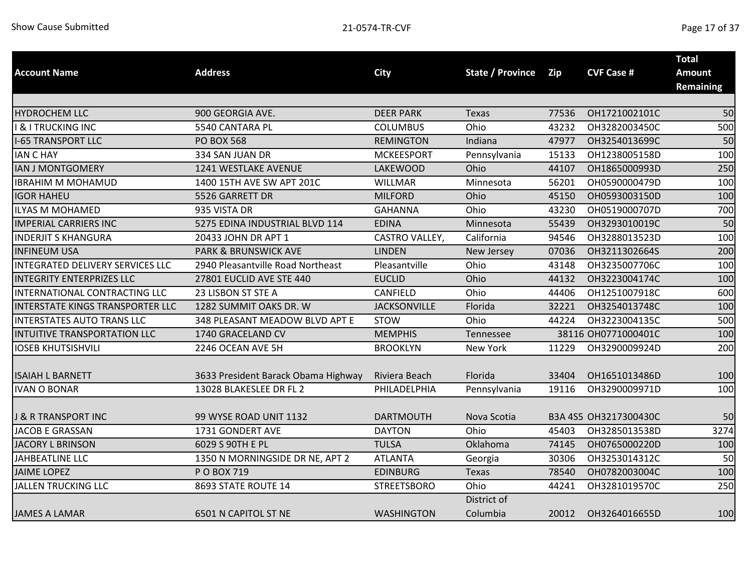| Account Name | Address | City | State / Province | Zip | CVF Case # | Total Amount Remaining |
|---|---|---|---|---|---|---|
| HYDROCHEM LLC | 900 GEORGIA AVE. | DEER PARK | Texas | 77536 | OH1721002101C | 50 |
| I & I TRUCKING INC | 5540 CANTARA PL | COLUMBUS | Ohio | 43232 | OH3282003450C | 500 |
| I-65 TRANSPORT LLC | PO BOX 568 | REMINGTON | Indiana | 47977 | OH3254013699C | 50 |
| IAN C HAY | 334 SAN JUAN DR | MCKEESPORT | Pennsylvania | 15133 | OH1238005158D | 100 |
| IAN J MONTGOMERY | 1241 WESTLAKE AVENUE | LAKEWOOD | Ohio | 44107 | OH1865000993D | 250 |
| IBRAHIM M MOHAMUD | 1400 15TH AVE SW APT 201C | WILLMAR | Minnesota | 56201 | OH0590000479D | 100 |
| IGOR HAHEU | 5526 GARRETT DR | MILFORD | Ohio | 45150 | OH0593003150D | 100 |
| ILYAS M MOHAMED | 935 VISTA DR | GAHANNA | Ohio | 43230 | OH0519000707D | 700 |
| IMPERIAL CARRIERS INC | 5275 EDINA INDUSTRIAL BLVD 114 | EDINA | Minnesota | 55439 | OH3293010019C | 50 |
| INDERJIT S KHANGURA | 20433 JOHN DR APT 1 | CASTRO VALLEY, | California | 94546 | OH3288013523D | 100 |
| INFINEUM USA | PARK & BRUNSWICK AVE | LINDEN | New Jersey | 07036 | OH3211302664S | 200 |
| INTEGRATED DELIVERY SERVICES LLC | 2940 Pleasantville Road Northeast | Pleasantville | Ohio | 43148 | OH3235007706C | 100 |
| INTEGRITY ENTERPRIZES LLC | 27801 EUCLID AVE STE 440 | EUCLID | Ohio | 44132 | OH3223004174C | 100 |
| INTERNATIONAL CONTRACTING LLC | 23 LISBON ST STE A | CANFIELD | Ohio | 44406 | OH1251007918C | 600 |
| INTERSTATE KINGS TRANSPORTER LLC | 1282 SUMMIT OAKS DR. W | JACKSONVILLE | Florida | 32221 | OH3254013748C | 100 |
| INTERSTATES AUTO TRANS LLC | 348 PLEASANT MEADOW BLVD APT E | STOW | Ohio | 44224 | OH3223004135C | 500 |
| INTUITIVE TRANSPORTATION LLC | 1740 GRACELAND CV | MEMPHIS | Tennessee | 38116 | OH0771000401C | 100 |
| IOSEB KHUTSISHVILI | 2246 OCEAN AVE 5H | BROOKLYN | New York | 11229 | OH3290009924D | 200 |
| ISAIAH L BARNETT | 3633 President Barack Obama Highway | Riviera Beach | Florida | 33404 | OH1651013486D | 100 |
| IVAN O BONAR | 13028 BLAKESLEE DR FL 2 | PHILADELPHIA | Pennsylvania | 19116 | OH3290009971D | 100 |
| J & R TRANSPORT INC | 99 WYSE ROAD UNIT 1132 | DARTMOUTH | Nova Scotia | B3A 4S5 | OH3217300430C | 50 |
| JACOB E GRASSAN | 1731 GONDERT AVE | DAYTON | Ohio | 45403 | OH3285013538D | 3274 |
| JACORY L BRINSON | 6029 S 90TH E PL | TULSA | Oklahoma | 74145 | OH0765000220D | 100 |
| JAHBEATLINE LLC | 1350 N MORNINGSIDE DR NE, APT 2 | ATLANTA | Georgia | 30306 | OH3253014312C | 50 |
| JAIME LOPEZ | P O BOX 719 | EDINBURG | Texas | 78540 | OH0782003004C | 100 |
| JALLEN TRUCKING LLC | 8693 STATE ROUTE 14 | STREETSBORO | Ohio | 44241 | OH3281019570C | 250 |
| JAMES A LAMAR | 6501 N CAPITOL ST NE | WASHINGTON | District of Columbia | 20012 | OH3264016655D | 100 |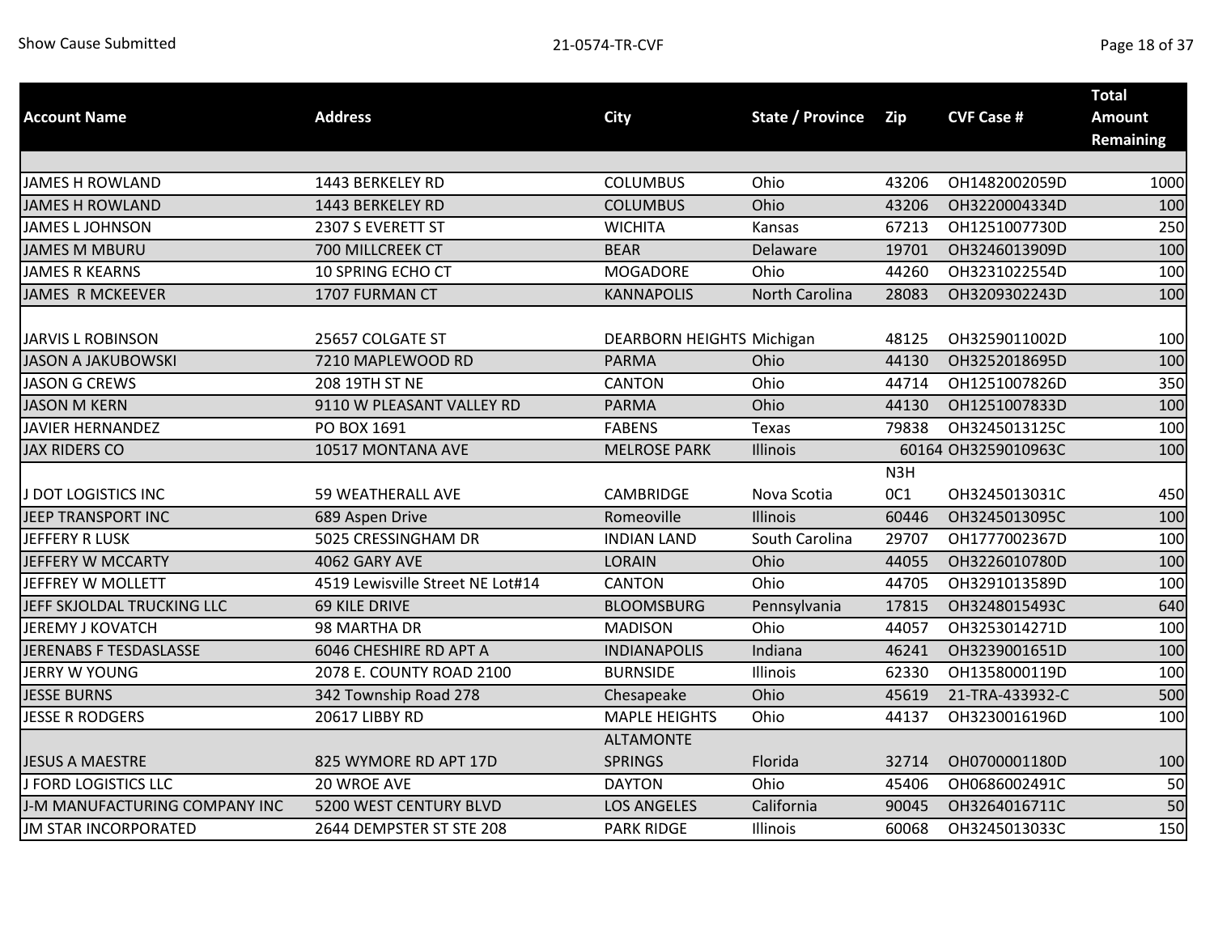| Account Name | Address | City | State / Province | Zip | CVF Case # | Total Amount Remaining |
|---|---|---|---|---|---|---|
| JAMES H ROWLAND | 1443 BERKELEY RD | COLUMBUS | Ohio | 43206 | OH1482002059D | 1000 |
| JAMES H ROWLAND | 1443 BERKELEY RD | COLUMBUS | Ohio | 43206 | OH3220004334D | 100 |
| JAMES L JOHNSON | 2307 S EVERETT ST | WICHITA | Kansas | 67213 | OH1251007730D | 250 |
| JAMES M MBURU | 700 MILLCREEK CT | BEAR | Delaware | 19701 | OH3246013909D | 100 |
| JAMES R KEARNS | 10 SPRING ECHO CT | MOGADORE | Ohio | 44260 | OH3231022554D | 100 |
| JAMES R MCKEEVER | 1707 FURMAN CT | KANNAPOLIS | North Carolina | 28083 | OH3209302243D | 100 |
| JARVIS L ROBINSON | 25657 COLGATE ST | DEARBORN HEIGHTS | Michigan | 48125 | OH3259011002D | 100 |
| JASON A JAKUBOWSKI | 7210 MAPLEWOOD RD | PARMA | Ohio | 44130 | OH3252018695D | 100 |
| JASON G CREWS | 208 19TH ST NE | CANTON | Ohio | 44714 | OH1251007826D | 350 |
| JASON M KERN | 9110 W PLEASANT VALLEY RD | PARMA | Ohio | 44130 | OH1251007833D | 100 |
| JAVIER HERNANDEZ | PO BOX 1691 | FABENS | Texas | 79838 | OH3245013125C | 100 |
| JAX RIDERS CO | 10517 MONTANA AVE | MELROSE PARK | Illinois | 60164 | OH3259010963C | 100 |
| J DOT LOGISTICS INC | 59 WEATHERALL AVE | CAMBRIDGE | Nova Scotia | N3H 0C1 | OH3245013031C | 450 |
| JEEP TRANSPORT INC | 689 Aspen Drive | Romeoville | Illinois | 60446 | OH3245013095C | 100 |
| JEFFERY R LUSK | 5025 CRESSINGHAM DR | INDIAN LAND | South Carolina | 29707 | OH1777002367D | 100 |
| JEFFERY W MCCARTY | 4062 GARY AVE | LORAIN | Ohio | 44055 | OH3226010780D | 100 |
| JEFFREY W MOLLETT | 4519 Lewisville Street NE Lot#14 | CANTON | Ohio | 44705 | OH3291013589D | 100 |
| JEFF SKJOLDAL TRUCKING LLC | 69 KILE DRIVE | BLOOMSBURG | Pennsylvania | 17815 | OH3248015493C | 640 |
| JEREMY J KOVATCH | 98 MARTHA DR | MADISON | Ohio | 44057 | OH3253014271D | 100 |
| JERENABS F TESDASLASSE | 6046 CHESHIRE RD APT A | INDIANAPOLIS | Indiana | 46241 | OH3239001651D | 100 |
| JERRY W YOUNG | 2078 E. COUNTY ROAD 2100 | BURNSIDE | Illinois | 62330 | OH1358000119D | 100 |
| JESSE BURNS | 342 Township Road 278 | Chesapeake | Ohio | 45619 | 21-TRA-433932-C | 500 |
| JESSE R RODGERS | 20617 LIBBY RD | MAPLE HEIGHTS | Ohio | 44137 | OH3230016196D | 100 |
| JESUS A MAESTRE | 825 WYMORE RD APT 17D | ALTAMONTE SPRINGS | Florida | 32714 | OH0700001180D | 100 |
| J FORD LOGISTICS LLC | 20 WROE AVE | DAYTON | Ohio | 45406 | OH0686002491C | 50 |
| J-M MANUFACTURING COMPANY INC | 5200 WEST CENTURY BLVD | LOS ANGELES | California | 90045 | OH3264016711C | 50 |
| JM STAR INCORPORATED | 2644 DEMPSTER ST STE 208 | PARK RIDGE | Illinois | 60068 | OH3245013033C | 150 |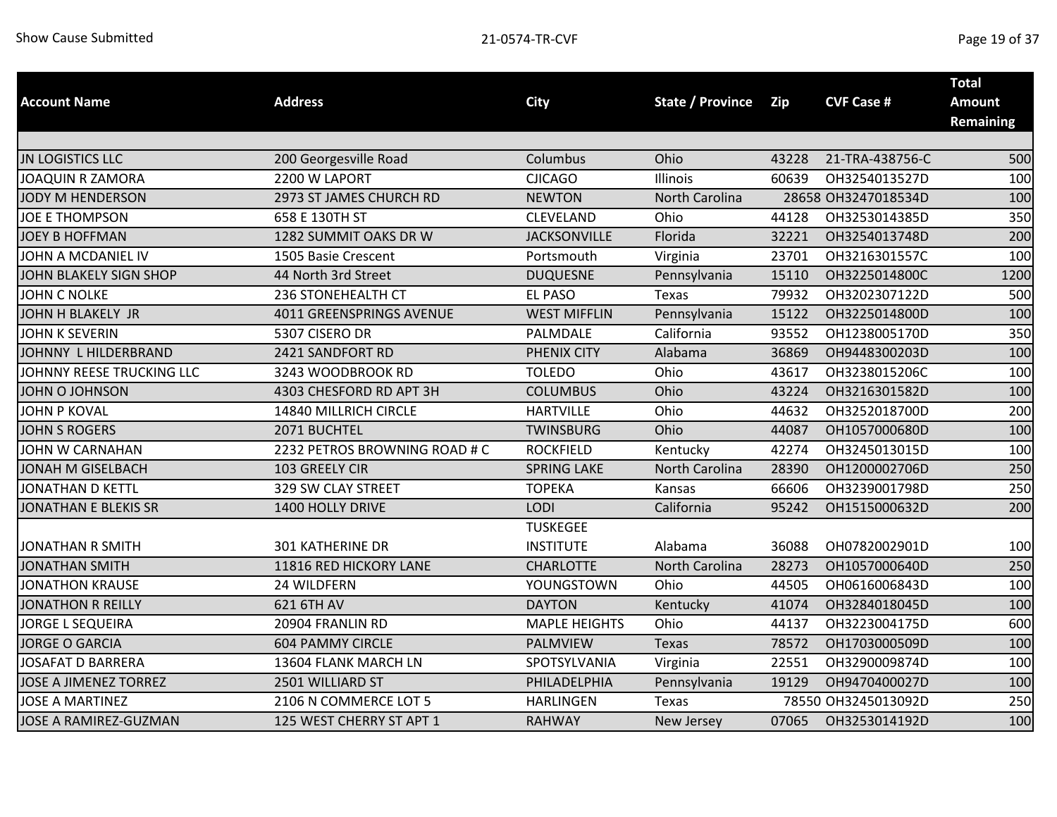| Account Name | Address | City | State / Province | Zip | CVF Case # | Total Amount Remaining |
|---|---|---|---|---|---|---|
| JN LOGISTICS LLC | 200 Georgesville Road | Columbus | Ohio | 43228 | 21-TRA-438756-C | 500 |
| JOAQUIN R ZAMORA | 2200 W LAPORT | CJICAGO | Illinois | 60639 | OH3254013527D | 100 |
| JODY M HENDERSON | 2973 ST JAMES CHURCH RD | NEWTON | North Carolina | 28658 | OH3247018534D | 100 |
| JOE E THOMPSON | 658 E 130TH ST | CLEVELAND | Ohio | 44128 | OH3253014385D | 350 |
| JOEY B HOFFMAN | 1282 SUMMIT OAKS DR W | JACKSONVILLE | Florida | 32221 | OH3254013748D | 200 |
| JOHN A MCDANIEL IV | 1505 Basie Crescent | Portsmouth | Virginia | 23701 | OH3216301557C | 100 |
| JOHN BLAKELY SIGN SHOP | 44 North 3rd Street | DUQUESNE | Pennsylvania | 15110 | OH3225014800C | 1200 |
| JOHN C NOLKE | 236 STONEHEALTH CT | EL PASO | Texas | 79932 | OH3202307122D | 500 |
| JOHN H BLAKELY JR | 4011 GREENSPRINGS AVENUE | WEST MIFFLIN | Pennsylvania | 15122 | OH3225014800D | 100 |
| JOHN K SEVERIN | 5307 CISERO DR | PALMDALE | California | 93552 | OH1238005170D | 350 |
| JOHNNY L HILDERBRAND | 2421 SANDFORT RD | PHENIX CITY | Alabama | 36869 | OH9448300203D | 100 |
| JOHNNY REESE TRUCKING LLC | 3243 WOODBROOK RD | TOLEDO | Ohio | 43617 | OH3238015206C | 100 |
| JOHN O JOHNSON | 4303 CHESFORD RD APT 3H | COLUMBUS | Ohio | 43224 | OH3216301582D | 100 |
| JOHN P KOVAL | 14840 MILLRICH CIRCLE | HARTVILLE | Ohio | 44632 | OH3252018700D | 200 |
| JOHN S ROGERS | 2071 BUCHTEL | TWINSBURG | Ohio | 44087 | OH1057000680D | 100 |
| JOHN W CARNAHAN | 2232 PETROS BROWNING ROAD # C | ROCKFIELD | Kentucky | 42274 | OH3245013015D | 100 |
| JONAH M GISELBACH | 103 GREELY CIR | SPRING LAKE | North Carolina | 28390 | OH1200002706D | 250 |
| JONATHAN D KETTL | 329 SW CLAY STREET | TOPEKA | Kansas | 66606 | OH3239001798D | 250 |
| JONATHAN E BLEKIS SR | 1400 HOLLY DRIVE | LODI | California | 95242 | OH1515000632D | 200 |
| JONATHAN R SMITH | 301 KATHERINE DR | TUSKEGEE INSTITUTE | Alabama | 36088 | OH0782002901D | 100 |
| JONATHAN SMITH | 11816 RED HICKORY LANE | CHARLOTTE | North Carolina | 28273 | OH1057000640D | 250 |
| JONATHON KRAUSE | 24 WILDFERN | YOUNGSTOWN | Ohio | 44505 | OH0616006843D | 100 |
| JONATHON R REILLY | 621 6TH AV | DAYTON | Kentucky | 41074 | OH3284018045D | 100 |
| JORGE L SEQUEIRA | 20904 FRANLIN RD | MAPLE HEIGHTS | Ohio | 44137 | OH3223004175D | 600 |
| JORGE O GARCIA | 604 PAMMY CIRCLE | PALMVIEW | Texas | 78572 | OH1703000509D | 100 |
| JOSAFAT D BARRERA | 13604 FLANK MARCH LN | SPOTSYLVANIA | Virginia | 22551 | OH3290009874D | 100 |
| JOSE A JIMENEZ TORREZ | 2501 WILLIARD ST | PHILADELPHIA | Pennsylvania | 19129 | OH9470400027D | 100 |
| JOSE A MARTINEZ | 2106 N COMMERCE LOT 5 | HARLINGEN | Texas | 78550 | OH3245013092D | 250 |
| JOSE A RAMIREZ-GUZMAN | 125 WEST CHERRY ST APT 1 | RAHWAY | New Jersey | 07065 | OH3253014192D | 100 |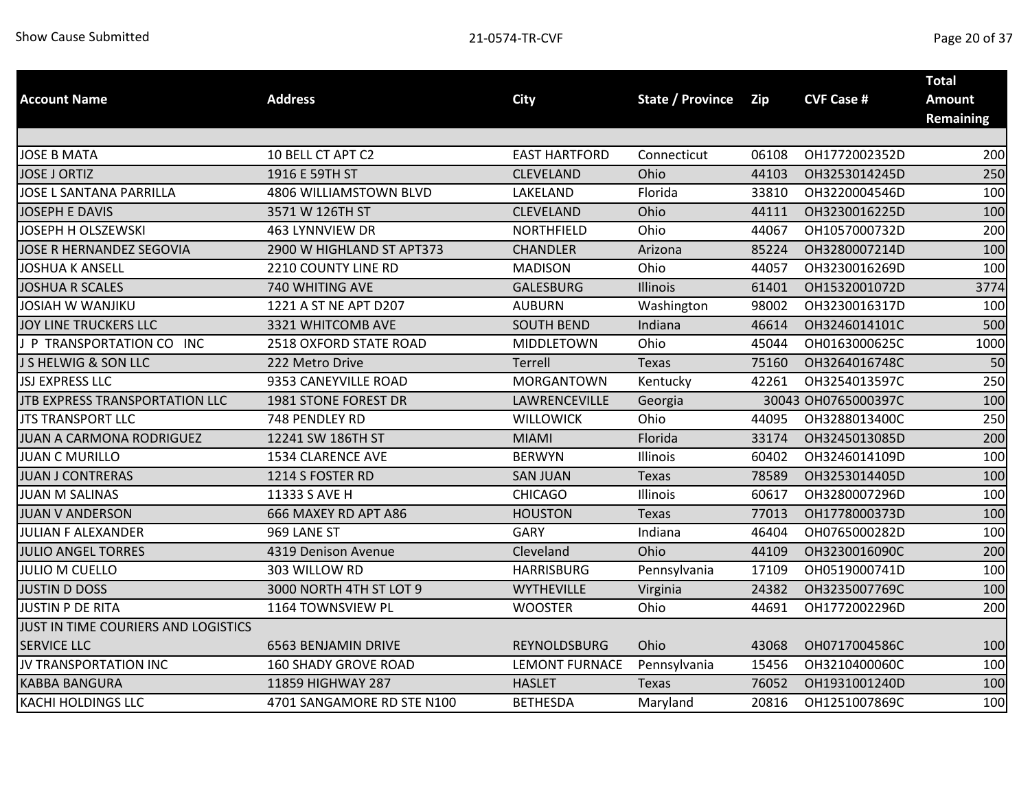| Account Name | Address | City | State / Province | Zip | CVF Case # | Total Amount Remaining |
|---|---|---|---|---|---|---|
| JOSE B MATA | 10 BELL CT APT C2 | EAST HARTFORD | Connecticut | 06108 | OH1772002352D | 200 |
| JOSE J ORTIZ | 1916 E 59TH ST | CLEVELAND | Ohio | 44103 | OH3253014245D | 250 |
| JOSE L SANTANA PARRILLA | 4806 WILLIAMSTOWN BLVD | LAKELAND | Florida | 33810 | OH3220004546D | 100 |
| JOSEPH E DAVIS | 3571 W 126TH ST | CLEVELAND | Ohio | 44111 | OH3230016225D | 100 |
| JOSEPH H OLSZEWSKI | 463 LYNNVIEW DR | NORTHFIELD | Ohio | 44067 | OH1057000732D | 200 |
| JOSE R HERNANDEZ SEGOVIA | 2900 W HIGHLAND ST APT373 | CHANDLER | Arizona | 85224 | OH3280007214D | 100 |
| JOSHUA K ANSELL | 2210 COUNTY LINE RD | MADISON | Ohio | 44057 | OH3230016269D | 100 |
| JOSHUA R SCALES | 740 WHITING AVE | GALESBURG | Illinois | 61401 | OH1532001072D | 3774 |
| JOSIAH W WANJIKU | 1221 A ST NE APT D207 | AUBURN | Washington | 98002 | OH3230016317D | 100 |
| JOY LINE TRUCKERS LLC | 3321 WHITCOMB AVE | SOUTH BEND | Indiana | 46614 | OH3246014101C | 500 |
| J P TRANSPORTATION CO INC | 2518 OXFORD STATE ROAD | MIDDLETOWN | Ohio | 45044 | OH0163000625C | 1000 |
| J S HELWIG & SON LLC | 222 Metro Drive | Terrell | Texas | 75160 | OH3264016748C | 50 |
| JSJ EXPRESS LLC | 9353 CANEYVILLE ROAD | MORGANTOWN | Kentucky | 42261 | OH3254013597C | 250 |
| JTB EXPRESS TRANSPORTATION LLC | 1981 STONE FOREST DR | LAWRENCEVILLE | Georgia | 30043 | OH0765000397C | 100 |
| JTS TRANSPORT LLC | 748 PENDLEY RD | WILLOWICK | Ohio | 44095 | OH3288013400C | 250 |
| JUAN A CARMONA RODRIGUEZ | 12241 SW 186TH ST | MIAMI | Florida | 33174 | OH3245013085D | 200 |
| JUAN C MURILLO | 1534 CLARENCE AVE | BERWYN | Illinois | 60402 | OH3246014109D | 100 |
| JUAN J CONTRERAS | 1214 S FOSTER RD | SAN JUAN | Texas | 78589 | OH3253014405D | 100 |
| JUAN M SALINAS | 11333 S AVE H | CHICAGO | Illinois | 60617 | OH3280007296D | 100 |
| JUAN V ANDERSON | 666 MAXEY RD APT A86 | HOUSTON | Texas | 77013 | OH1778000373D | 100 |
| JULIAN F ALEXANDER | 969 LANE ST | GARY | Indiana | 46404 | OH0765000282D | 100 |
| JULIO ANGEL TORRES | 4319 Denison Avenue | Cleveland | Ohio | 44109 | OH3230016090C | 200 |
| JULIO M CUELLO | 303 WILLOW RD | HARRISBURG | Pennsylvania | 17109 | OH0519000741D | 100 |
| JUSTIN D DOSS | 3000 NORTH 4TH ST LOT 9 | WYTHEVILLE | Virginia | 24382 | OH3235007769C | 100 |
| JUSTIN P DE RITA | 1164 TOWNSVIEW PL | WOOSTER | Ohio | 44691 | OH1772002296D | 200 |
| JUST IN TIME COURIERS AND LOGISTICS SERVICE LLC | 6563 BENJAMIN DRIVE | REYNOLDSBURG | Ohio | 43068 | OH0717004586C | 100 |
| JV TRANSPORTATION INC | 160 SHADY GROVE ROAD | LEMONT FURNACE | Pennsylvania | 15456 | OH3210400060C | 100 |
| KABBA BANGURA | 11859 HIGHWAY 287 | HASLET | Texas | 76052 | OH1931001240D | 100 |
| KACHI HOLDINGS LLC | 4701 SANGAMORE RD STE N100 | BETHESDA | Maryland | 20816 | OH1251007869C | 100 |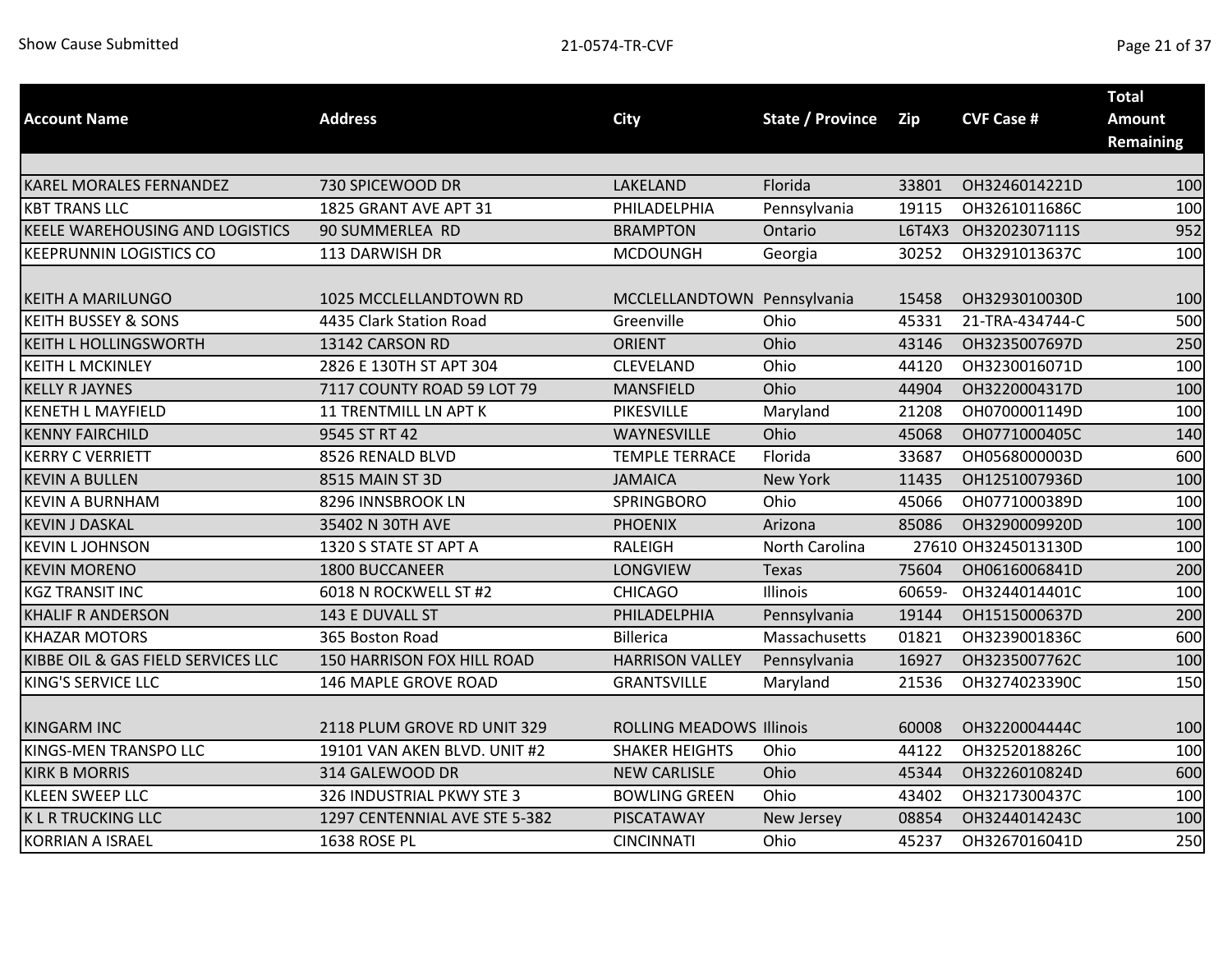| Account Name | Address | City | State / Province | Zip | CVF Case # | Total Amount Remaining |
|---|---|---|---|---|---|---|
| KAREL MORALES FERNANDEZ | 730 SPICEWOOD DR | LAKELAND | Florida | 33801 | OH3246014221D | 100 |
| KBT TRANS LLC | 1825 GRANT AVE APT 31 | PHILADELPHIA | Pennsylvania | 19115 | OH3261011686C | 100 |
| KEELE WAREHOUSING AND LOGISTICS | 90 SUMMERLEA RD | BRAMPTON | Ontario | L6T4X3 | OH3202307111S | 952 |
| KEEPRUNNIN LOGISTICS CO | 113 DARWISH DR | MCDOUNGH | Georgia | 30252 | OH3291013637C | 100 |
| KEITH A MARILUNGO | 1025 MCCLELLANDTOWN RD | MCCLELLANDTOWN | Pennsylvania | 15458 | OH3293010030D | 100 |
| KEITH BUSSEY & SONS | 4435 Clark Station Road | Greenville | Ohio | 45331 | 21-TRA-434744-C | 500 |
| KEITH L HOLLINGSWORTH | 13142 CARSON RD | ORIENT | Ohio | 43146 | OH3235007697D | 250 |
| KEITH L MCKINLEY | 2826 E 130TH ST APT 304 | CLEVELAND | Ohio | 44120 | OH3230016071D | 100 |
| KELLY R JAYNES | 7117 COUNTY ROAD 59 LOT 79 | MANSFIELD | Ohio | 44904 | OH3220004317D | 100 |
| KENETH L MAYFIELD | 11 TRENTMILL LN APT K | PIKESVILLE | Maryland | 21208 | OH0700001149D | 100 |
| KENNY FAIRCHILD | 9545 ST RT 42 | WAYNESVILLE | Ohio | 45068 | OH0771000405C | 140 |
| KERRY C VERRIETT | 8526 RENALD BLVD | TEMPLE TERRACE | Florida | 33687 | OH0568000003D | 600 |
| KEVIN A BULLEN | 8515 MAIN ST 3D | JAMAICA | New York | 11435 | OH1251007936D | 100 |
| KEVIN A BURNHAM | 8296 INNSBROOK LN | SPRINGBORO | Ohio | 45066 | OH0771000389D | 100 |
| KEVIN J DASKAL | 35402 N 30TH AVE | PHOENIX | Arizona | 85086 | OH3290009920D | 100 |
| KEVIN L JOHNSON | 1320 S STATE ST APT A | RALEIGH | North Carolina | 27610 | OH3245013130D | 100 |
| KEVIN MORENO | 1800 BUCCANEER | LONGVIEW | Texas | 75604 | OH0616006841D | 200 |
| KGZ TRANSIT INC | 6018 N ROCKWELL ST #2 | CHICAGO | Illinois | 60659- | OH3244014401C | 100 |
| KHALIF R ANDERSON | 143 E DUVALL ST | PHILADELPHIA | Pennsylvania | 19144 | OH1515000637D | 200 |
| KHAZAR MOTORS | 365 Boston Road | Billerica | Massachusetts | 01821 | OH3239001836C | 600 |
| KIBBE OIL & GAS FIELD SERVICES LLC | 150 HARRISON FOX HILL ROAD | HARRISON VALLEY | Pennsylvania | 16927 | OH3235007762C | 100 |
| KING'S SERVICE LLC | 146 MAPLE GROVE ROAD | GRANTSVILLE | Maryland | 21536 | OH3274023390C | 150 |
| KINGARM INC | 2118 PLUM GROVE RD UNIT 329 | ROLLING MEADOWS | Illinois | 60008 | OH3220004444C | 100 |
| KINGS-MEN TRANSPO LLC | 19101 VAN AKEN BLVD. UNIT #2 | SHAKER HEIGHTS | Ohio | 44122 | OH3252018826C | 100 |
| KIRK B MORRIS | 314 GALEWOOD DR | NEW CARLISLE | Ohio | 45344 | OH3226010824D | 600 |
| KLEEN SWEEP LLC | 326 INDUSTRIAL PKWY STE 3 | BOWLING GREEN | Ohio | 43402 | OH3217300437C | 100 |
| K L R TRUCKING LLC | 1297 CENTENNIAL AVE STE 5-382 | PISCATAWAY | New Jersey | 08854 | OH3244014243C | 100 |
| KORRIAN A ISRAEL | 1638 ROSE PL | CINCINNATI | Ohio | 45237 | OH3267016041D | 250 |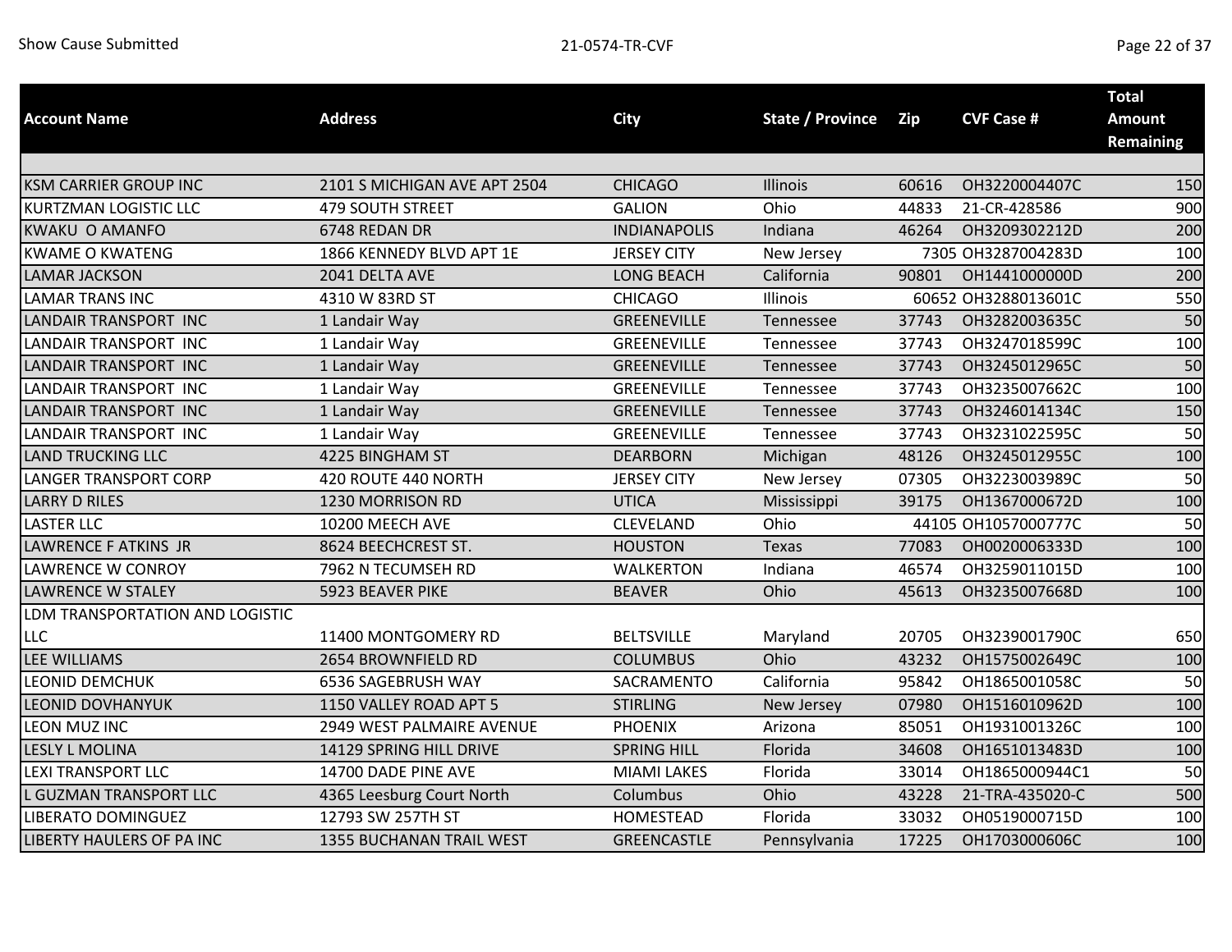| Account Name | Address | City | State / Province | Zip | CVF Case # | Total Amount Remaining |
|---|---|---|---|---|---|---|
| KSM CARRIER GROUP INC | 2101 S MICHIGAN AVE APT 2504 | CHICAGO | Illinois | 60616 | OH3220004407C | 150 |
| KURTZMAN LOGISTIC LLC | 479 SOUTH STREET | GALION | Ohio | 44833 | 21-CR-428586 | 900 |
| KWAKU O AMANFO | 6748 REDAN DR | INDIANAPOLIS | Indiana | 46264 | OH3209302212D | 200 |
| KWAME O KWATENG | 1866 KENNEDY BLVD APT 1E | JERSEY CITY | New Jersey | 7305 | OH3287004283D | 100 |
| LAMAR JACKSON | 2041 DELTA AVE | LONG BEACH | California | 90801 | OH1441000000D | 200 |
| LAMAR TRANS INC | 4310 W 83RD ST | CHICAGO | Illinois | 60652 | OH3288013601C | 550 |
| LANDAIR TRANSPORT INC | 1 Landair Way | GREENEVILLE | Tennessee | 37743 | OH3282003635C | 50 |
| LANDAIR TRANSPORT INC | 1 Landair Way | GREENEVILLE | Tennessee | 37743 | OH3247018599C | 100 |
| LANDAIR TRANSPORT INC | 1 Landair Way | GREENEVILLE | Tennessee | 37743 | OH3245012965C | 50 |
| LANDAIR TRANSPORT INC | 1 Landair Way | GREENEVILLE | Tennessee | 37743 | OH3235007662C | 100 |
| LANDAIR TRANSPORT INC | 1 Landair Way | GREENEVILLE | Tennessee | 37743 | OH3246014134C | 150 |
| LANDAIR TRANSPORT INC | 1 Landair Way | GREENEVILLE | Tennessee | 37743 | OH3231022595C | 50 |
| LAND TRUCKING LLC | 4225 BINGHAM ST | DEARBORN | Michigan | 48126 | OH3245012955C | 100 |
| LANGER TRANSPORT CORP | 420 ROUTE 440 NORTH | JERSEY CITY | New Jersey | 07305 | OH3223003989C | 50 |
| LARRY D RILES | 1230 MORRISON RD | UTICA | Mississippi | 39175 | OH1367000672D | 100 |
| LASTER LLC | 10200 MEECH AVE | CLEVELAND | Ohio | 44105 | OH1057000777C | 50 |
| LAWRENCE F ATKINS JR | 8624 BEECHCREST ST. | HOUSTON | Texas | 77083 | OH0020006333D | 100 |
| LAWRENCE W CONROY | 7962 N TECUMSEH RD | WALKERTON | Indiana | 46574 | OH3259011015D | 100 |
| LAWRENCE W STALEY | 5923 BEAVER PIKE | BEAVER | Ohio | 45613 | OH3235007668D | 100 |
| LDM TRANSPORTATION AND LOGISTIC LLC | 11400 MONTGOMERY RD | BELTSVILLE | Maryland | 20705 | OH3239001790C | 650 |
| LEE WILLIAMS | 2654 BROWNFIELD RD | COLUMBUS | Ohio | 43232 | OH1575002649C | 100 |
| LEONID DEMCHUK | 6536 SAGEBRUSH WAY | SACRAMENTO | California | 95842 | OH1865001058C | 50 |
| LEONID DOVHANYUK | 1150 VALLEY ROAD APT 5 | STIRLING | New Jersey | 07980 | OH1516010962D | 100 |
| LEON MUZ INC | 2949 WEST PALMAIRE AVENUE | PHOENIX | Arizona | 85051 | OH1931001326C | 100 |
| LESLY L MOLINA | 14129 SPRING HILL DRIVE | SPRING HILL | Florida | 34608 | OH1651013483D | 100 |
| LEXI TRANSPORT LLC | 14700 DADE PINE AVE | MIAMI LAKES | Florida | 33014 | OH1865000944C1 | 50 |
| L GUZMAN TRANSPORT LLC | 4365 Leesburg Court North | Columbus | Ohio | 43228 | 21-TRA-435020-C | 500 |
| LIBERATO DOMINGUEZ | 12793 SW 257TH ST | HOMESTEAD | Florida | 33032 | OH0519000715D | 100 |
| LIBERTY HAULERS OF PA INC | 1355 BUCHANAN TRAIL WEST | GREENCASTLE | Pennsylvania | 17225 | OH1703000606C | 100 |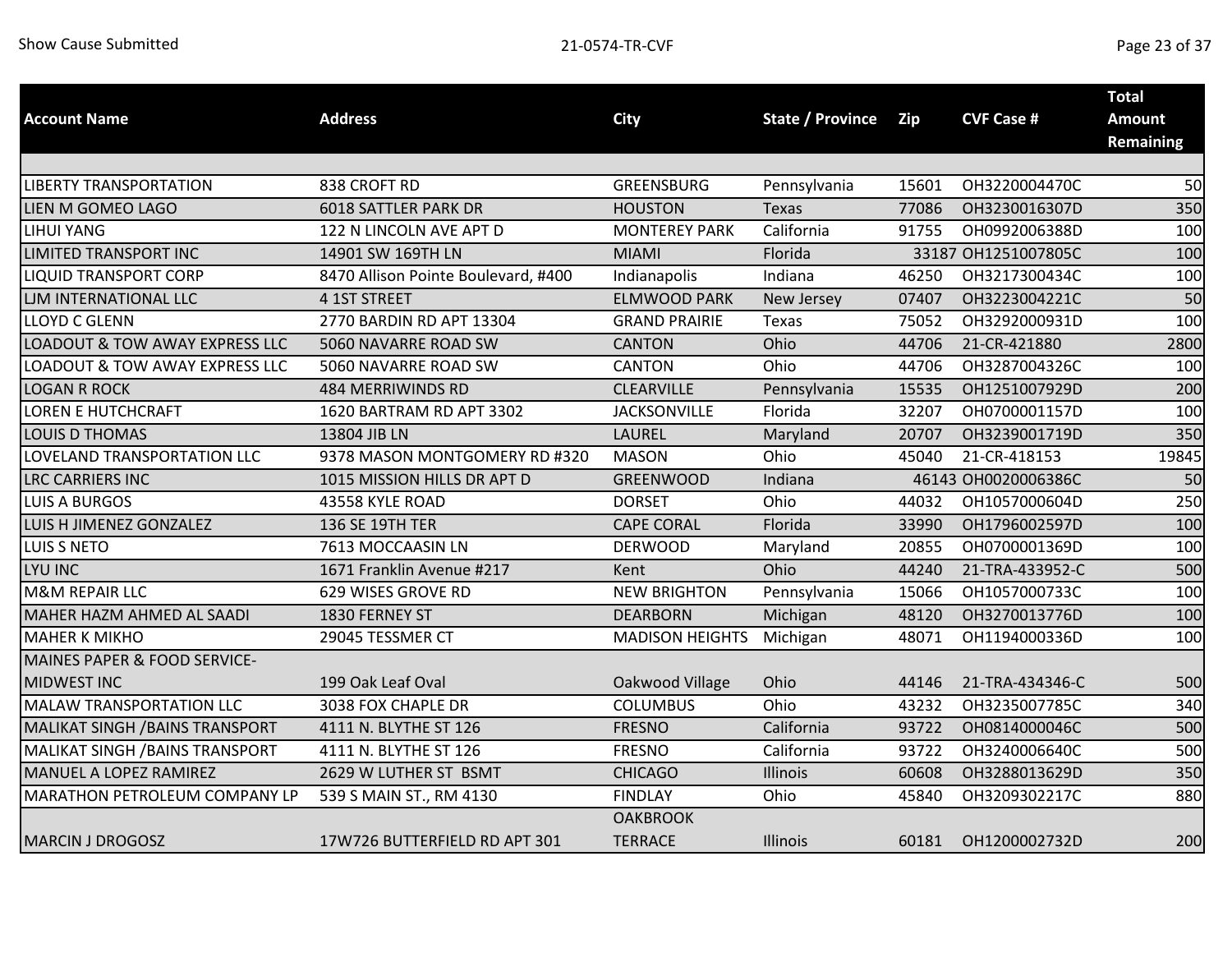| Account Name | Address | City | State / Province | Zip | CVF Case # | Total Amount Remaining |
|---|---|---|---|---|---|---|
| | | | | | | |
| LIBERTY TRANSPORTATION | 838 CROFT RD | GREENSBURG | Pennsylvania | 15601 | OH3220004470C | 50 |
| LIEN M GOMEO LAGO | 6018 SATTLER PARK DR | HOUSTON | Texas | 77086 | OH3230016307D | 350 |
| LIHUI YANG | 122 N LINCOLN AVE APT D | MONTEREY PARK | California | 91755 | OH0992006388D | 100 |
| LIMITED TRANSPORT INC | 14901 SW 169TH LN | MIAMI | Florida | 33187 | OH1251007805C | 100 |
| LIQUID TRANSPORT CORP | 8470 Allison Pointe Boulevard, #400 | Indianapolis | Indiana | 46250 | OH3217300434C | 100 |
| LJM INTERNATIONAL LLC | 4 1ST STREET | ELMWOOD PARK | New Jersey | 07407 | OH3223004221C | 50 |
| LLOYD C GLENN | 2770 BARDIN RD APT 13304 | GRAND PRAIRIE | Texas | 75052 | OH3292000931D | 100 |
| LOADOUT & TOW AWAY EXPRESS LLC | 5060 NAVARRE ROAD SW | CANTON | Ohio | 44706 | 21-CR-421880 | 2800 |
| LOADOUT & TOW AWAY EXPRESS LLC | 5060 NAVARRE ROAD SW | CANTON | Ohio | 44706 | OH3287004326C | 100 |
| LOGAN R ROCK | 484 MERRIWINDS RD | CLEARVILLE | Pennsylvania | 15535 | OH1251007929D | 200 |
| LOREN E HUTCHCRAFT | 1620 BARTRAM RD APT 3302 | JACKSONVILLE | Florida | 32207 | OH0700001157D | 100 |
| LOUIS D THOMAS | 13804 JIB LN | LAUREL | Maryland | 20707 | OH3239001719D | 350 |
| LOVELAND TRANSPORTATION LLC | 9378 MASON MONTGOMERY RD #320 | MASON | Ohio | 45040 | 21-CR-418153 | 19845 |
| LRC CARRIERS INC | 1015 MISSION HILLS DR APT D | GREENWOOD | Indiana | 46143 | OH0020006386C | 50 |
| LUIS A BURGOS | 43558 KYLE ROAD | DORSET | Ohio | 44032 | OH1057000604D | 250 |
| LUIS H JIMENEZ GONZALEZ | 136 SE 19TH TER | CAPE CORAL | Florida | 33990 | OH1796002597D | 100 |
| LUIS S NETO | 7613 MOCCAASIN LN | DERWOOD | Maryland | 20855 | OH0700001369D | 100 |
| LYU INC | 1671 Franklin Avenue #217 | Kent | Ohio | 44240 | 21-TRA-433952-C | 500 |
| M&M REPAIR LLC | 629 WISES GROVE RD | NEW BRIGHTON | Pennsylvania | 15066 | OH1057000733C | 100 |
| MAHER HAZM AHMED AL SAADI | 1830 FERNEY ST | DEARBORN | Michigan | 48120 | OH3270013776D | 100 |
| MAHER K MIKHO | 29045 TESSMER CT | MADISON HEIGHTS | Michigan | 48071 | OH1194000336D | 100 |
| MAINES PAPER & FOOD SERVICE-MIDWEST INC | 199 Oak Leaf Oval | Oakwood Village | Ohio | 44146 | 21-TRA-434346-C | 500 |
| MALAW TRANSPORTATION LLC | 3038 FOX CHAPLE DR | COLUMBUS | Ohio | 43232 | OH3235007785C | 340 |
| MALIKAT SINGH /BAINS TRANSPORT | 4111 N. BLYTHE ST 126 | FRESNO | California | 93722 | OH0814000046C | 500 |
| MALIKAT SINGH /BAINS TRANSPORT | 4111 N. BLYTHE ST 126 | FRESNO | California | 93722 | OH3240006640C | 500 |
| MANUEL A LOPEZ RAMIREZ | 2629 W LUTHER ST BSMT | CHICAGO | Illinois | 60608 | OH3288013629D | 350 |
| MARATHON PETROLEUM COMPANY LP | 539 S MAIN ST., RM 4130 | FINDLAY | Ohio | 45840 | OH3209302217C | 880 |
| MARCIN J DROGOSZ | 17W726 BUTTERFIELD RD APT 301 | OAKBROOK TERRACE | Illinois | 60181 | OH1200002732D | 200 |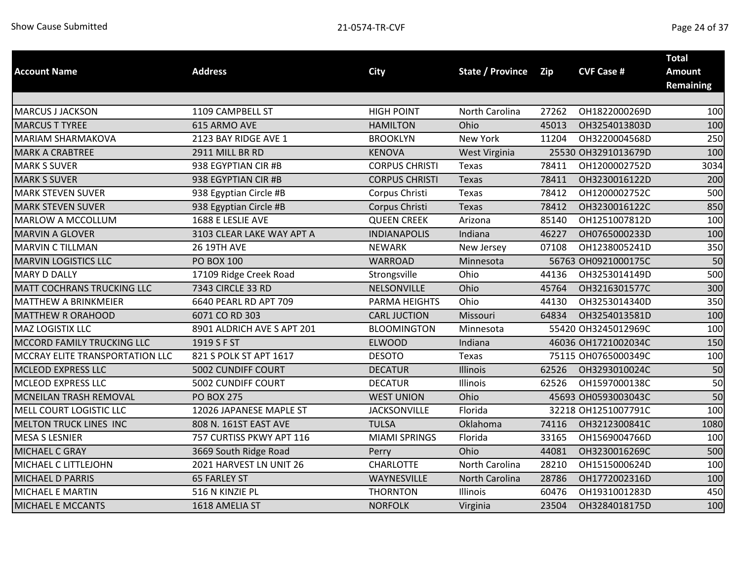| Account Name | Address | City | State / Province | Zip | CVF Case # | Total Amount Remaining |
|---|---|---|---|---|---|---|
| MARCUS J JACKSON | 1109 CAMPBELL ST | HIGH POINT | North Carolina | 27262 | OH1822000269D | 100 |
| MARCUS T TYREE | 615 ARMO AVE | HAMILTON | Ohio | 45013 | OH3254013803D | 100 |
| MARIAM SHARMAKOVA | 2123 BAY RIDGE AVE 1 | BROOKLYN | New York | 11204 | OH3220004568D | 250 |
| MARK A CRABTREE | 2911 MILL BR RD | KENOVA | West Virginia | 25530 | OH3291013679D | 100 |
| MARK S SUVER | 938 EGYPTIAN CIR #B | CORPUS CHRISTI | Texas | 78411 | OH1200002752D | 3034 |
| MARK S SUVER | 938 EGYPTIAN CIR #B | CORPUS CHRISTI | Texas | 78411 | OH3230016122D | 200 |
| MARK STEVEN SUVER | 938 Egyptian Circle #B | Corpus Christi | Texas | 78412 | OH1200002752C | 500 |
| MARK STEVEN SUVER | 938 Egyptian Circle #B | Corpus Christi | Texas | 78412 | OH3230016122C | 850 |
| MARLOW A MCCOLLUM | 1688 E LESLIE AVE | QUEEN CREEK | Arizona | 85140 | OH1251007812D | 100 |
| MARVIN A GLOVER | 3103 CLEAR LAKE WAY APT A | INDIANAPOLIS | Indiana | 46227 | OH0765000233D | 100 |
| MARVIN C TILLMAN | 26 19TH AVE | NEWARK | New Jersey | 07108 | OH1238005241D | 350 |
| MARVIN LOGISTICS LLC | PO BOX 100 | WARROAD | Minnesota | 56763 | OH0921000175C | 50 |
| MARY D DALLY | 17109 Ridge Creek Road | Strongsville | Ohio | 44136 | OH3253014149D | 500 |
| MATT COCHRANS TRUCKING LLC | 7343 CIRCLE 33 RD | NELSONVILLE | Ohio | 45764 | OH3216301577C | 300 |
| MATTHEW A BRINKMEIER | 6640 PEARL RD APT 709 | PARMA HEIGHTS | Ohio | 44130 | OH3253014340D | 350 |
| MATTHEW R ORAHOOD | 6071 CO RD 303 | CARL JUCTION | Missouri | 64834 | OH3254013581D | 100 |
| MAZ LOGISTIX LLC | 8901 ALDRICH AVE S APT 201 | BLOOMINGTON | Minnesota | 55420 | OH3245012969C | 100 |
| MCCORD FAMILY TRUCKING LLC | 1919 S F ST | ELWOOD | Indiana | 46036 | OH1721002034C | 150 |
| MCCRAY ELITE TRANSPORTATION LLC | 821 S POLK ST APT 1617 | DESOTO | Texas | 75115 | OH0765000349C | 100 |
| MCLEOD EXPRESS LLC | 5002 CUNDIFF COURT | DECATUR | Illinois | 62526 | OH3293010024C | 50 |
| MCLEOD EXPRESS LLC | 5002 CUNDIFF COURT | DECATUR | Illinois | 62526 | OH1597000138C | 50 |
| MCNEILAN TRASH REMOVAL | PO BOX 275 | WEST UNION | Ohio | 45693 | OH0593003043C | 50 |
| MELL COURT LOGISTIC LLC | 12026 JAPANESE MAPLE ST | JACKSONVILLE | Florida | 32218 | OH1251007791C | 100 |
| MELTON TRUCK LINES INC | 808 N. 161ST EAST AVE | TULSA | Oklahoma | 74116 | OH3212300841C | 1080 |
| MESA S LESNIER | 757 CURTISS PKWY APT 116 | MIAMI SPRINGS | Florida | 33165 | OH1569004766D | 100 |
| MICHAEL C GRAY | 3669 South Ridge Road | Perry | Ohio | 44081 | OH3230016269C | 500 |
| MICHAEL C LITTLEJOHN | 2021 HARVEST LN UNIT 26 | CHARLOTTE | North Carolina | 28210 | OH1515000624D | 100 |
| MICHAEL D PARRIS | 65 FARLEY ST | WAYNESVILLE | North Carolina | 28786 | OH1772002316D | 100 |
| MICHAEL E MARTIN | 516 N KINZIE PL | THORNTON | Illinois | 60476 | OH1931001283D | 450 |
| MICHAEL E MCCANTS | 1618 AMELIA ST | NORFOLK | Virginia | 23504 | OH3284018175D | 100 |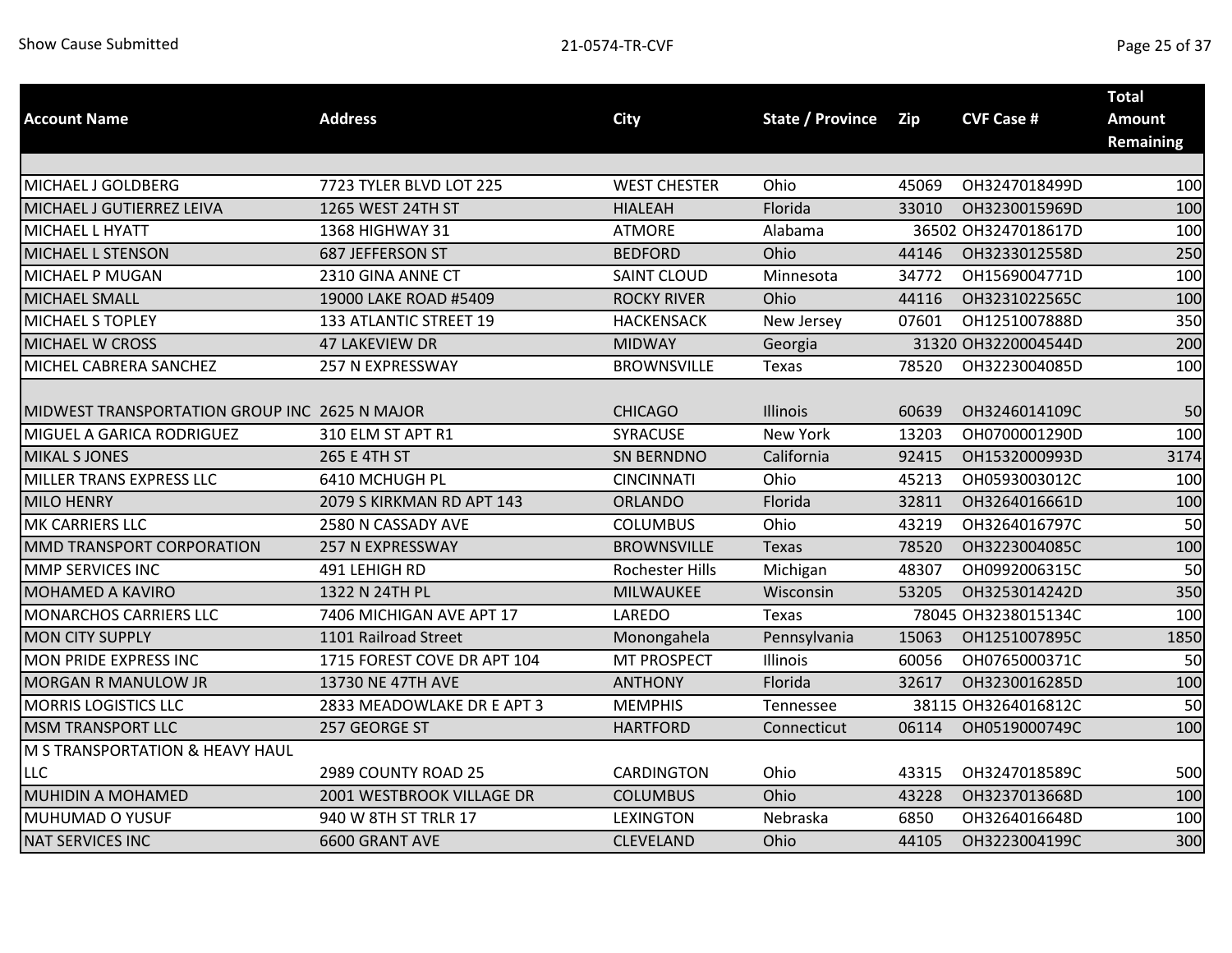| Account Name | Address | City | State / Province | Zip | CVF Case # | Total Amount Remaining |
|---|---|---|---|---|---|---|
| MICHAEL J GOLDBERG | 7723 TYLER BLVD LOT 225 | WEST CHESTER | Ohio | 45069 | OH3247018499D | 100 |
| MICHAEL J GUTIERREZ LEIVA | 1265 WEST 24TH ST | HIALEAH | Florida | 33010 | OH3230015969D | 100 |
| MICHAEL L HYATT | 1368 HIGHWAY 31 | ATMORE | Alabama | 36502 | OH3247018617D | 100 |
| MICHAEL L STENSON | 687 JEFFERSON ST | BEDFORD | Ohio | 44146 | OH3233012558D | 250 |
| MICHAEL P MUGAN | 2310 GINA ANNE CT | SAINT CLOUD | Minnesota | 34772 | OH1569004771D | 100 |
| MICHAEL SMALL | 19000 LAKE ROAD #5409 | ROCKY RIVER | Ohio | 44116 | OH3231022565C | 100 |
| MICHAEL S TOPLEY | 133 ATLANTIC STREET 19 | HACKENSACK | New Jersey | 07601 | OH1251007888D | 350 |
| MICHAEL W CROSS | 47 LAKEVIEW DR | MIDWAY | Georgia | 31320 | OH3220004544D | 200 |
| MICHEL CABRERA SANCHEZ | 257 N EXPRESSWAY | BROWNSVILLE | Texas | 78520 | OH3223004085D | 100 |
| MIDWEST TRANSPORTATION GROUP INC | 2625 N MAJOR | CHICAGO | Illinois | 60639 | OH3246014109C | 50 |
| MIGUEL A GARICA RODRIGUEZ | 310 ELM ST APT R1 | SYRACUSE | New York | 13203 | OH0700001290D | 100 |
| MIKAL S JONES | 265 E 4TH ST | SN BERNDNO | California | 92415 | OH1532000993D | 3174 |
| MILLER TRANS EXPRESS LLC | 6410 MCHUGH PL | CINCINNATI | Ohio | 45213 | OH0593003012C | 100 |
| MILO HENRY | 2079 S KIRKMAN RD APT 143 | ORLANDO | Florida | 32811 | OH3264016661D | 100 |
| MK CARRIERS LLC | 2580 N CASSADY AVE | COLUMBUS | Ohio | 43219 | OH3264016797C | 50 |
| MMD TRANSPORT CORPORATION | 257 N EXPRESSWAY | BROWNSVILLE | Texas | 78520 | OH3223004085C | 100 |
| MMP SERVICES INC | 491 LEHIGH RD | Rochester Hills | Michigan | 48307 | OH0992006315C | 50 |
| MOHAMED A KAVIRO | 1322 N 24TH PL | MILWAUKEE | Wisconsin | 53205 | OH3253014242D | 350 |
| MONARCHOS CARRIERS LLC | 7406 MICHIGAN AVE APT 17 | LAREDO | Texas | 78045 | OH3238015134C | 100 |
| MON CITY SUPPLY | 1101 Railroad Street | Monongahela | Pennsylvania | 15063 | OH1251007895C | 1850 |
| MON PRIDE EXPRESS INC | 1715 FOREST COVE DR APT 104 | MT PROSPECT | Illinois | 60056 | OH0765000371C | 50 |
| MORGAN R MANULOW JR | 13730 NE 47TH AVE | ANTHONY | Florida | 32617 | OH3230016285D | 100 |
| MORRIS LOGISTICS LLC | 2833 MEADOWLAKE DR E APT 3 | MEMPHIS | Tennessee | 38115 | OH3264016812C | 50 |
| MSM TRANSPORT LLC | 257 GEORGE ST | HARTFORD | Connecticut | 06114 | OH0519000749C | 100 |
| M S TRANSPORTATION & HEAVY HAUL LLC | 2989 COUNTY ROAD 25 | CARDINGTON | Ohio | 43315 | OH3247018589C | 500 |
| MUHIDIN A MOHAMED | 2001 WESTBROOK VILLAGE DR | COLUMBUS | Ohio | 43228 | OH3237013668D | 100 |
| MUHUMAD O YUSUF | 940 W 8TH ST TRLR 17 | LEXINGTON | Nebraska | 6850 | OH3264016648D | 100 |
| NAT SERVICES INC | 6600 GRANT AVE | CLEVELAND | Ohio | 44105 | OH3223004199C | 300 |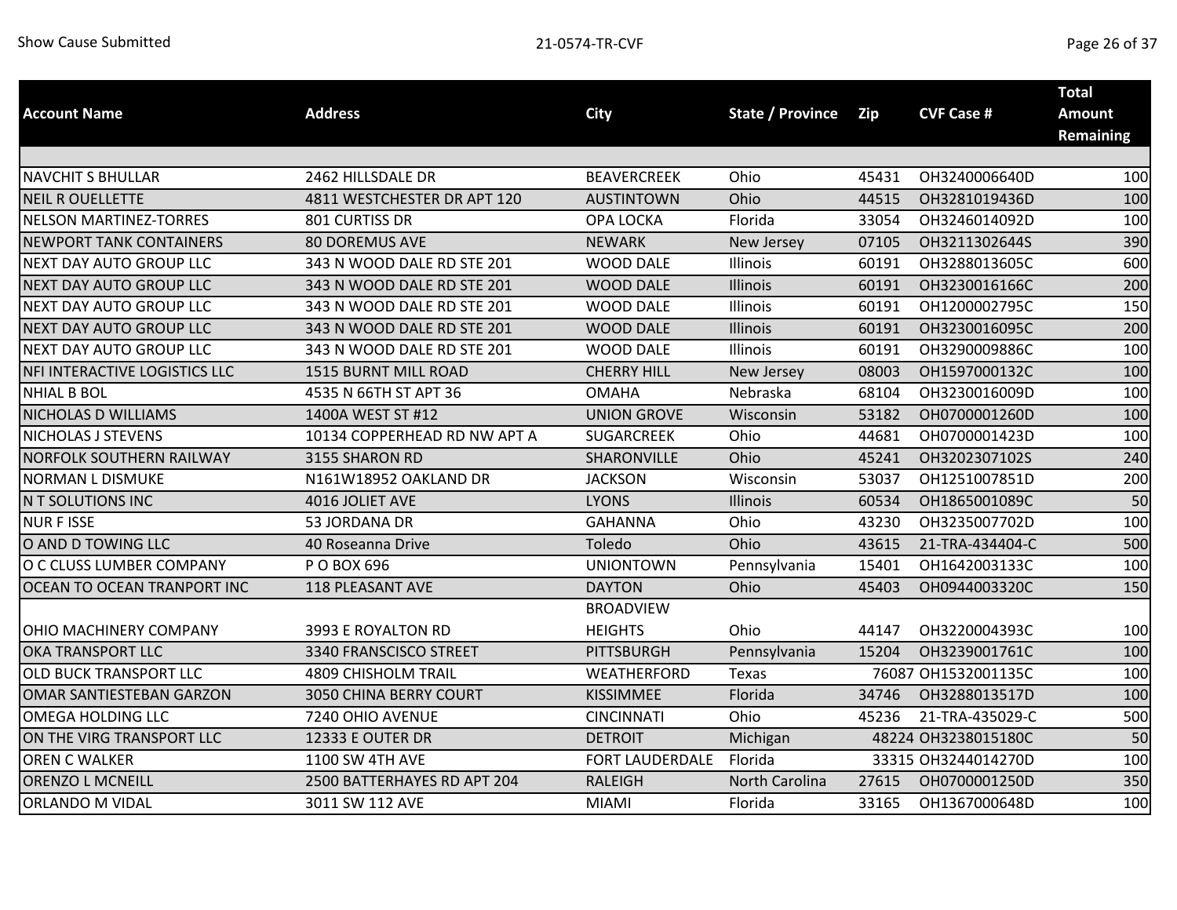| Account Name | Address | City | State / Province | Zip | CVF Case # | Total Amount Remaining |
|---|---|---|---|---|---|---|
| | | | | | | |
| NAVCHIT S BHULLAR | 2462 HILLSDALE DR | BEAVERCREEK | Ohio | 45431 | OH3240006640D | 100 |
| NEIL R OUELLETTE | 4811 WESTCHESTER DR APT 120 | AUSTINTOWN | Ohio | 44515 | OH3281019436D | 100 |
| NELSON MARTINEZ-TORRES | 801 CURTISS DR | OPA LOCKA | Florida | 33054 | OH3246014092D | 100 |
| NEWPORT TANK CONTAINERS | 80 DOREMUS AVE | NEWARK | New Jersey | 07105 | OH3211302644S | 390 |
| NEXT DAY AUTO GROUP LLC | 343 N WOOD DALE RD STE 201 | WOOD DALE | Illinois | 60191 | OH3288013605C | 600 |
| NEXT DAY AUTO GROUP LLC | 343 N WOOD DALE RD STE 201 | WOOD DALE | Illinois | 60191 | OH3230016166C | 200 |
| NEXT DAY AUTO GROUP LLC | 343 N WOOD DALE RD STE 201 | WOOD DALE | Illinois | 60191 | OH1200002795C | 150 |
| NEXT DAY AUTO GROUP LLC | 343 N WOOD DALE RD STE 201 | WOOD DALE | Illinois | 60191 | OH3230016095C | 200 |
| NEXT DAY AUTO GROUP LLC | 343 N WOOD DALE RD STE 201 | WOOD DALE | Illinois | 60191 | OH3290009886C | 100 |
| NFI INTERACTIVE LOGISTICS LLC | 1515 BURNT MILL ROAD | CHERRY HILL | New Jersey | 08003 | OH1597000132C | 100 |
| NHIAL B BOL | 4535 N 66TH ST APT 36 | OMAHA | Nebraska | 68104 | OH3230016009D | 100 |
| NICHOLAS D WILLIAMS | 1400A WEST ST #12 | UNION GROVE | Wisconsin | 53182 | OH0700001260D | 100 |
| NICHOLAS J STEVENS | 10134 COPPERHEAD RD NW APT A | SUGARCREEK | Ohio | 44681 | OH0700001423D | 100 |
| NORFOLK SOUTHERN RAILWAY | 3155 SHARON RD | SHARONVILLE | Ohio | 45241 | OH3202307102S | 240 |
| NORMAN L DISMUKE | N161W18952 OAKLAND DR | JACKSON | Wisconsin | 53037 | OH1251007851D | 200 |
| N T SOLUTIONS INC | 4016 JOLIET AVE | LYONS | Illinois | 60534 | OH1865001089C | 50 |
| NUR F ISSE | 53 JORDANA DR | GAHANNA | Ohio | 43230 | OH3235007702D | 100 |
| O AND D TOWING LLC | 40 Roseanna Drive | Toledo | Ohio | 43615 | 21-TRA-434404-C | 500 |
| O C CLUSS LUMBER COMPANY | P O BOX 696 | UNIONTOWN | Pennsylvania | 15401 | OH1642003133C | 100 |
| OCEAN TO OCEAN TRANPORT INC | 118 PLEASANT AVE | DAYTON | Ohio | 45403 | OH0944003320C | 150 |
| OHIO MACHINERY COMPANY | 3993 E ROYALTON RD | BROADVIEW HEIGHTS | Ohio | 44147 | OH3220004393C | 100 |
| OKA TRANSPORT LLC | 3340 FRANSCISCO STREET | PITTSBURGH | Pennsylvania | 15204 | OH3239001761C | 100 |
| OLD BUCK TRANSPORT LLC | 4809 CHISHOLM TRAIL | WEATHERFORD | Texas | 76087 | OH1532001135C | 100 |
| OMAR SANTIESTEBAN GARZON | 3050 CHINA BERRY COURT | KISSIMMEE | Florida | 34746 | OH3288013517D | 100 |
| OMEGA HOLDING LLC | 7240 OHIO AVENUE | CINCINNATI | Ohio | 45236 | 21-TRA-435029-C | 500 |
| ON THE VIRG TRANSPORT LLC | 12333 E OUTER DR | DETROIT | Michigan | 48224 | OH3238015180C | 50 |
| OREN C WALKER | 1100 SW 4TH AVE | FORT LAUDERDALE | Florida | 33315 | OH3244014270D | 100 |
| ORENZO L MCNEILL | 2500 BATTERHAYES RD APT 204 | RALEIGH | North Carolina | 27615 | OH0700001250D | 350 |
| ORLANDO M VIDAL | 3011 SW 112 AVE | MIAMI | Florida | 33165 | OH1367000648D | 100 |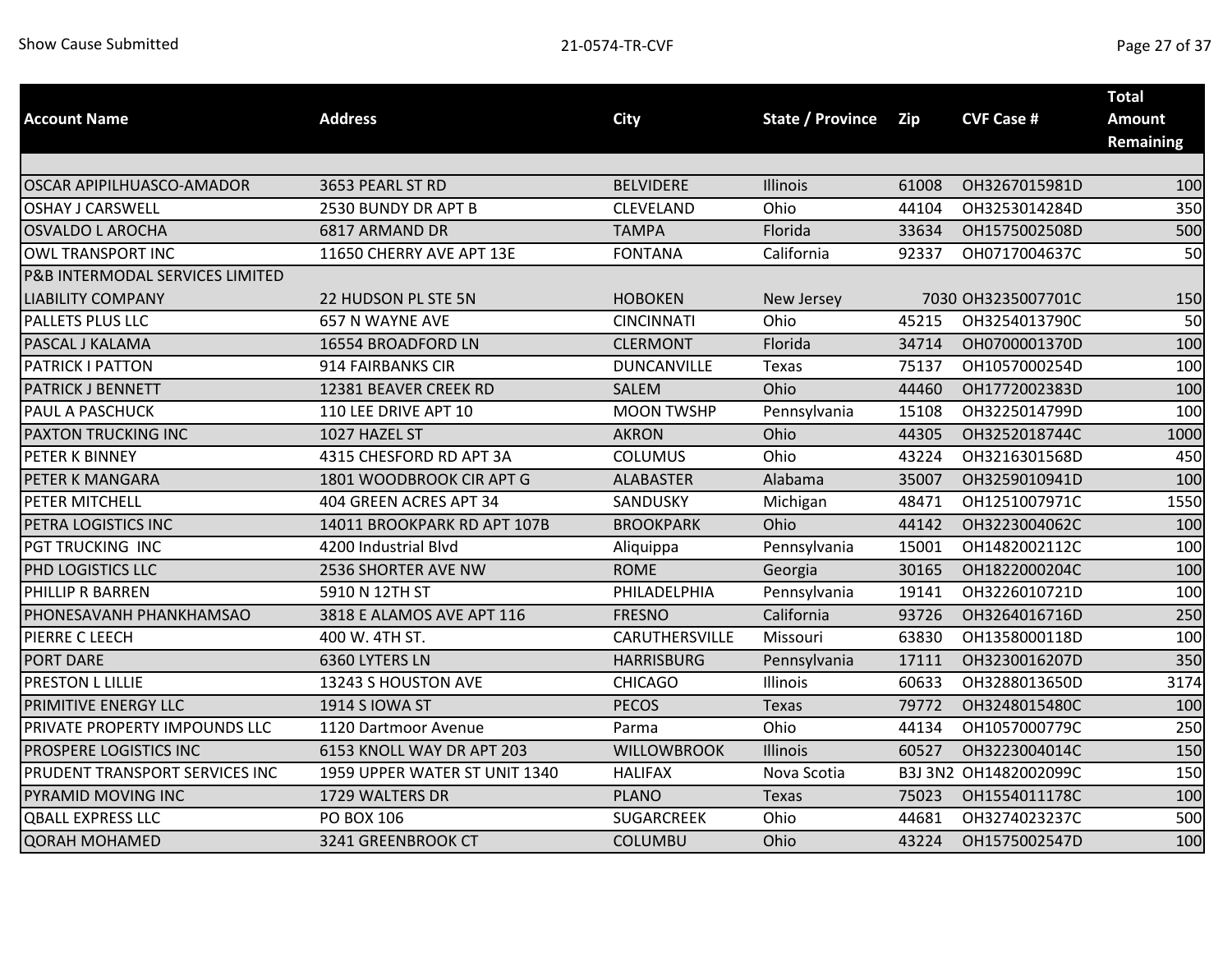| Account Name | Address | City | State / Province | Zip | CVF Case # | Total Amount Remaining |
|---|---|---|---|---|---|---|
| OSCAR APIPILHUASCO-AMADOR | 3653 PEARL ST RD | BELVIDERE | Illinois | 61008 | OH3267015981D | 100 |
| OSHAY J CARSWELL | 2530 BUNDY DR APT B | CLEVELAND | Ohio | 44104 | OH3253014284D | 350 |
| OSVALDO L AROCHA | 6817 ARMAND DR | TAMPA | Florida | 33634 | OH1575002508D | 500 |
| OWL TRANSPORT INC | 11650 CHERRY AVE APT 13E | FONTANA | California | 92337 | OH0717004637C | 50 |
| P&B INTERMODAL SERVICES LIMITED LIABILITY COMPANY | 22 HUDSON PL STE 5N | HOBOKEN | New Jersey | 7030 | OH3235007701C | 150 |
| PALLETS PLUS LLC | 657 N WAYNE AVE | CINCINNATI | Ohio | 45215 | OH3254013790C | 50 |
| PASCAL J KALAMA | 16554 BROADFORD LN | CLERMONT | Florida | 34714 | OH0700001370D | 100 |
| PATRICK I PATTON | 914 FAIRBANKS CIR | DUNCANVILLE | Texas | 75137 | OH1057000254D | 100 |
| PATRICK J BENNETT | 12381 BEAVER CREEK RD | SALEM | Ohio | 44460 | OH1772002383D | 100 |
| PAUL A PASCHUCK | 110 LEE DRIVE APT 10 | MOON TWSHP | Pennsylvania | 15108 | OH3225014799D | 100 |
| PAXTON TRUCKING INC | 1027 HAZEL ST | AKRON | Ohio | 44305 | OH3252018744C | 1000 |
| PETER K BINNEY | 4315 CHESFORD RD APT 3A | COLUMUS | Ohio | 43224 | OH3216301568D | 450 |
| PETER K MANGARA | 1801 WOODBROOK CIR APT G | ALABASTER | Alabama | 35007 | OH3259010941D | 100 |
| PETER MITCHELL | 404 GREEN ACRES APT 34 | SANDUSKY | Michigan | 48471 | OH1251007971C | 1550 |
| PETRA LOGISTICS INC | 14011 BROOKPARK RD APT 107B | BROOKPARK | Ohio | 44142 | OH3223004062C | 100 |
| PGT TRUCKING INC | 4200 Industrial Blvd | Aliquippa | Pennsylvania | 15001 | OH1482002112C | 100 |
| PHD LOGISTICS LLC | 2536 SHORTER AVE NW | ROME | Georgia | 30165 | OH1822000204C | 100 |
| PHILLIP R BARREN | 5910 N 12TH ST | PHILADELPHIA | Pennsylvania | 19141 | OH3226010721D | 100 |
| PHONESAVANH PHANKHAMSAO | 3818 E ALAMOS AVE APT 116 | FRESNO | California | 93726 | OH3264016716D | 250 |
| PIERRE C LEECH | 400 W. 4TH ST. | CARUTHERSVILLE | Missouri | 63830 | OH1358000118D | 100 |
| PORT DARE | 6360 LYTERS LN | HARRISBURG | Pennsylvania | 17111 | OH3230016207D | 350 |
| PRESTON L LILLIE | 13243 S HOUSTON AVE | CHICAGO | Illinois | 60633 | OH3288013650D | 3174 |
| PRIMITIVE ENERGY LLC | 1914 S IOWA ST | PECOS | Texas | 79772 | OH3248015480C | 100 |
| PRIVATE PROPERTY IMPOUNDS LLC | 1120 Dartmoor Avenue | Parma | Ohio | 44134 | OH1057000779C | 250 |
| PROSPERE LOGISTICS INC | 6153 KNOLL WAY DR APT 203 | WILLOWBROOK | Illinois | 60527 | OH3223004014C | 150 |
| PRUDENT TRANSPORT SERVICES INC | 1959 UPPER WATER ST UNIT 1340 | HALIFAX | Nova Scotia | B3J 3N2 | OH1482002099C | 150 |
| PYRAMID MOVING INC | 1729 WALTERS DR | PLANO | Texas | 75023 | OH1554011178C | 100 |
| QBALL EXPRESS LLC | PO BOX 106 | SUGARCREEK | Ohio | 44681 | OH3274023237C | 500 |
| QORAH MOHAMED | 3241 GREENBROOK CT | COLUMBU | Ohio | 43224 | OH1575002547D | 100 |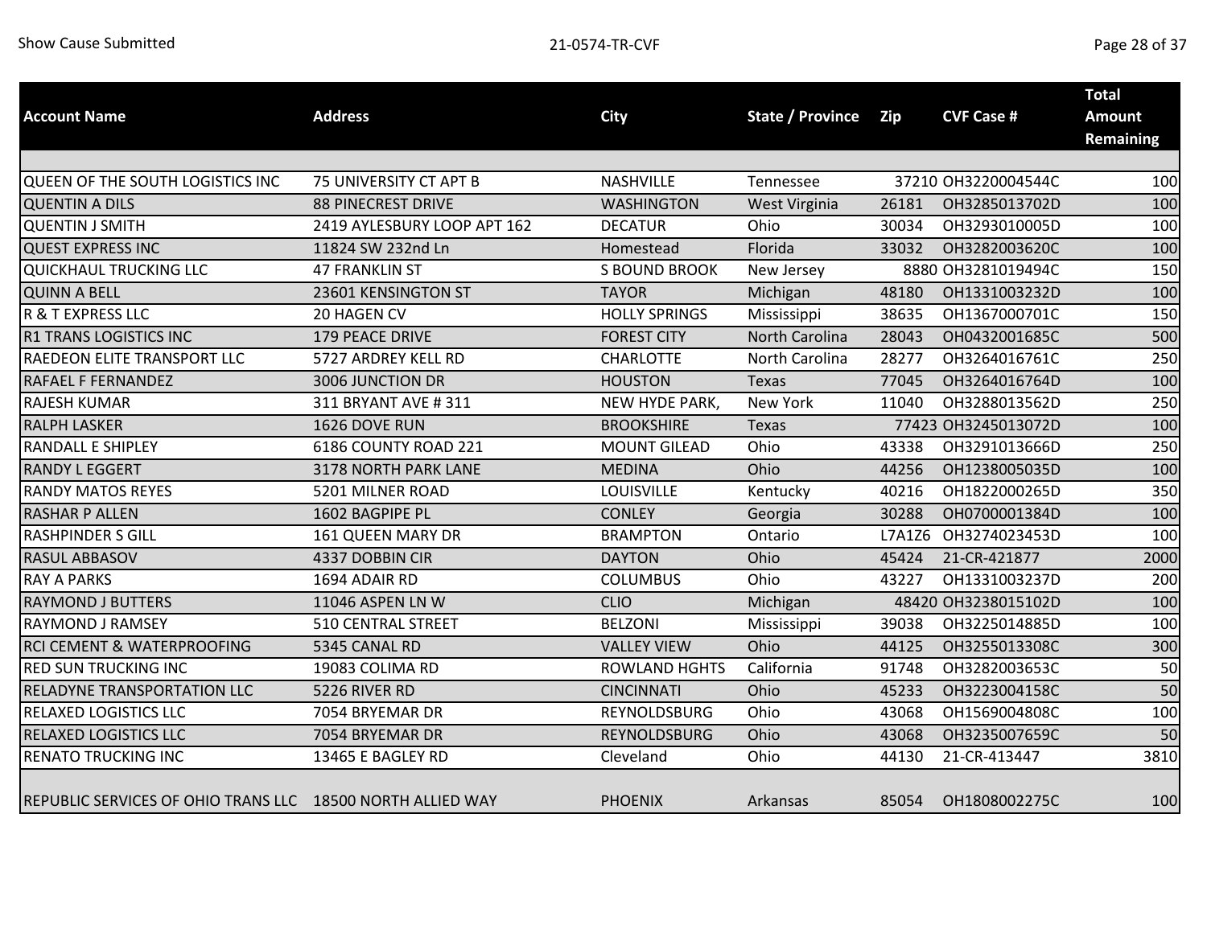| Account Name | Address | City | State / Province | Zip | CVF Case # | Total Amount Remaining |
|---|---|---|---|---|---|---|
| QUEEN OF THE SOUTH LOGISTICS INC | 75 UNIVERSITY CT APT B | NASHVILLE | Tennessee | 37210 | OH3220004544C | 100 |
| QUENTIN A DILS | 88 PINECREST DRIVE | WASHINGTON | West Virginia | 26181 | OH3285013702D | 100 |
| QUENTIN J SMITH | 2419 AYLESBURY LOOP APT 162 | DECATUR | Ohio | 30034 | OH3293010005D | 100 |
| QUEST EXPRESS INC | 11824 SW 232nd Ln | Homestead | Florida | 33032 | OH3282003620C | 100 |
| QUICKHAUL TRUCKING LLC | 47 FRANKLIN ST | S BOUND BROOK | New Jersey | 8880 | OH3281019494C | 150 |
| QUINN A BELL | 23601 KENSINGTON ST | TAYOR | Michigan | 48180 | OH1331003232D | 100 |
| R & T EXPRESS LLC | 20 HAGEN CV | HOLLY SPRINGS | Mississippi | 38635 | OH1367000701C | 150 |
| R1 TRANS LOGISTICS INC | 179 PEACE DRIVE | FOREST CITY | North Carolina | 28043 | OH0432001685C | 500 |
| RAEDEON ELITE TRANSPORT LLC | 5727 ARDREY KELL RD | CHARLOTTE | North Carolina | 28277 | OH3264016761C | 250 |
| RAFAEL F FERNANDEZ | 3006 JUNCTION DR | HOUSTON | Texas | 77045 | OH3264016764D | 100 |
| RAJESH KUMAR | 311 BRYANT AVE # 311 | NEW HYDE PARK, | New York | 11040 | OH3288013562D | 250 |
| RALPH LASKER | 1626 DOVE RUN | BROOKSHIRE | Texas | 77423 | OH3245013072D | 100 |
| RANDALL E SHIPLEY | 6186 COUNTY ROAD 221 | MOUNT GILEAD | Ohio | 43338 | OH3291013666D | 250 |
| RANDY L EGGERT | 3178 NORTH PARK LANE | MEDINA | Ohio | 44256 | OH1238005035D | 100 |
| RANDY MATOS REYES | 5201 MILNER ROAD | LOUISVILLE | Kentucky | 40216 | OH1822000265D | 350 |
| RASHAR P ALLEN | 1602 BAGPIPE PL | CONLEY | Georgia | 30288 | OH0700001384D | 100 |
| RASHPINDER S GILL | 161 QUEEN MARY DR | BRAMPTON | Ontario | L7A1Z6 | OH3274023453D | 100 |
| RASUL ABBASOV | 4337 DOBBIN CIR | DAYTON | Ohio | 45424 | 21-CR-421877 | 2000 |
| RAY A PARKS | 1694 ADAIR RD | COLUMBUS | Ohio | 43227 | OH1331003237D | 200 |
| RAYMOND J BUTTERS | 11046 ASPEN LN W | CLIO | Michigan | 48420 | OH3238015102D | 100 |
| RAYMOND J RAMSEY | 510 CENTRAL STREET | BELZONI | Mississippi | 39038 | OH3225014885D | 100 |
| RCI CEMENT & WATERPROOFING | 5345 CANAL RD | VALLEY VIEW | Ohio | 44125 | OH3255013308C | 300 |
| RED SUN TRUCKING INC | 19083 COLIMA RD | ROWLAND HGHTS | California | 91748 | OH3282003653C | 50 |
| RELADYNE TRANSPORTATION LLC | 5226 RIVER RD | CINCINNATI | Ohio | 45233 | OH3223004158C | 50 |
| RELAXED LOGISTICS LLC | 7054 BRYEMAR DR | REYNOLDSBURG | Ohio | 43068 | OH1569004808C | 100 |
| RELAXED LOGISTICS LLC | 7054 BRYEMAR DR | REYNOLDSBURG | Ohio | 43068 | OH3235007659C | 50 |
| RENATO TRUCKING INC | 13465 E BAGLEY RD | Cleveland | Ohio | 44130 | 21-CR-413447 | 3810 |
| REPUBLIC SERVICES OF OHIO TRANS LLC | 18500 NORTH ALLIED WAY | PHOENIX | Arkansas | 85054 | OH1808002275C | 100 |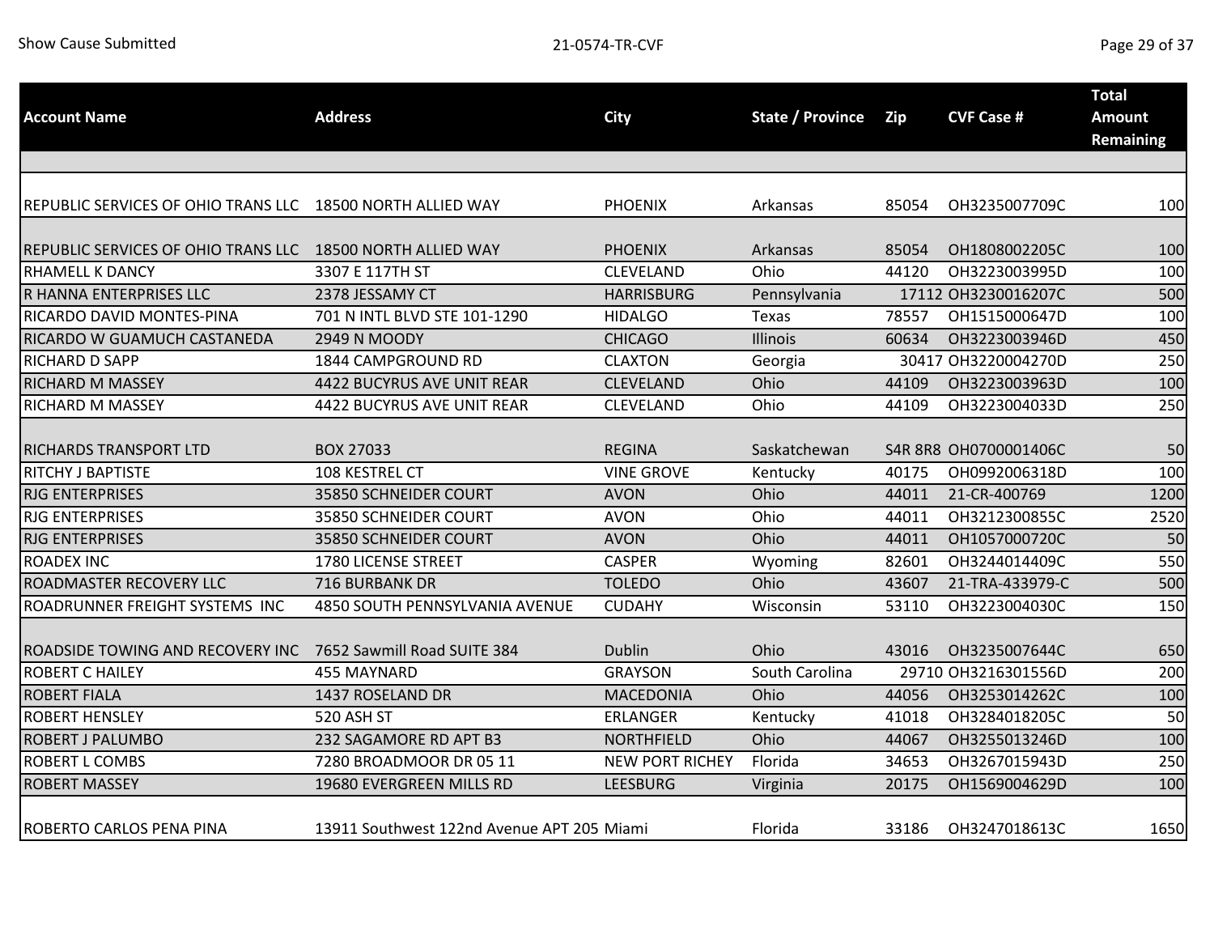| Account Name | Address | City | State / Province | Zip | CVF Case # | Total Amount Remaining |
|---|---|---|---|---|---|---|
| | | | | | | |
| REPUBLIC SERVICES OF OHIO TRANS LLC | 18500 NORTH ALLIED WAY | PHOENIX | Arkansas | 85054 | OH3235007709C | 100 |
| REPUBLIC SERVICES OF OHIO TRANS LLC | 18500 NORTH ALLIED WAY | PHOENIX | Arkansas | 85054 | OH1808002205C | 100 |
| RHAMELL K DANCY | 3307 E 117TH ST | CLEVELAND | Ohio | 44120 | OH3223003995D | 100 |
| R HANNA ENTERPRISES LLC | 2378 JESSAMY CT | HARRISBURG | Pennsylvania | 17112 | OH3230016207C | 500 |
| RICARDO DAVID MONTES-PINA | 701 N INTL BLVD STE 101-1290 | HIDALGO | Texas | 78557 | OH1515000647D | 100 |
| RICARDO W GUAMUCH CASTANEDA | 2949 N MOODY | CHICAGO | Illinois | 60634 | OH3223003946D | 450 |
| RICHARD D SAPP | 1844 CAMPGROUND RD | CLAXTON | Georgia | 30417 | OH3220004270D | 250 |
| RICHARD M MASSEY | 4422 BUCYRUS AVE UNIT REAR | CLEVELAND | Ohio | 44109 | OH3223003963D | 100 |
| RICHARD M MASSEY | 4422 BUCYRUS AVE UNIT REAR | CLEVELAND | Ohio | 44109 | OH3223004033D | 250 |
| RICHARDS TRANSPORT LTD | BOX 27033 | REGINA | Saskatchewan | S4R 8R8 | OH0700001406C | 50 |
| RITCHY J BAPTISTE | 108 KESTREL CT | VINE GROVE | Kentucky | 40175 | OH0992006318D | 100 |
| RJG ENTERPRISES | 35850 SCHNEIDER COURT | AVON | Ohio | 44011 | 21-CR-400769 | 1200 |
| RJG ENTERPRISES | 35850 SCHNEIDER COURT | AVON | Ohio | 44011 | OH3212300855C | 2520 |
| RJG ENTERPRISES | 35850 SCHNEIDER COURT | AVON | Ohio | 44011 | OH1057000720C | 50 |
| ROADEX INC | 1780 LICENSE STREET | CASPER | Wyoming | 82601 | OH3244014409C | 550 |
| ROADMASTER RECOVERY LLC | 716 BURBANK DR | TOLEDO | Ohio | 43607 | 21-TRA-433979-C | 500 |
| ROADRUNNER FREIGHT SYSTEMS INC | 4850 SOUTH PENNSYLVANIA AVENUE | CUDAHY | Wisconsin | 53110 | OH3223004030C | 150 |
| ROADSIDE TOWING AND RECOVERY INC | 7652 Sawmill Road SUITE 384 | Dublin | Ohio | 43016 | OH3235007644C | 650 |
| ROBERT C HAILEY | 455 MAYNARD | GRAYSON | South Carolina | 29710 | OH3216301556D | 200 |
| ROBERT FIALA | 1437 ROSELAND DR | MACEDONIA | Ohio | 44056 | OH3253014262C | 100 |
| ROBERT HENSLEY | 520 ASH ST | ERLANGER | Kentucky | 41018 | OH3284018205C | 50 |
| ROBERT J PALUMBO | 232 SAGAMORE RD APT B3 | NORTHFIELD | Ohio | 44067 | OH3255013246D | 100 |
| ROBERT L COMBS | 7280 BROADMOOR DR 05 11 | NEW PORT RICHEY | Florida | 34653 | OH3267015943D | 250 |
| ROBERT MASSEY | 19680 EVERGREEN MILLS RD | LEESBURG | Virginia | 20175 | OH1569004629D | 100 |
| ROBERTO CARLOS PENA PINA | 13911 Southwest 122nd Avenue APT 205 | Miami | Florida | 33186 | OH3247018613C | 1650 |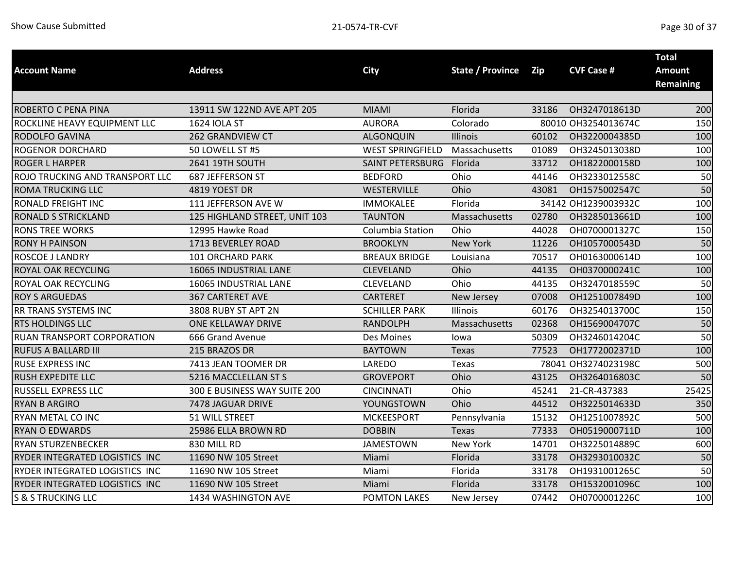| Account Name | Address | City | State / Province | Zip | CVF Case # | Total Amount Remaining |
|---|---|---|---|---|---|---|
| | | | | | | |
| ROBERTO C PENA PINA | 13911 SW 122ND AVE APT 205 | MIAMI | Florida | 33186 | OH3247018613D | 200 |
| ROCKLINE HEAVY EQUIPMENT LLC | 1624 IOLA ST | AURORA | Colorado | 80010 | OH3254013674C | 150 |
| RODOLFO GAVINA | 262 GRANDVIEW CT | ALGONQUIN | Illinois | 60102 | OH3220004385D | 100 |
| ROGENOR DORCHARD | 50 LOWELL ST #5 | WEST SPRINGFIELD | Massachusetts | 01089 | OH3245013038D | 100 |
| ROGER L HARPER | 2641 19TH SOUTH | SAINT PETERSBURG | Florida | 33712 | OH1822000158D | 100 |
| ROJO TRUCKING AND TRANSPORT LLC | 687 JEFFERSON ST | BEDFORD | Ohio | 44146 | OH3233012558C | 50 |
| ROMA TRUCKING LLC | 4819 YOEST DR | WESTERVILLE | Ohio | 43081 | OH1575002547C | 50 |
| RONALD FREIGHT INC | 111 JEFFERSON AVE W | IMMOKALEE | Florida | 34142 | OH1239003932C | 100 |
| RONALD S STRICKLAND | 125 HIGHLAND STREET, UNIT 103 | TAUNTON | Massachusetts | 02780 | OH3285013661D | 100 |
| RONS TREE WORKS | 12995 Hawke Road | Columbia Station | Ohio | 44028 | OH0700001327C | 150 |
| RONY H PAINSON | 1713 BEVERLEY ROAD | BROOKLYN | New York | 11226 | OH1057000543D | 50 |
| ROSCOE J LANDRY | 101 ORCHARD PARK | BREAUX BRIDGE | Louisiana | 70517 | OH0163000614D | 100 |
| ROYAL OAK RECYCLING | 16065 INDUSTRIAL LANE | CLEVELAND | Ohio | 44135 | OH0370000241C | 100 |
| ROYAL OAK RECYCLING | 16065 INDUSTRIAL LANE | CLEVELAND | Ohio | 44135 | OH3247018559C | 50 |
| ROY S ARGUEDAS | 367 CARTERET AVE | CARTERET | New Jersey | 07008 | OH1251007849D | 100 |
| RR TRANS SYSTEMS INC | 3808 RUBY ST APT 2N | SCHILLER PARK | Illinois | 60176 | OH3254013700C | 150 |
| RTS HOLDINGS LLC | ONE KELLAWAY DRIVE | RANDOLPH | Massachusetts | 02368 | OH1569004707C | 50 |
| RUAN TRANSPORT CORPORATION | 666 Grand Avenue | Des Moines | Iowa | 50309 | OH3246014204C | 50 |
| RUFUS A BALLARD III | 215 BRAZOS DR | BAYTOWN | Texas | 77523 | OH1772002371D | 100 |
| RUSE EXPRESS INC | 7413 JEAN TOOMER DR | LAREDO | Texas | 78041 | OH3274023198C | 500 |
| RUSH EXPEDITE LLC | 5216 MACCLELLAN ST S | GROVEPORT | Ohio | 43125 | OH3264016803C | 50 |
| RUSSELL EXPRESS LLC | 300 E BUSINESS WAY SUITE 200 | CINCINNATI | Ohio | 45241 | 21-CR-437383 | 25425 |
| RYAN B ARGIRO | 7478 JAGUAR DRIVE | YOUNGSTOWN | Ohio | 44512 | OH3225014633D | 350 |
| RYAN METAL CO INC | 51 WILL STREET | MCKEESPORT | Pennsylvania | 15132 | OH1251007892C | 500 |
| RYAN O EDWARDS | 25986 ELLA BROWN RD | DOBBIN | Texas | 77333 | OH0519000711D | 100 |
| RYAN STURZENBECKER | 830 MILL RD | JAMESTOWN | New York | 14701 | OH3225014889C | 600 |
| RYDER INTEGRATED LOGISTICS INC | 11690 NW 105 Street | Miami | Florida | 33178 | OH3293010032C | 50 |
| RYDER INTEGRATED LOGISTICS INC | 11690 NW 105 Street | Miami | Florida | 33178 | OH1931001265C | 50 |
| RYDER INTEGRATED LOGISTICS INC | 11690 NW 105 Street | Miami | Florida | 33178 | OH1532001096C | 100 |
| S & S TRUCKING LLC | 1434 WASHINGTON AVE | POMTON LAKES | New Jersey | 07442 | OH0700001226C | 100 |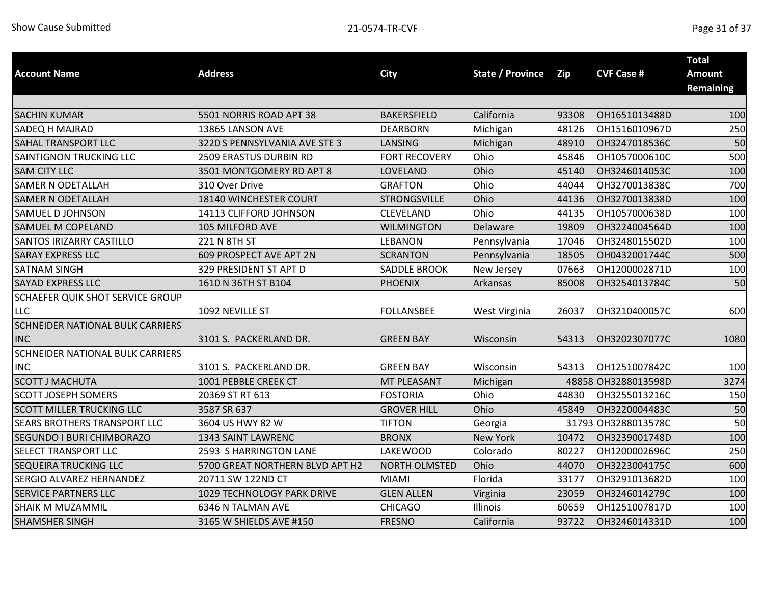| Account Name | Address | City | State / Province | Zip | CVF Case # | Total Amount Remaining |
|---|---|---|---|---|---|---|
| SACHIN KUMAR | 5501 NORRIS ROAD APT 38 | BAKERSFIELD | California | 93308 | OH1651013488D | 100 |
| SADEQ H MAJRAD | 13865 LANSON AVE | DEARBORN | Michigan | 48126 | OH1516010967D | 250 |
| SAHAL TRANSPORT LLC | 3220 S PENNSYLVANIA AVE STE 3 | LANSING | Michigan | 48910 | OH3247018536C | 50 |
| SAINTIGNON TRUCKING LLC | 2509 ERASTUS DURBIN RD | FORT RECOVERY | Ohio | 45846 | OH1057000610C | 500 |
| SAM CITY LLC | 3501 MONTGOMERY RD APT 8 | LOVELAND | Ohio | 45140 | OH3246014053C | 100 |
| SAMER N ODETALLAH | 310 Over Drive | GRAFTON | Ohio | 44044 | OH3270013838C | 700 |
| SAMER N ODETALLAH | 18140 WINCHESTER COURT | STRONGSVILLE | Ohio | 44136 | OH3270013838D | 100 |
| SAMUEL D JOHNSON | 14113 CLIFFORD JOHNSON | CLEVELAND | Ohio | 44135 | OH1057000638D | 100 |
| SAMUEL M COPELAND | 105 MILFORD AVE | WILMINGTON | Delaware | 19809 | OH3224004564D | 100 |
| SANTOS IRIZARRY CASTILLO | 221 N 8TH ST | LEBANON | Pennsylvania | 17046 | OH3248015502D | 100 |
| SARAY EXPRESS LLC | 609 PROSPECT AVE APT 2N | SCRANTON | Pennsylvania | 18505 | OH0432001744C | 500 |
| SATNAM SINGH | 329 PRESIDENT ST APT D | SADDLE BROOK | New Jersey | 07663 | OH1200002871D | 100 |
| SAYAD EXPRESS LLC | 1610 N 36TH ST B104 | PHOENIX | Arkansas | 85008 | OH3254013784C | 50 |
| SCHAEFER QUIK SHOT SERVICE GROUP LLC | 1092 NEVILLE ST | FOLLANSBEE | West Virginia | 26037 | OH3210400057C | 600 |
| SCHNEIDER NATIONAL BULK CARRIERS INC | 3101 S. PACKERLAND DR. | GREEN BAY | Wisconsin | 54313 | OH3202307077C | 1080 |
| SCHNEIDER NATIONAL BULK CARRIERS INC | 3101 S. PACKERLAND DR. | GREEN BAY | Wisconsin | 54313 | OH1251007842C | 100 |
| SCOTT J MACHUTA | 1001 PEBBLE CREEK CT | MT PLEASANT | Michigan | 48858 | OH3288013598D | 3274 |
| SCOTT JOSEPH SOMERS | 20369 ST RT 613 | FOSTORIA | Ohio | 44830 | OH3255013216C | 150 |
| SCOTT MILLER TRUCKING LLC | 3587 SR 637 | GROVER HILL | Ohio | 45849 | OH3220004483C | 50 |
| SEARS BROTHERS TRANSPORT LLC | 3604 US HWY 82 W | TIFTON | Georgia | 31793 | OH3288013578C | 50 |
| SEGUNDO I BURI CHIMBORAZO | 1343 SAINT LAWRENC | BRONX | New York | 10472 | OH3239001748D | 100 |
| SELECT TRANSPORT LLC | 2593 S HARRINGTON LANE | LAKEWOOD | Colorado | 80227 | OH1200002696C | 250 |
| SEQUEIRA TRUCKING LLC | 5700 GREAT NORTHERN BLVD APT H2 | NORTH OLMSTED | Ohio | 44070 | OH3223004175C | 600 |
| SERGIO ALVAREZ HERNANDEZ | 20711 SW 122ND CT | MIAMI | Florida | 33177 | OH3291013682D | 100 |
| SERVICE PARTNERS LLC | 1029 TECHNOLOGY PARK DRIVE | GLEN ALLEN | Virginia | 23059 | OH3246014279C | 100 |
| SHAIK M MUZAMMIL | 6346 N TALMAN AVE | CHICAGO | Illinois | 60659 | OH1251007817D | 100 |
| SHAMSHER SINGH | 3165 W SHIELDS AVE #150 | FRESNO | California | 93722 | OH3246014331D | 100 |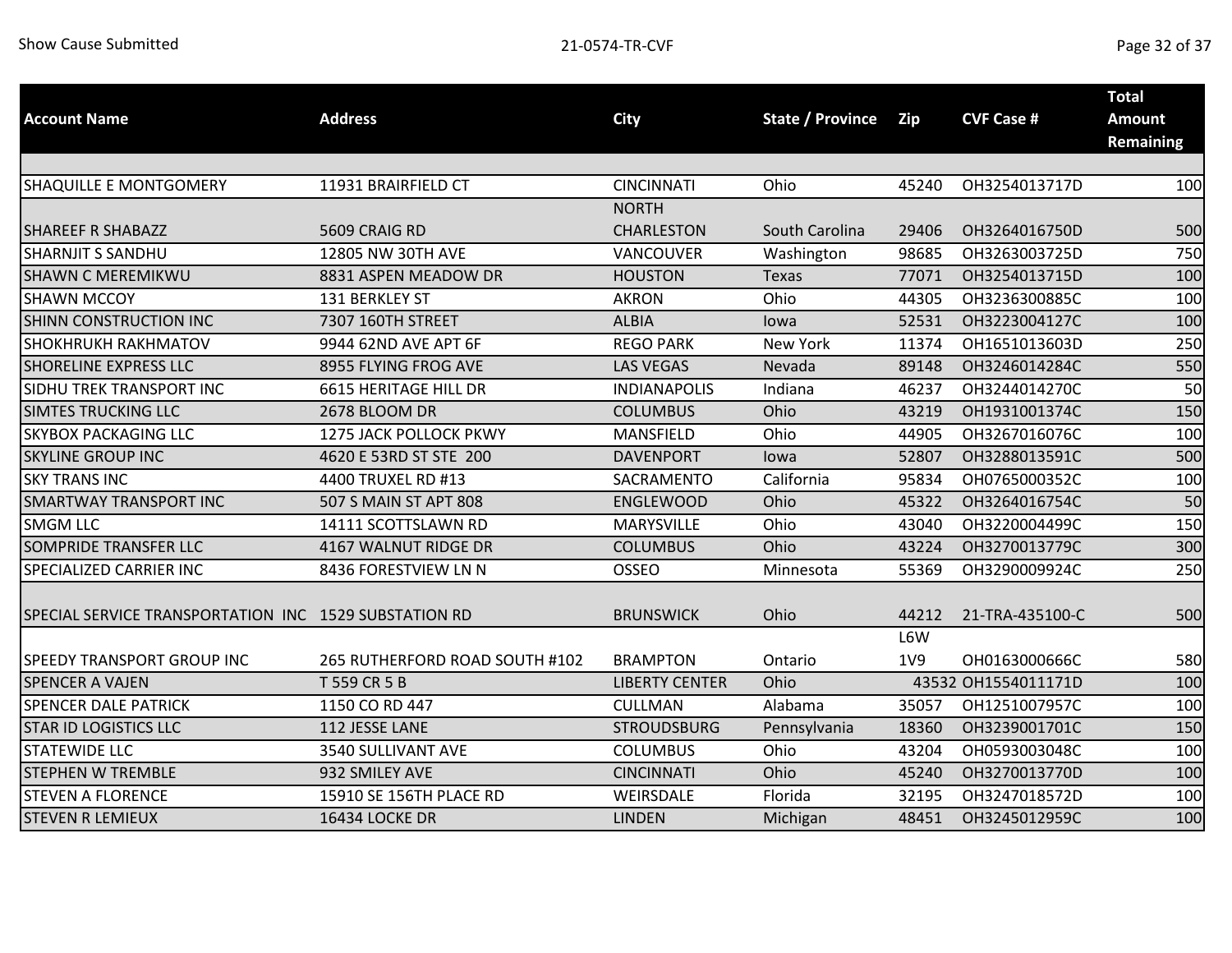| Account Name | Address | City | State / Province | Zip | CVF Case # | Total Amount Remaining |
|---|---|---|---|---|---|---|
| SHAQUILLE E MONTGOMERY | 11931 BRAIRFIELD CT | CINCINNATI | Ohio | 45240 | OH3254013717D | 100 |
| SHAREEF R SHABAZZ | 5609 CRAIG RD | NORTH CHARLESTON | South Carolina | 29406 | OH3264016750D | 500 |
| SHARNJIT S SANDHU | 12805 NW 30TH AVE | VANCOUVER | Washington | 98685 | OH3263003725D | 750 |
| SHAWN C MEREMIKWU | 8831 ASPEN MEADOW DR | HOUSTON | Texas | 77071 | OH3254013715D | 100 |
| SHAWN MCCOY | 131 BERKLEY ST | AKRON | Ohio | 44305 | OH3236300885C | 100 |
| SHINN CONSTRUCTION INC | 7307 160TH STREET | ALBIA | Iowa | 52531 | OH3223004127C | 100 |
| SHOKHRUKH RAKHMATOV | 9944 62ND AVE APT 6F | REGO PARK | New York | 11374 | OH1651013603D | 250 |
| SHORELINE EXPRESS LLC | 8955 FLYING FROG AVE | LAS VEGAS | Nevada | 89148 | OH3246014284C | 550 |
| SIDHU TREK TRANSPORT INC | 6615 HERITAGE HILL DR | INDIANAPOLIS | Indiana | 46237 | OH3244014270C | 50 |
| SIMTES TRUCKING LLC | 2678 BLOOM DR | COLUMBUS | Ohio | 43219 | OH1931001374C | 150 |
| SKYBOX PACKAGING LLC | 1275 JACK POLLOCK PKWY | MANSFIELD | Ohio | 44905 | OH3267016076C | 100 |
| SKYLINE GROUP INC | 4620 E 53RD ST STE 200 | DAVENPORT | Iowa | 52807 | OH3288013591C | 500 |
| SKY TRANS INC | 4400 TRUXEL RD #13 | SACRAMENTO | California | 95834 | OH0765000352C | 100 |
| SMARTWAY TRANSPORT INC | 507 S MAIN ST APT 808 | ENGLEWOOD | Ohio | 45322 | OH3264016754C | 50 |
| SMGM LLC | 14111 SCOTTSLAWN RD | MARYSVILLE | Ohio | 43040 | OH3220004499C | 150 |
| SOMPRIDE TRANSFER LLC | 4167 WALNUT RIDGE DR | COLUMBUS | Ohio | 43224 | OH3270013779C | 300 |
| SPECIALIZED CARRIER INC | 8436 FORESTVIEW LN N | OSSEO | Minnesota | 55369 | OH3290009924C | 250 |
| SPECIAL SERVICE TRANSPORTATION INC | 1529 SUBSTATION RD | BRUNSWICK | Ohio | 44212 | 21-TRA-435100-C | 500 |
| SPEEDY TRANSPORT GROUP INC | 265 RUTHERFORD ROAD SOUTH #102 | BRAMPTON | Ontario | L6W 1V9 | OH0163000666C | 580 |
| SPENCER A VAJEN | T 559 CR 5 B | LIBERTY CENTER | Ohio | 43532 | OH1554011171D | 100 |
| SPENCER DALE PATRICK | 1150 CO RD 447 | CULLMAN | Alabama | 35057 | OH1251007957C | 100 |
| STAR ID LOGISTICS LLC | 112 JESSE LANE | STROUDSBURG | Pennsylvania | 18360 | OH3239001701C | 150 |
| STATEWIDE LLC | 3540 SULLIVANT AVE | COLUMBUS | Ohio | 43204 | OH0593003048C | 100 |
| STEPHEN W TREMBLE | 932 SMILEY AVE | CINCINNATI | Ohio | 45240 | OH3270013770D | 100 |
| STEVEN A FLORENCE | 15910 SE 156TH PLACE RD | WEIRSDALE | Florida | 32195 | OH3247018572D | 100 |
| STEVEN R LEMIEUX | 16434 LOCKE DR | LINDEN | Michigan | 48451 | OH3245012959C | 100 |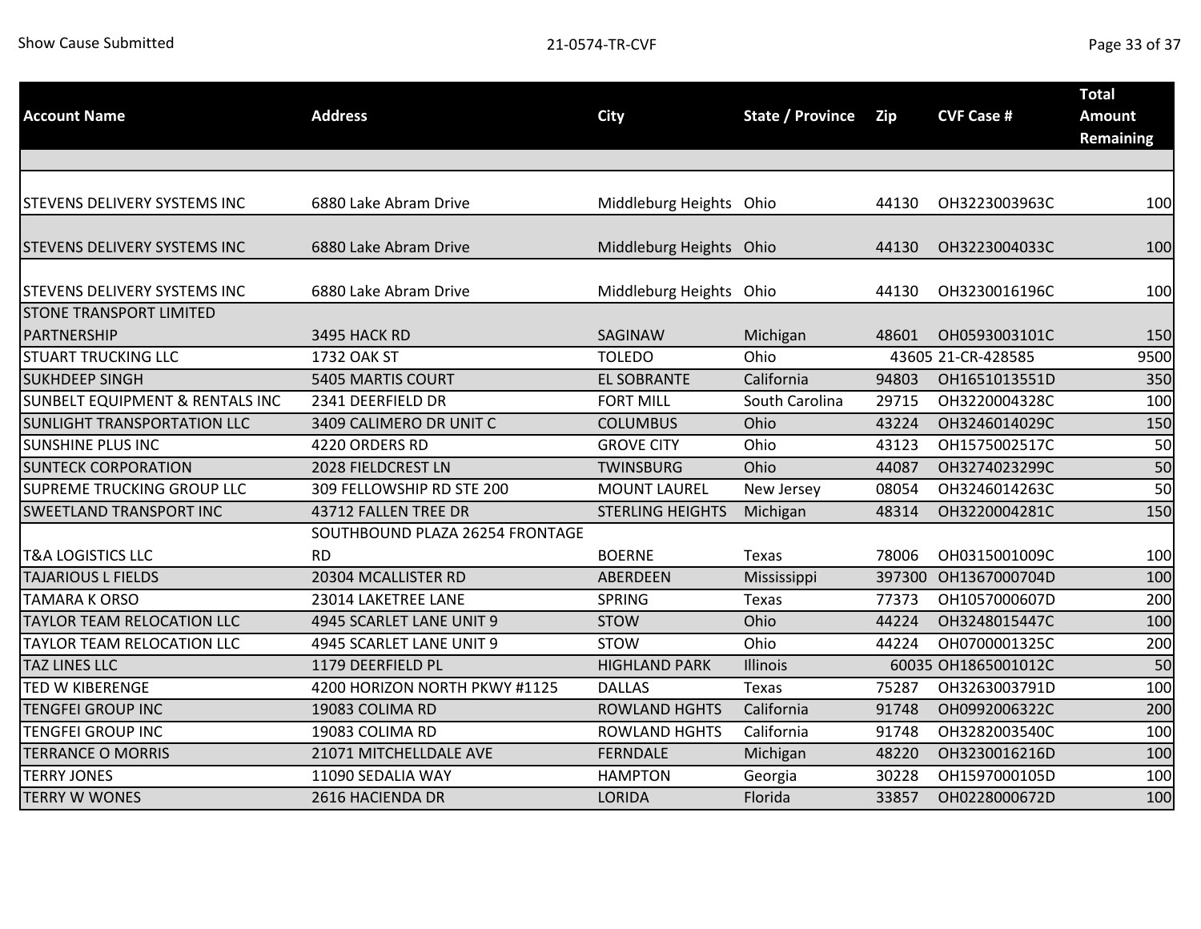| Account Name | Address | City | State / Province | Zip | CVF Case # | Total Amount Remaining |
|---|---|---|---|---|---|---|
| | | | | | | |
| STEVENS DELIVERY SYSTEMS INC | 6880 Lake Abram Drive | Middleburg Heights | Ohio | 44130 | OH3223003963C | 100 |
| STEVENS DELIVERY SYSTEMS INC | 6880 Lake Abram Drive | Middleburg Heights | Ohio | 44130 | OH3223004033C | 100 |
| STEVENS DELIVERY SYSTEMS INC | 6880 Lake Abram Drive | Middleburg Heights | Ohio | 44130 | OH3230016196C | 100 |
| STONE TRANSPORT LIMITED PARTNERSHIP | 3495 HACK RD | SAGINAW | Michigan | 48601 | OH0593003101C | 150 |
| STUART TRUCKING LLC | 1732 OAK ST | TOLEDO | Ohio | 43605 | 21-CR-428585 | 9500 |
| SUKHDEEP SINGH | 5405 MARTIS COURT | EL SOBRANTE | California | 94803 | OH1651013551D | 350 |
| SUNBELT EQUIPMENT & RENTALS INC | 2341 DEERFIELD DR | FORT MILL | South Carolina | 29715 | OH3220004328C | 100 |
| SUNLIGHT TRANSPORTATION LLC | 3409 CALIMERO DR UNIT C | COLUMBUS | Ohio | 43224 | OH3246014029C | 150 |
| SUNSHINE PLUS INC | 4220 ORDERS RD | GROVE CITY | Ohio | 43123 | OH1575002517C | 50 |
| SUNTECK CORPORATION | 2028 FIELDCREST LN | TWINSBURG | Ohio | 44087 | OH3274023299C | 50 |
| SUPREME TRUCKING GROUP LLC | 309 FELLOWSHIP RD STE 200 | MOUNT LAUREL | New Jersey | 08054 | OH3246014263C | 50 |
| SWEETLAND TRANSPORT INC | 43712 FALLEN TREE DR | STERLING HEIGHTS | Michigan | 48314 | OH3220004281C | 150 |
| T&A LOGISTICS LLC | SOUTHBOUND PLAZA 26254 FRONTAGE RD | BOERNE | Texas | 78006 | OH0315001009C | 100 |
| TAJARIOUS L FIELDS | 20304 MCALLISTER RD | ABERDEEN | Mississippi | 397300 | OH1367000704D | 100 |
| TAMARA K ORSO | 23014 LAKETREE LANE | SPRING | Texas | 77373 | OH1057000607D | 200 |
| TAYLOR TEAM RELOCATION LLC | 4945 SCARLET LANE UNIT 9 | STOW | Ohio | 44224 | OH3248015447C | 100 |
| TAYLOR TEAM RELOCATION LLC | 4945 SCARLET LANE UNIT 9 | STOW | Ohio | 44224 | OH0700001325C | 200 |
| TAZ LINES LLC | 1179 DEERFIELD PL | HIGHLAND PARK | Illinois | 60035 | OH1865001012C | 50 |
| TED W KIBERENGE | 4200 HORIZON NORTH PKWY #1125 | DALLAS | Texas | 75287 | OH3263003791D | 100 |
| TENGFEI GROUP INC | 19083 COLIMA RD | ROWLAND HGHTS | California | 91748 | OH0992006322C | 200 |
| TENGFEI GROUP INC | 19083 COLIMA RD | ROWLAND HGHTS | California | 91748 | OH3282003540C | 100 |
| TERRANCE O MORRIS | 21071 MITCHELLDALE AVE | FERNDALE | Michigan | 48220 | OH3230016216D | 100 |
| TERRY JONES | 11090 SEDALIA WAY | HAMPTON | Georgia | 30228 | OH1597000105D | 100 |
| TERRY W WONES | 2616 HACIENDA DR | LORIDA | Florida | 33857 | OH0228000672D | 100 |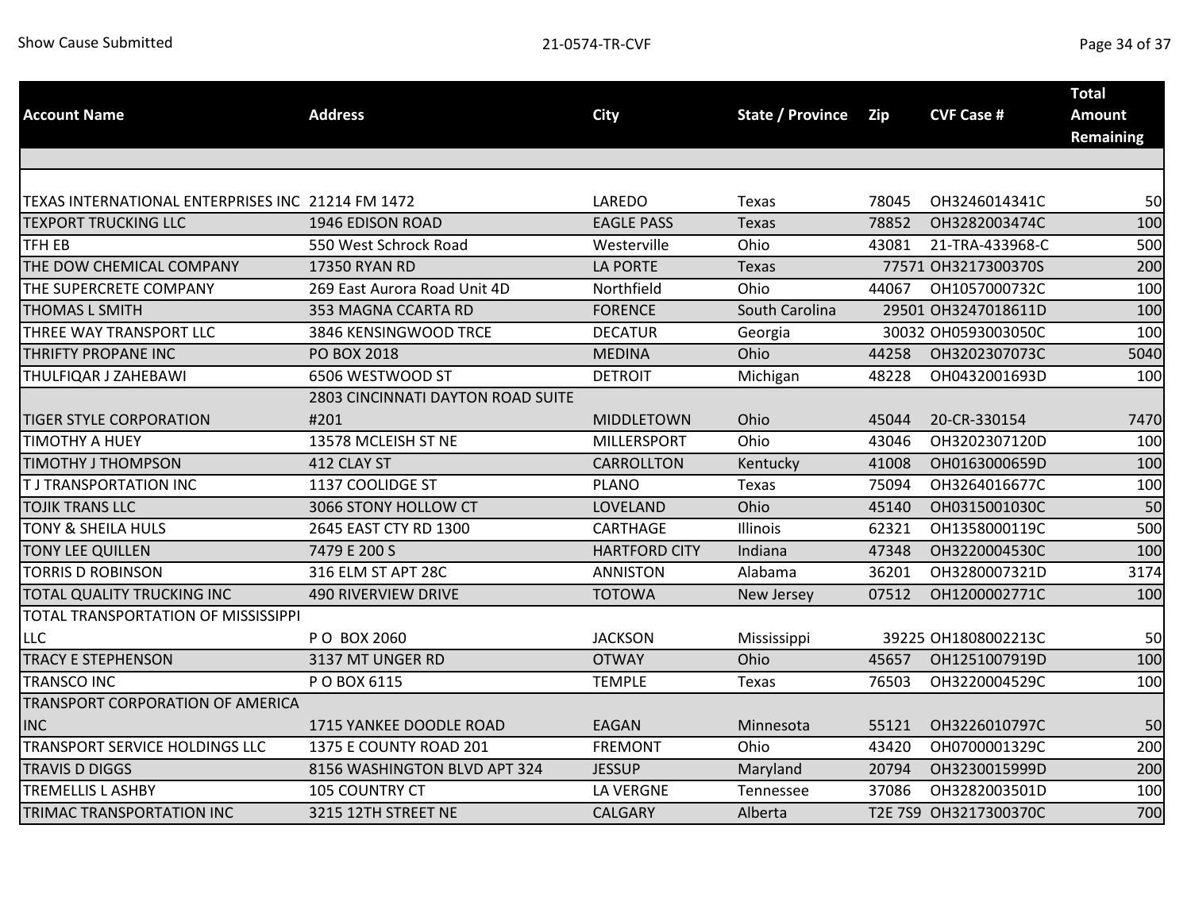| Account Name | Address | City | State / Province | Zip | CVF Case # | Total Amount Remaining |
|---|---|---|---|---|---|---|
| | | | | | | |
| TEXAS INTERNATIONAL ENTERPRISES INC | 21214 FM 1472 | LAREDO | Texas | 78045 | OH3246014341C | 50 |
| TEXPORT TRUCKING LLC | 1946 EDISON ROAD | EAGLE PASS | Texas | 78852 | OH3282003474C | 100 |
| TFH EB | 550 West Schrock Road | Westerville | Ohio | 43081 | 21-TRA-433968-C | 500 |
| THE DOW CHEMICAL COMPANY | 17350 RYAN RD | LA PORTE | Texas | 77571 | OH3217300370S | 200 |
| THE SUPERCRETE COMPANY | 269 East Aurora Road Unit 4D | Northfield | Ohio | 44067 | OH1057000732C | 100 |
| THOMAS L SMITH | 353 MAGNA CCARTA RD | FORENCE | South Carolina | 29501 | OH3247018611D | 100 |
| THREE WAY TRANSPORT LLC | 3846 KENSINGWOOD TRCE | DECATUR | Georgia | 30032 | OH0593003050C | 100 |
| THRIFTY PROPANE INC | PO BOX 2018 | MEDINA | Ohio | 44258 | OH3202307073C | 5040 |
| THULFIQAR J ZAHEBAWI | 6506 WESTWOOD ST | DETROIT | Michigan | 48228 | OH0432001693D | 100 |
| TIGER STYLE CORPORATION | 2803 CINCINNATI DAYTON ROAD SUITE #201 | MIDDLETOWN | Ohio | 45044 | 20-CR-330154 | 7470 |
| TIMOTHY A HUEY | 13578 MCLEISH ST NE | MILLERSPORT | Ohio | 43046 | OH3202307120D | 100 |
| TIMOTHY J THOMPSON | 412 CLAY ST | CARROLLTON | Kentucky | 41008 | OH0163000659D | 100 |
| T J TRANSPORTATION INC | 1137 COOLIDGE ST | PLANO | Texas | 75094 | OH3264016677C | 100 |
| TOJIK TRANS LLC | 3066 STONY HOLLOW CT | LOVELAND | Ohio | 45140 | OH0315001030C | 50 |
| TONY & SHEILA HULS | 2645 EAST CTY RD 1300 | CARTHAGE | Illinois | 62321 | OH1358000119C | 500 |
| TONY LEE QUILLEN | 7479 E 200 S | HARTFORD CITY | Indiana | 47348 | OH3220004530C | 100 |
| TORRIS D ROBINSON | 316 ELM ST APT 28C | ANNISTON | Alabama | 36201 | OH3280007321D | 3174 |
| TOTAL QUALITY TRUCKING INC | 490 RIVERVIEW DRIVE | TOTOWA | New Jersey | 07512 | OH1200002771C | 100 |
| TOTAL TRANSPORTATION OF MISSISSIPPI LLC | P O BOX 2060 | JACKSON | Mississippi | 39225 | OH1808002213C | 50 |
| TRACY E STEPHENSON | 3137 MT UNGER RD | OTWAY | Ohio | 45657 | OH1251007919D | 100 |
| TRANSCO INC | P O BOX 6115 | TEMPLE | Texas | 76503 | OH3220004529C | 100 |
| TRANSPORT CORPORATION OF AMERICA INC | 1715 YANKEE DOODLE ROAD | EAGAN | Minnesota | 55121 | OH3226010797C | 50 |
| TRANSPORT SERVICE HOLDINGS LLC | 1375 E COUNTY ROAD 201 | FREMONT | Ohio | 43420 | OH0700001329C | 200 |
| TRAVIS D DIGGS | 8156 WASHINGTON BLVD APT 324 | JESSUP | Maryland | 20794 | OH3230015999D | 200 |
| TREMELLIS L ASHBY | 105 COUNTRY CT | LA VERGNE | Tennessee | 37086 | OH3282003501D | 100 |
| TRIMAC TRANSPORTATION INC | 3215 12TH STREET NE | CALGARY | Alberta | T2E 7S9 | OH3217300370C | 700 |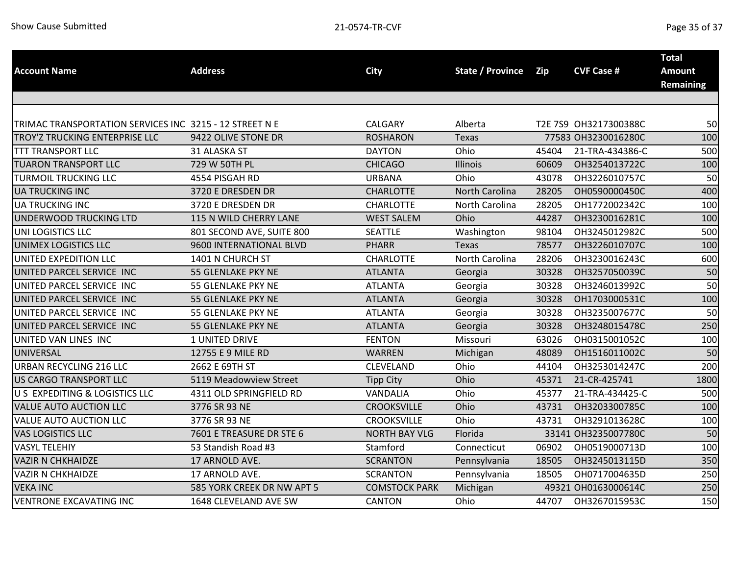| Account Name | Address | City | State / Province | Zip | CVF Case # | Total Amount Remaining |
| --- | --- | --- | --- | --- | --- | --- |
| | | | | | | |
| TRIMAC TRANSPORTATION SERVICES INC | 3215 - 12 STREET N E | CALGARY | Alberta | T2E 7S9 | OH3217300388C | 50 |
| TROY'Z TRUCKING ENTERPRISE LLC | 9422 OLIVE STONE DR | ROSHARON | Texas | 77583 | OH3230016280C | 100 |
| TTT TRANSPORT LLC | 31 ALASKA ST | DAYTON | Ohio | 45404 | 21-TRA-434386-C | 500 |
| TUARON TRANSPORT LLC | 729 W 50TH PL | CHICAGO | Illinois | 60609 | OH3254013722C | 100 |
| TURMOIL TRUCKING LLC | 4554 PISGAH RD | URBANA | Ohio | 43078 | OH3226010757C | 50 |
| UA TRUCKING INC | 3720 E DRESDEN DR | CHARLOTTE | North Carolina | 28205 | OH0590000450C | 400 |
| UA TRUCKING INC | 3720 E DRESDEN DR | CHARLOTTE | North Carolina | 28205 | OH1772002342C | 100 |
| UNDERWOOD TRUCKING LTD | 115 N WILD CHERRY LANE | WEST SALEM | Ohio | 44287 | OH3230016281C | 100 |
| UNI LOGISTICS LLC | 801 SECOND AVE, SUITE 800 | SEATTLE | Washington | 98104 | OH3245012982C | 500 |
| UNIMEX LOGISTICS LLC | 9600 INTERNATIONAL BLVD | PHARR | Texas | 78577 | OH3226010707C | 100 |
| UNITED EXPEDITION LLC | 1401 N CHURCH ST | CHARLOTTE | North Carolina | 28206 | OH3230016243C | 600 |
| UNITED PARCEL SERVICE INC | 55 GLENLAKE PKY NE | ATLANTA | Georgia | 30328 | OH3257050039C | 50 |
| UNITED PARCEL SERVICE INC | 55 GLENLAKE PKY NE | ATLANTA | Georgia | 30328 | OH3246013992C | 50 |
| UNITED PARCEL SERVICE INC | 55 GLENLAKE PKY NE | ATLANTA | Georgia | 30328 | OH1703000531C | 100 |
| UNITED PARCEL SERVICE INC | 55 GLENLAKE PKY NE | ATLANTA | Georgia | 30328 | OH3235007677C | 50 |
| UNITED PARCEL SERVICE INC | 55 GLENLAKE PKY NE | ATLANTA | Georgia | 30328 | OH3248015478C | 250 |
| UNITED VAN LINES INC | 1 UNITED DRIVE | FENTON | Missouri | 63026 | OH0315001052C | 100 |
| UNIVERSAL | 12755 E 9 MILE RD | WARREN | Michigan | 48089 | OH1516011002C | 50 |
| URBAN RECYCLING 216 LLC | 2662 E 69TH ST | CLEVELAND | Ohio | 44104 | OH3253014247C | 200 |
| US CARGO TRANSPORT LLC | 5119 Meadowview Street | Tipp City | Ohio | 45371 | 21-CR-425741 | 1800 |
| U S EXPEDITING & LOGISTICS LLC | 4311 OLD SPRINGFIELD RD | VANDALIA | Ohio | 45377 | 21-TRA-434425-C | 500 |
| VALUE AUTO AUCTION LLC | 3776 SR 93 NE | CROOKSVILLE | Ohio | 43731 | OH3203300785C | 100 |
| VALUE AUTO AUCTION LLC | 3776 SR 93 NE | CROOKSVILLE | Ohio | 43731 | OH3291013628C | 100 |
| VAS LOGISTICS LLC | 7601 E TREASURE DR STE 6 | NORTH BAY VLG | Florida | 33141 | OH3235007780C | 50 |
| VASYL TELEHIY | 53 Standish Road #3 | Stamford | Connecticut | 06902 | OH0519000713D | 100 |
| VAZIR N CHKHAIDZE | 17 ARNOLD AVE. | SCRANTON | Pennsylvania | 18505 | OH3245013115D | 350 |
| VAZIR N CHKHAIDZE | 17 ARNOLD AVE. | SCRANTON | Pennsylvania | 18505 | OH0717004635D | 250 |
| VEKA INC | 585 YORK CREEK DR NW APT 5 | COMSTOCK PARK | Michigan | 49321 | OH0163000614C | 250 |
| VENTRONE EXCAVATING INC | 1648 CLEVELAND AVE SW | CANTON | Ohio | 44707 | OH3267015953C | 150 |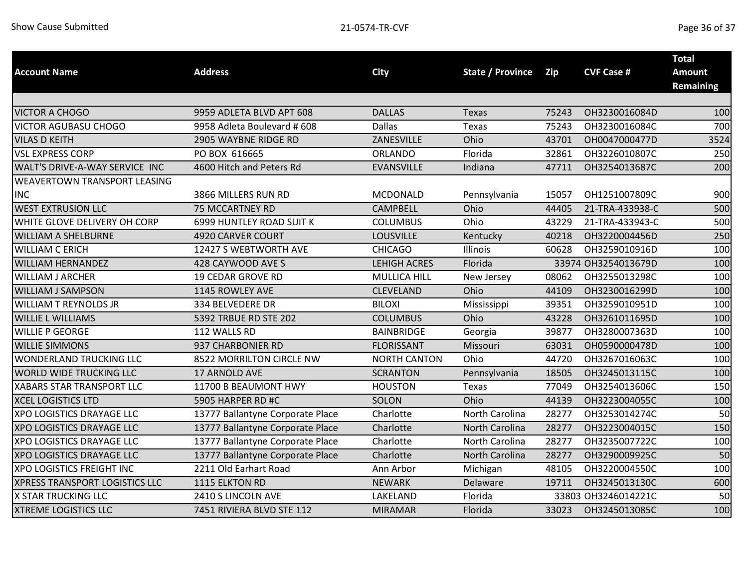| Account Name | Address | City | State / Province | Zip | CVF Case # | Total Amount Remaining |
|---|---|---|---|---|---|---|
| VICTOR A CHOGO | 9959 ADLETA BLVD APT 608 | DALLAS | Texas | 75243 | OH3230016084D | 100 |
| VICTOR AGUBASU CHOGO | 9958 Adleta Boulevard # 608 | Dallas | Texas | 75243 | OH3230016084C | 700 |
| VILAS D KEITH | 2905 WAYBNE RIDGE RD | ZANESVILLE | Ohio | 43701 | OH0047000477D | 3524 |
| VSL EXPRESS CORP | PO BOX 616665 | ORLANDO | Florida | 32861 | OH3226010807C | 250 |
| WALT'S DRIVE-A-WAY SERVICE INC | 4600 Hitch and Peters Rd | EVANSVILLE | Indiana | 47711 | OH3254013687C | 200 |
| WEAVERTOWN TRANSPORT LEASING INC | 3866 MILLERS RUN RD | MCDONALD | Pennsylvania | 15057 | OH1251007809C | 900 |
| WEST EXTRUSION LLC | 75 MCCARTNEY RD | CAMPBELL | Ohio | 44405 | 21-TRA-433938-C | 500 |
| WHITE GLOVE DELIVERY OH CORP | 6999 HUNTLEY ROAD SUIT K | COLUMBUS | Ohio | 43229 | 21-TRA-433943-C | 500 |
| WILLIAM A SHELBURNE | 4920 CARVER COURT | LOUSVILLE | Kentucky | 40218 | OH3220004456D | 250 |
| WILLIAM C ERICH | 12427 S WEBTWORTH AVE | CHICAGO | Illinois | 60628 | OH3259010916D | 100 |
| WILLIAM HERNANDEZ | 428 CAYWOOD AVE S | LEHIGH ACRES | Florida | 33974 | OH3254013679D | 100 |
| WILLIAM J ARCHER | 19 CEDAR GROVE RD | MULLICA HILL | New Jersey | 08062 | OH3255013298C | 100 |
| WILLIAM J SAMPSON | 1145 ROWLEY AVE | CLEVELAND | Ohio | 44109 | OH3230016299D | 100 |
| WILLIAM T REYNOLDS JR | 334 BELVEDERE DR | BILOXI | Mississippi | 39351 | OH3259010951D | 100 |
| WILLIE L WILLIAMS | 5392 TRBUE RD STE 202 | COLUMBUS | Ohio | 43228 | OH3261011695D | 100 |
| WILLIE P GEORGE | 112 WALLS RD | BAINBRIDGE | Georgia | 39877 | OH3280007363D | 100 |
| WILLIE SIMMONS | 937 CHARBONIER RD | FLORISSANT | Missouri | 63031 | OH0590000478D | 100 |
| WONDERLAND TRUCKING LLC | 8522 MORRILTON CIRCLE NW | NORTH CANTON | Ohio | 44720 | OH3267016063C | 100 |
| WORLD WIDE TRUCKING LLC | 17 ARNOLD AVE | SCRANTON | Pennsylvania | 18505 | OH3245013115C | 100 |
| XABARS STAR TRANSPORT LLC | 11700 B BEAUMONT HWY | HOUSTON | Texas | 77049 | OH3254013606C | 150 |
| XCEL LOGISTICS LTD | 5905 HARPER RD #C | SOLON | Ohio | 44139 | OH3223004055C | 100 |
| XPO LOGISTICS DRAYAGE LLC | 13777 Ballantyne Corporate Place | Charlotte | North Carolina | 28277 | OH3253014274C | 50 |
| XPO LOGISTICS DRAYAGE LLC | 13777 Ballantyne Corporate Place | Charlotte | North Carolina | 28277 | OH3223004015C | 150 |
| XPO LOGISTICS DRAYAGE LLC | 13777 Ballantyne Corporate Place | Charlotte | North Carolina | 28277 | OH3235007722C | 100 |
| XPO LOGISTICS DRAYAGE LLC | 13777 Ballantyne Corporate Place | Charlotte | North Carolina | 28277 | OH3290009925C | 50 |
| XPO LOGISTICS FREIGHT INC | 2211 Old Earhart Road | Ann Arbor | Michigan | 48105 | OH3220004550C | 100 |
| XPRESS TRANSPORT LOGISTICS LLC | 1115 ELKTON RD | NEWARK | Delaware | 19711 | OH3245013130C | 600 |
| X STAR TRUCKING LLC | 2410 S LINCOLN AVE | LAKELAND | Florida | 33803 | OH3246014221C | 50 |
| XTREME LOGISTICS LLC | 7451 RIVIERA BLVD STE 112 | MIRAMAR | Florida | 33023 | OH3245013085C | 100 |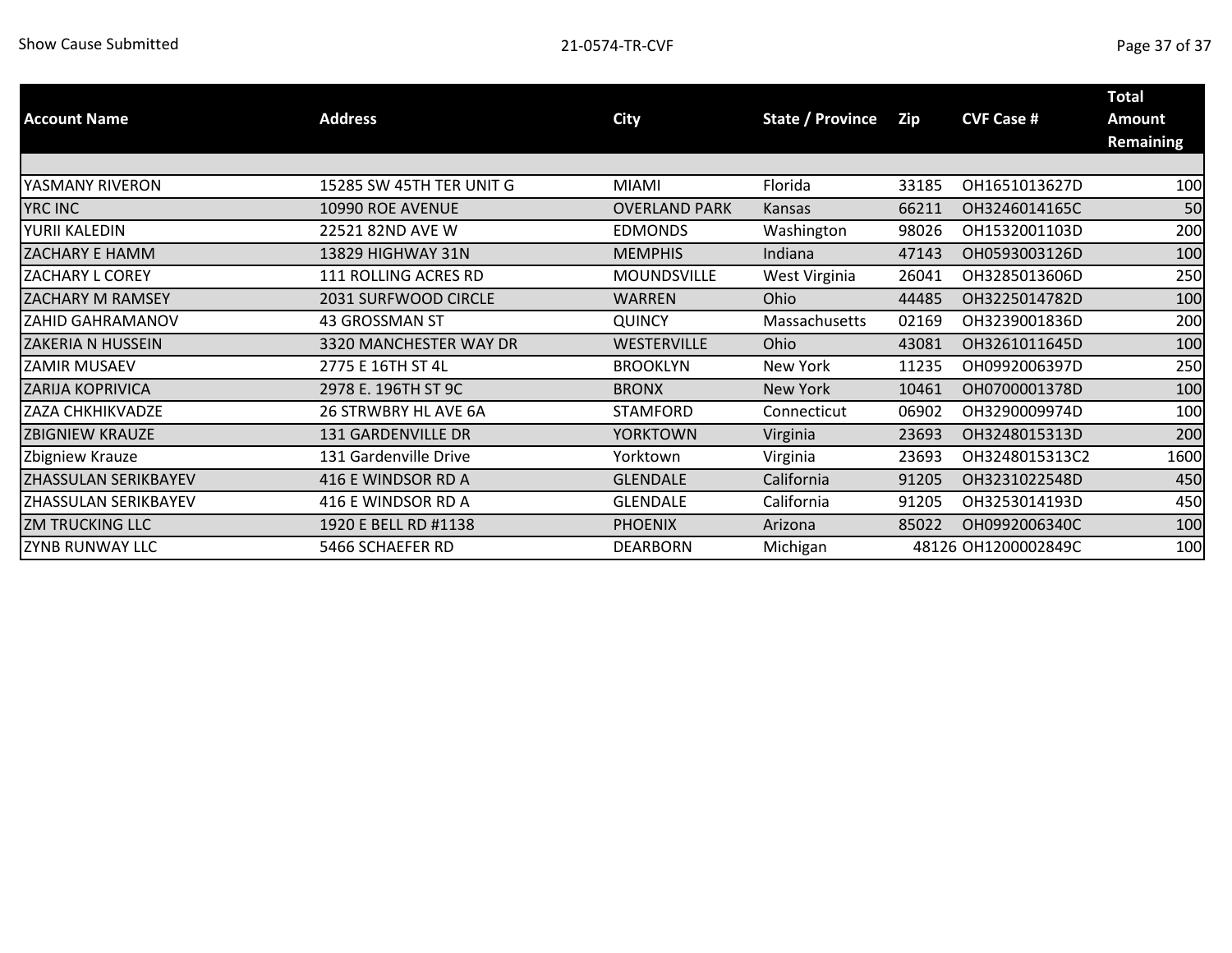| Account Name | Address | City | State / Province | Zip | CVF Case # | Total Amount Remaining |
|---|---|---|---|---|---|---|
| YASMANY RIVERON | 15285 SW 45TH TER UNIT G | MIAMI | Florida | 33185 | OH1651013627D | 100 |
| YRC INC | 10990 ROE AVENUE | OVERLAND PARK | Kansas | 66211 | OH3246014165C | 50 |
| YURII KALEDIN | 22521 82ND AVE W | EDMONDS | Washington | 98026 | OH1532001103D | 200 |
| ZACHARY E HAMM | 13829 HIGHWAY 31N | MEMPHIS | Indiana | 47143 | OH0593003126D | 100 |
| ZACHARY L COREY | 111 ROLLING ACRES RD | MOUNDSVILLE | West Virginia | 26041 | OH3285013606D | 250 |
| ZACHARY M RAMSEY | 2031 SURFWOOD CIRCLE | WARREN | Ohio | 44485 | OH3225014782D | 100 |
| ZAHID GAHRAMANOV | 43 GROSSMAN ST | QUINCY | Massachusetts | 02169 | OH3239001836D | 200 |
| ZAKERIA N HUSSEIN | 3320 MANCHESTER WAY DR | WESTERVILLE | Ohio | 43081 | OH3261011645D | 100 |
| ZAMIR MUSAEV | 2775 E 16TH ST 4L | BROOKLYN | New York | 11235 | OH0992006397D | 250 |
| ZARIJA KOPRIVICA | 2978 E. 196TH ST 9C | BRONX | New York | 10461 | OH0700001378D | 100 |
| ZAZA CHKHIKVADZE | 26 STRWBRY HL AVE 6A | STAMFORD | Connecticut | 06902 | OH3290009974D | 100 |
| ZBIGNIEW KRAUZE | 131 GARDENVILLE DR | YORKTOWN | Virginia | 23693 | OH3248015313D | 200 |
| Zbigniew Krauze | 131 Gardenville Drive | Yorktown | Virginia | 23693 | OH3248015313C2 | 1600 |
| ZHASSULAN SERIKBAYEV | 416 E WINDSOR RD A | GLENDALE | California | 91205 | OH3231022548D | 450 |
| ZHASSULAN SERIKBAYEV | 416 E WINDSOR RD A | GLENDALE | California | 91205 | OH3253014193D | 450 |
| ZM TRUCKING LLC | 1920 E BELL RD #1138 | PHOENIX | Arizona | 85022 | OH0992006340C | 100 |
| ZYNB RUNWAY LLC | 5466 SCHAEFER RD | DEARBORN | Michigan | 48126 | OH1200002849C | 100 |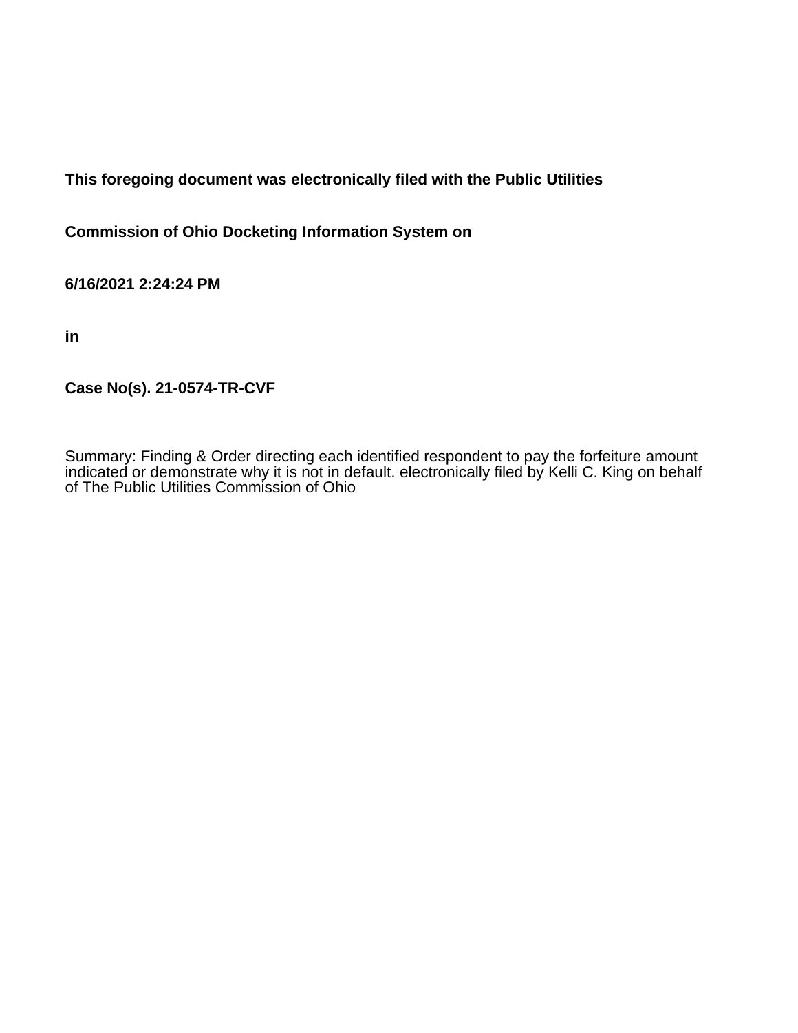**This foregoing document was electronically filed with the Public Utilities**

**Commission of Ohio Docketing Information System on**

**6/16/2021 2:24:24 PM**

**in**

**Case No(s). 21-0574-TR-CVF**

Summary: Finding & Order directing each identified respondent to pay the forfeiture amount indicated or demonstrate why it is not in default. electronically filed by Kelli C. King on behalf of The Public Utilities Commission of Ohio